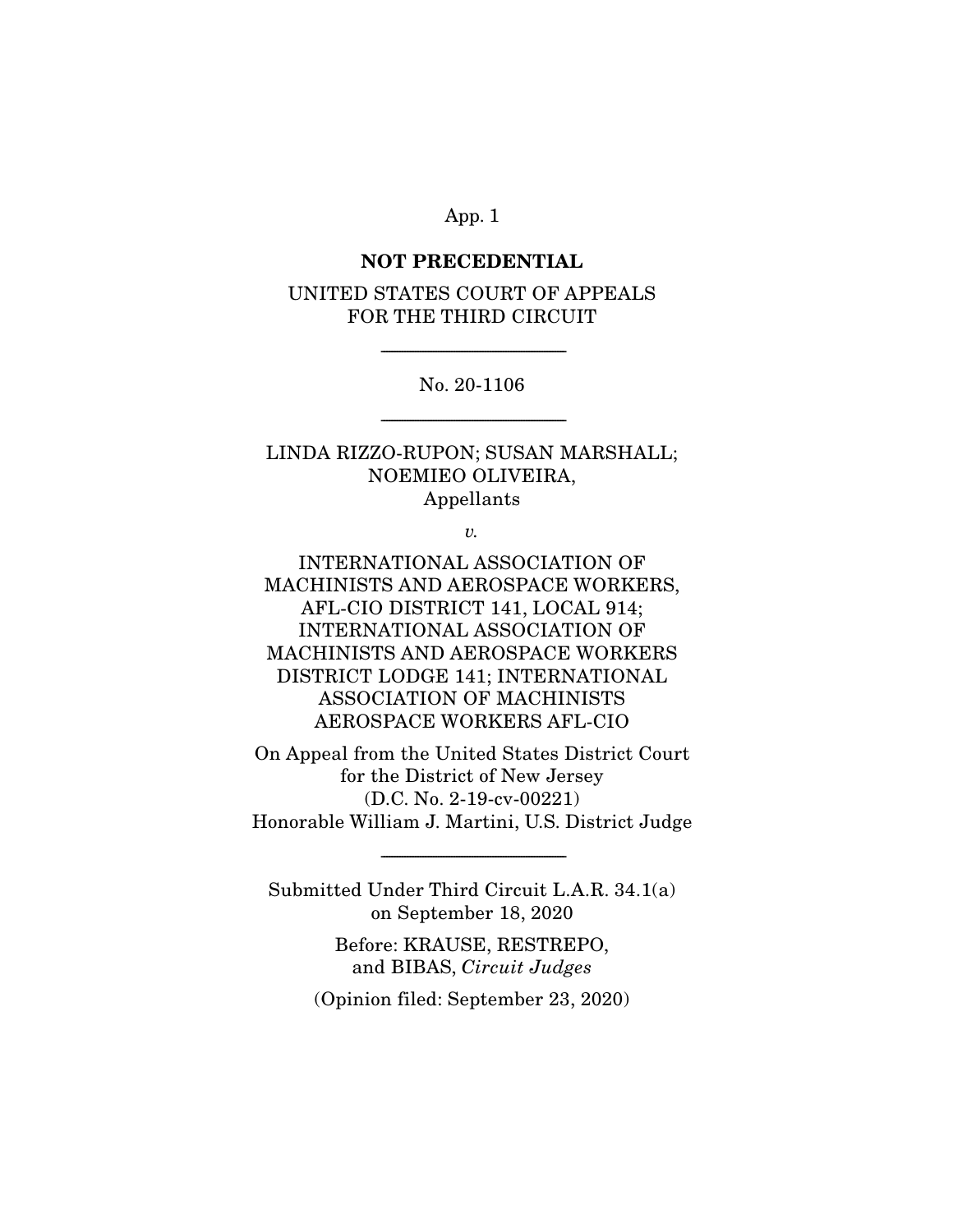**NOT PRECEDENTIAL**

UNITED STATES COURT OF APPEALS
FOR THE THIRD CIRCUIT

---

No. 20-1106

---

LINDA RIZZO-RUPON; SUSAN MARSHALL;
NOEMIEO OLIVEIRA,
Appellants

*v.*

INTERNATIONAL ASSOCIATION OF
MACHINISTS AND AEROSPACE WORKERS,
AFL-CIO DISTRICT 141, LOCAL 914;
INTERNATIONAL ASSOCIATION OF
MACHINISTS AND AEROSPACE WORKERS
DISTRICT LODGE 141; INTERNATIONAL
ASSOCIATION OF MACHINISTS
AEROSPACE WORKERS AFL-CIO

On Appeal from the United States District Court
for the District of New Jersey
(D.C. No. 2-19-cv-00221)
Honorable William J. Martini, U.S. District Judge

---

Submitted Under Third Circuit L.A.R. 34.1(a)
on September 18, 2020

Before: KRAUSE, RESTREPO,
and BIBAS, *Circuit Judges*

(Opinion filed: September 23, 2020)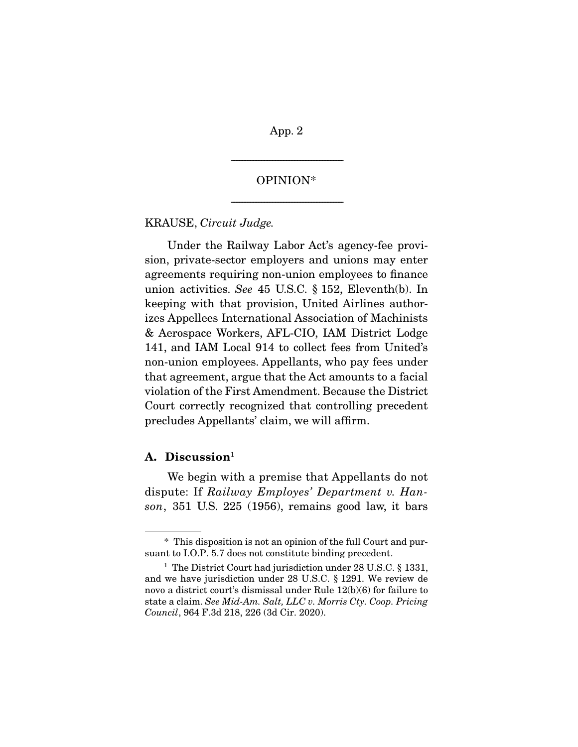# OPINION*

KRAUSE, *Circuit Judge.*

Under the Railway Labor Act's agency-fee provision, private-sector employers and unions may enter agreements requiring non-union employees to finance union activities. *See* 45 U.S.C. § 152, Eleventh(b). In keeping with that provision, United Airlines authorizes Appellees International Association of Machinists & Aerospace Workers, AFL-CIO, IAM District Lodge 141, and IAM Local 914 to collect fees from United's non-union employees. Appellants, who pay fees under that agreement, argue that the Act amounts to a facial violation of the First Amendment. Because the District Court correctly recognized that controlling precedent precludes Appellants' claim, we will affirm.

## A. Discussion[1]

We begin with a premise that Appellants do not dispute: If *Railway Employes' Department v. Hanson*, 351 U.S. 225 (1956), remains good law, it bars

---

\* This disposition is not an opinion of the full Court and pursuant to I.O.P. 5.7 does not constitute binding precedent.

[1] The District Court had jurisdiction under 28 U.S.C. § 1331, and we have jurisdiction under 28 U.S.C. § 1291. We review de novo a district court's dismissal under Rule 12(b)(6) for failure to state a claim. *See Mid-Am. Salt, LLC v. Morris Cty. Coop. Pricing Council*, 964 F.3d 218, 226 (3d Cir. 2020).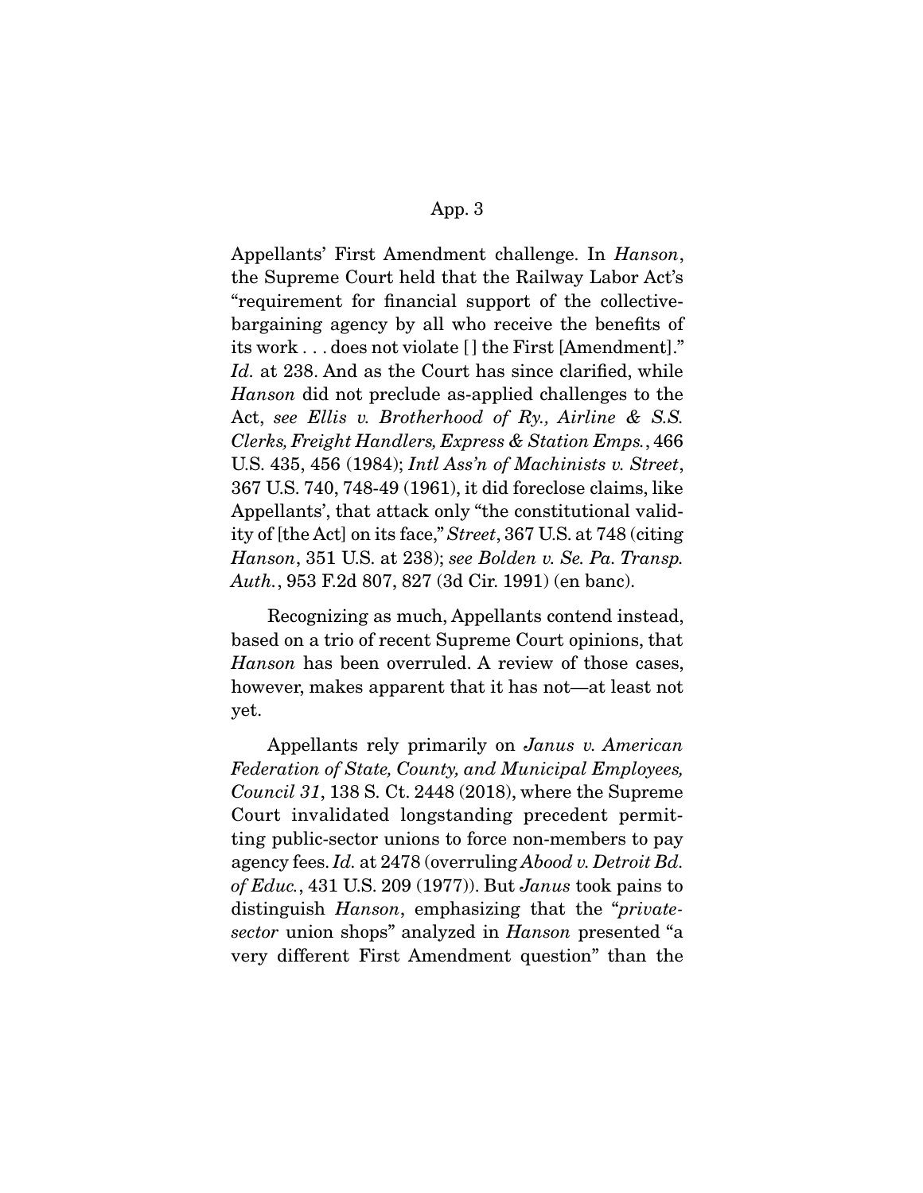Appellants' First Amendment challenge. In *Hanson*, the Supreme Court held that the Railway Labor Act's "requirement for financial support of the collective-bargaining agency by all who receive the benefits of its work . . . does not violate [ ] the First [Amendment]." *Id.* at 238. And as the Court has since clarified, while *Hanson* did not preclude as-applied challenges to the Act, *see Ellis v. Brotherhood of Ry., Airline & S.S. Clerks, Freight Handlers, Express & Station Emps.*, 466 U.S. 435, 456 (1984); *Intl Ass'n of Machinists v. Street*, 367 U.S. 740, 748-49 (1961), it did foreclose claims, like Appellants', that attack only "the constitutional validity of [the Act] on its face," *Street*, 367 U.S. at 748 (citing *Hanson*, 351 U.S. at 238); *see Bolden v. Se. Pa. Transp. Auth.*, 953 F.2d 807, 827 (3d Cir. 1991) (en banc).

Recognizing as much, Appellants contend instead, based on a trio of recent Supreme Court opinions, that *Hanson* has been overruled. A review of those cases, however, makes apparent that it has not—at least not yet.

Appellants rely primarily on *Janus v. American Federation of State, County, and Municipal Employees, Council 31*, 138 S. Ct. 2448 (2018), where the Supreme Court invalidated longstanding precedent permitting public-sector unions to force non-members to pay agency fees. *Id.* at 2478 (overruling *Abood v. Detroit Bd. of Educ.*, 431 U.S. 209 (1977)). But *Janus* took pains to distinguish *Hanson*, emphasizing that the "*private-sector* union shops" analyzed in *Hanson* presented "a very different First Amendment question" than the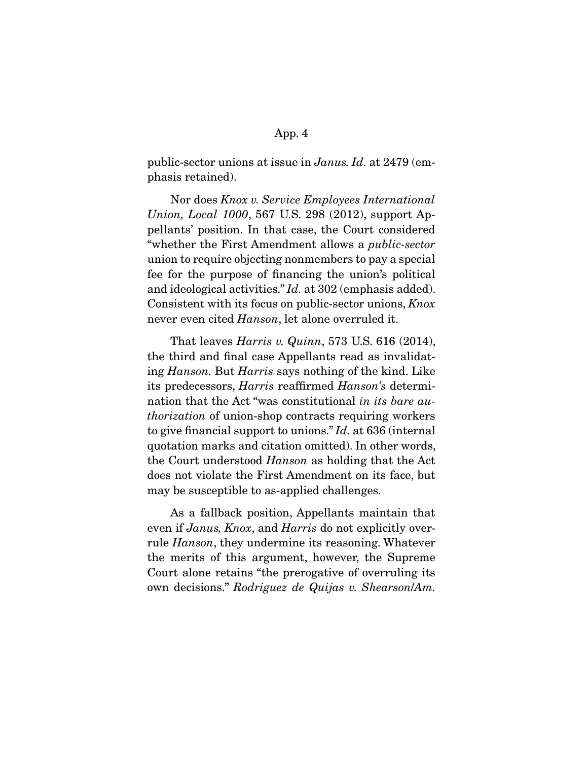public-sector unions at issue in *Janus. Id.* at 2479 (emphasis retained).

Nor does *Knox v. Service Employees International Union, Local 1000*, 567 U.S. 298 (2012), support Appellants' position. In that case, the Court considered "whether the First Amendment allows a *public-sector* union to require objecting nonmembers to pay a special fee for the purpose of financing the union's political and ideological activities." *Id.* at 302 (emphasis added). Consistent with its focus on public-sector unions, *Knox* never even cited *Hanson*, let alone overruled it.

That leaves *Harris v. Quinn*, 573 U.S. 616 (2014), the third and final case Appellants read as invalidating *Hanson.* But *Harris* says nothing of the kind. Like its predecessors, *Harris* reaffirmed *Hanson's* determination that the Act "was constitutional *in its bare authorization* of union-shop contracts requiring workers to give financial support to unions." *Id.* at 636 (internal quotation marks and citation omitted). In other words, the Court understood *Hanson* as holding that the Act does not violate the First Amendment on its face, but may be susceptible to as-applied challenges.

As a fallback position, Appellants maintain that even if *Janus, Knox*, and *Harris* do not explicitly overrule *Hanson*, they undermine its reasoning. Whatever the merits of this argument, however, the Supreme Court alone retains "the prerogative of overruling its own decisions." *Rodriguez de Quijas v. Shearson/Am.*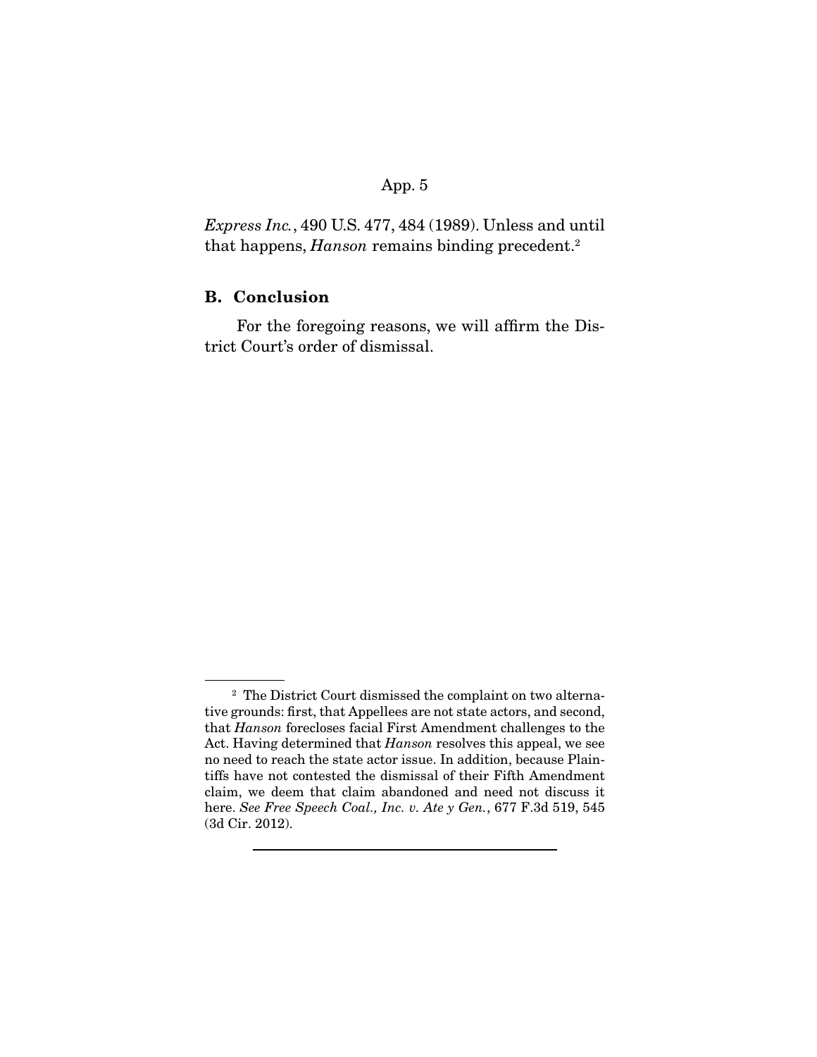*Express Inc.*, 490 U.S. 477, 484 (1989). Unless and until that happens, *Hanson* remains binding precedent.[2]

### B. Conclusion

For the foregoing reasons, we will affirm the District Court's order of dismissal.

---

[2] The District Court dismissed the complaint on two alternative grounds: first, that Appellees are not state actors, and second, that *Hanson* forecloses facial First Amendment challenges to the Act. Having determined that *Hanson* resolves this appeal, we see no need to reach the state actor issue. In addition, because Plaintiffs have not contested the dismissal of their Fifth Amendment claim, we deem that claim abandoned and need not discuss it here. *See Free Speech Coal., Inc. v. Ate y Gen.*, 677 F.3d 519, 545 (3d Cir. 2012).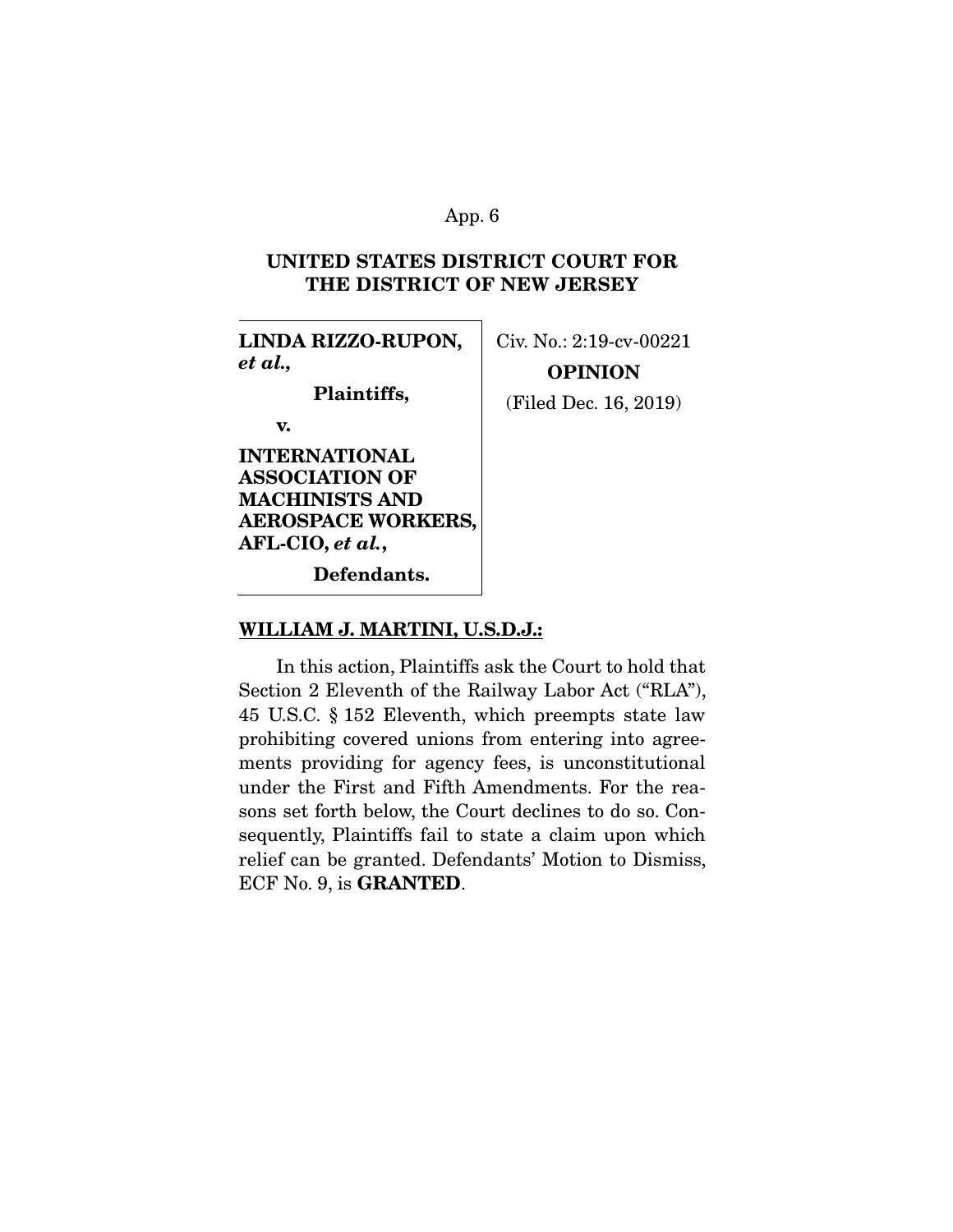**UNITED STATES DISTRICT COURT FOR THE DISTRICT OF NEW JERSEY**

| | |
|---|---|
| **LINDA RIZZO-RUPON, *et al.*,**<br><br>**Plaintiffs,**<br><br>**v.**<br><br>**INTERNATIONAL ASSOCIATION OF MACHINISTS AND AEROSPACE WORKERS, AFL-CIO, *et al.*,**<br><br>**Defendants.** | Civ. No.: 2:19-cv-00221<br><br>**OPINION**<br><br>(Filed Dec. 16, 2019) |

**WILLIAM J. MARTINI, U.S.D.J.:**

In this action, Plaintiffs ask the Court to hold that Section 2 Eleventh of the Railway Labor Act ("RLA"), 45 U.S.C. § 152 Eleventh, which preempts state law prohibiting covered unions from entering into agreements providing for agency fees, is unconstitutional under the First and Fifth Amendments. For the reasons set forth below, the Court declines to do so. Consequently, Plaintiffs fail to state a claim upon which relief can be granted. Defendants' Motion to Dismiss, ECF No. 9, is **GRANTED**.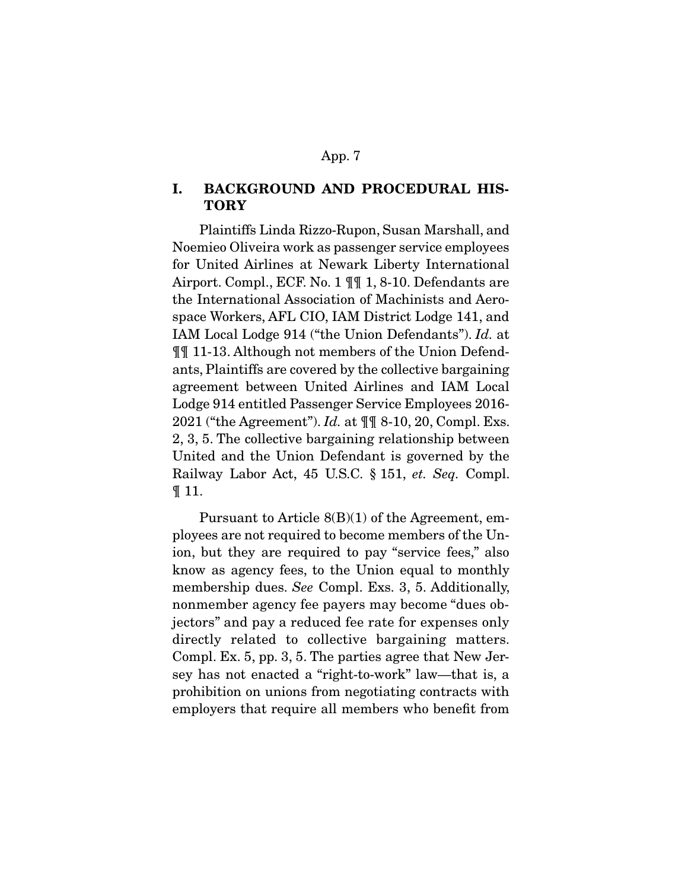## I. BACKGROUND AND PROCEDURAL HISTORY

Plaintiffs Linda Rizzo-Rupon, Susan Marshall, and Noemieo Oliveira work as passenger service employees for United Airlines at Newark Liberty International Airport. Compl., ECF. No. 1 ¶¶ 1, 8-10. Defendants are the International Association of Machinists and Aerospace Workers, AFL CIO, IAM District Lodge 141, and IAM Local Lodge 914 ("the Union Defendants"). *Id.* at ¶¶ 11-13. Although not members of the Union Defendants, Plaintiffs are covered by the collective bargaining agreement between United Airlines and IAM Local Lodge 914 entitled Passenger Service Employees 2016-2021 ("the Agreement"). *Id.* at ¶¶ 8-10, 20, Compl. Exs. 2, 3, 5. The collective bargaining relationship between United and the Union Defendant is governed by the Railway Labor Act, 45 U.S.C. § 151, *et. Seq.* Compl. ¶ 11.

Pursuant to Article 8(B)(1) of the Agreement, employees are not required to become members of the Union, but they are required to pay "service fees," also know as agency fees, to the Union equal to monthly membership dues. *See* Compl. Exs. 3, 5. Additionally, nonmember agency fee payers may become "dues objectors" and pay a reduced fee rate for expenses only directly related to collective bargaining matters. Compl. Ex. 5, pp. 3, 5. The parties agree that New Jersey has not enacted a "right-to-work" law—that is, a prohibition on unions from negotiating contracts with employers that require all members who benefit from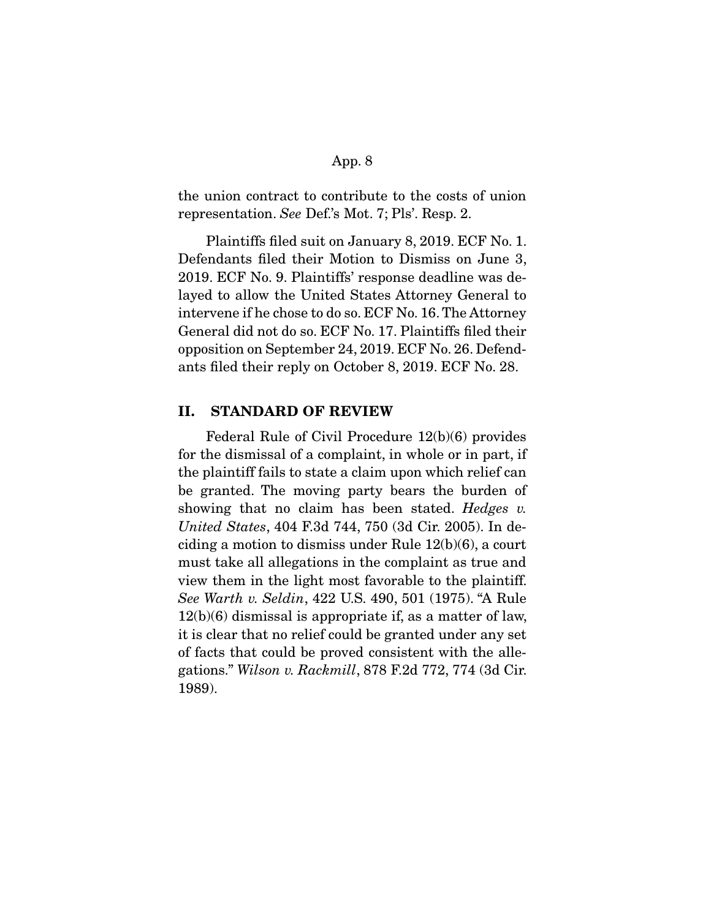the union contract to contribute to the costs of union representation. *See* Def.'s Mot. 7; Pls'. Resp. 2.

Plaintiffs filed suit on January 8, 2019. ECF No. 1. Defendants filed their Motion to Dismiss on June 3, 2019. ECF No. 9. Plaintiffs' response deadline was delayed to allow the United States Attorney General to intervene if he chose to do so. ECF No. 16. The Attorney General did not do so. ECF No. 17. Plaintiffs filed their opposition on September 24, 2019. ECF No. 26. Defendants filed their reply on October 8, 2019. ECF No. 28.

## II. STANDARD OF REVIEW

Federal Rule of Civil Procedure 12(b)(6) provides for the dismissal of a complaint, in whole or in part, if the plaintiff fails to state a claim upon which relief can be granted. The moving party bears the burden of showing that no claim has been stated. *Hedges v. United States*, 404 F.3d 744, 750 (3d Cir. 2005). In deciding a motion to dismiss under Rule 12(b)(6), a court must take all allegations in the complaint as true and view them in the light most favorable to the plaintiff. *See Warth v. Seldin*, 422 U.S. 490, 501 (1975). "A Rule 12(b)(6) dismissal is appropriate if, as a matter of law, it is clear that no relief could be granted under any set of facts that could be proved consistent with the allegations." *Wilson v. Rackmill*, 878 F.2d 772, 774 (3d Cir. 1989).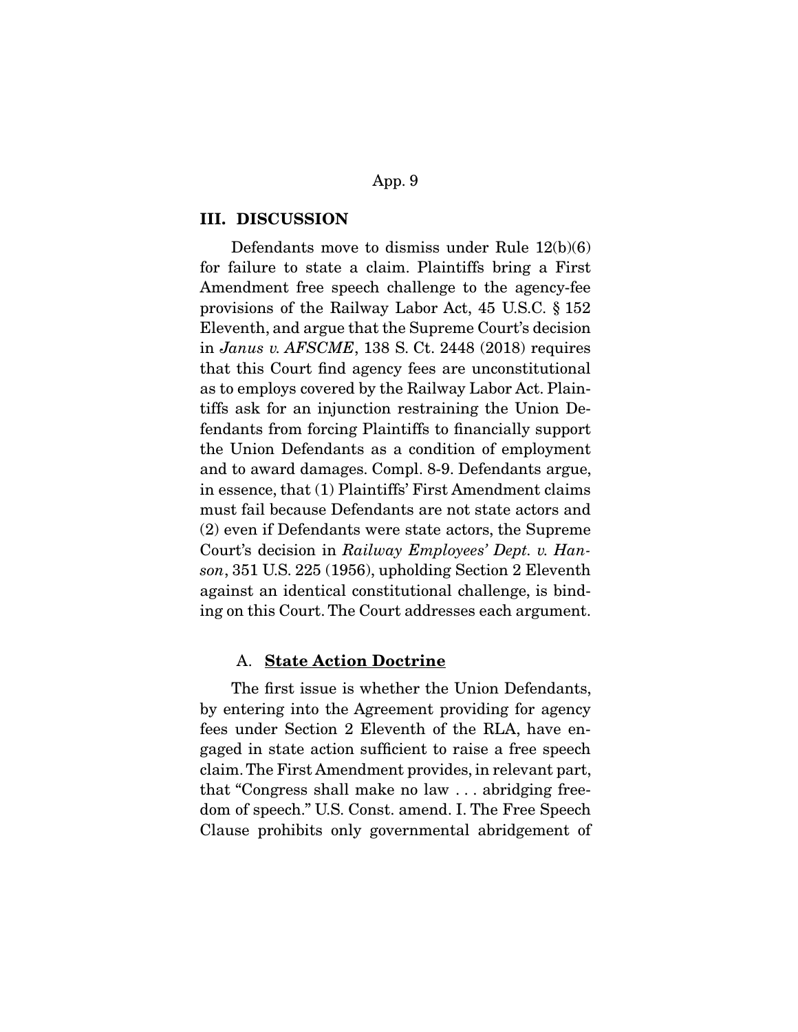## III. DISCUSSION

Defendants move to dismiss under Rule 12(b)(6) for failure to state a claim. Plaintiffs bring a First Amendment free speech challenge to the agency-fee provisions of the Railway Labor Act, 45 U.S.C. § 152 Eleventh, and argue that the Supreme Court's decision in *Janus v. AFSCME*, 138 S. Ct. 2448 (2018) requires that this Court find agency fees are unconstitutional as to employs covered by the Railway Labor Act. Plaintiffs ask for an injunction restraining the Union Defendants from forcing Plaintiffs to financially support the Union Defendants as a condition of employment and to award damages. Compl. 8-9. Defendants argue, in essence, that (1) Plaintiffs' First Amendment claims must fail because Defendants are not state actors and (2) even if Defendants were state actors, the Supreme Court's decision in *Railway Employees' Dept. v. Hanson*, 351 U.S. 225 (1956), upholding Section 2 Eleventh against an identical constitutional challenge, is binding on this Court. The Court addresses each argument.

### A. **State Action Doctrine**

The first issue is whether the Union Defendants, by entering into the Agreement providing for agency fees under Section 2 Eleventh of the RLA, have engaged in state action sufficient to raise a free speech claim. The First Amendment provides, in relevant part, that "Congress shall make no law . . . abridging freedom of speech." U.S. Const. amend. I. The Free Speech Clause prohibits only governmental abridgement of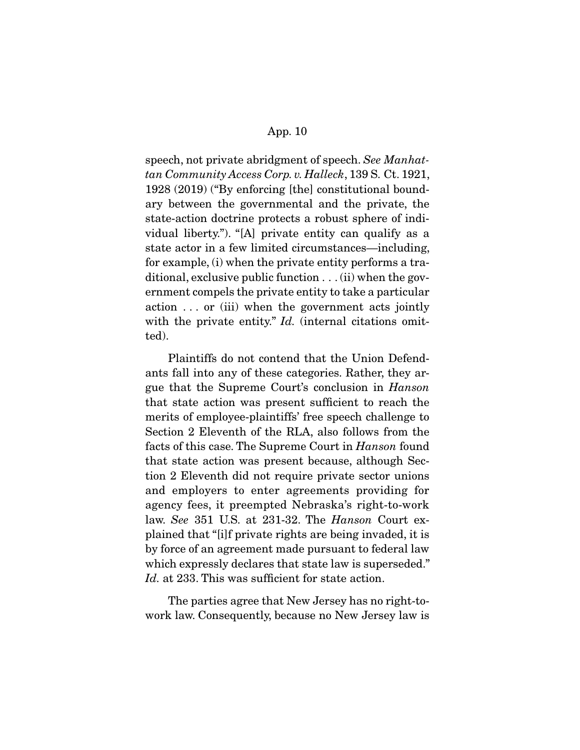speech, not private abridgment of speech. *See Manhattan Community Access Corp. v. Halleck*, 139 S. Ct. 1921, 1928 (2019) ("By enforcing [the] constitutional boundary between the governmental and the private, the state-action doctrine protects a robust sphere of individual liberty."). "[A] private entity can qualify as a state actor in a few limited circumstances—including, for example, (i) when the private entity performs a traditional, exclusive public function . . . (ii) when the government compels the private entity to take a particular action . . . or (iii) when the government acts jointly with the private entity." *Id.* (internal citations omitted).

Plaintiffs do not contend that the Union Defendants fall into any of these categories. Rather, they argue that the Supreme Court's conclusion in *Hanson* that state action was present sufficient to reach the merits of employee-plaintiffs' free speech challenge to Section 2 Eleventh of the RLA, also follows from the facts of this case. The Supreme Court in *Hanson* found that state action was present because, although Section 2 Eleventh did not require private sector unions and employers to enter agreements providing for agency fees, it preempted Nebraska's right-to-work law. *See* 351 U.S. at 231-32. The *Hanson* Court explained that "[i]f private rights are being invaded, it is by force of an agreement made pursuant to federal law which expressly declares that state law is superseded." *Id.* at 233. This was sufficient for state action.

The parties agree that New Jersey has no right-to-work law. Consequently, because no New Jersey law is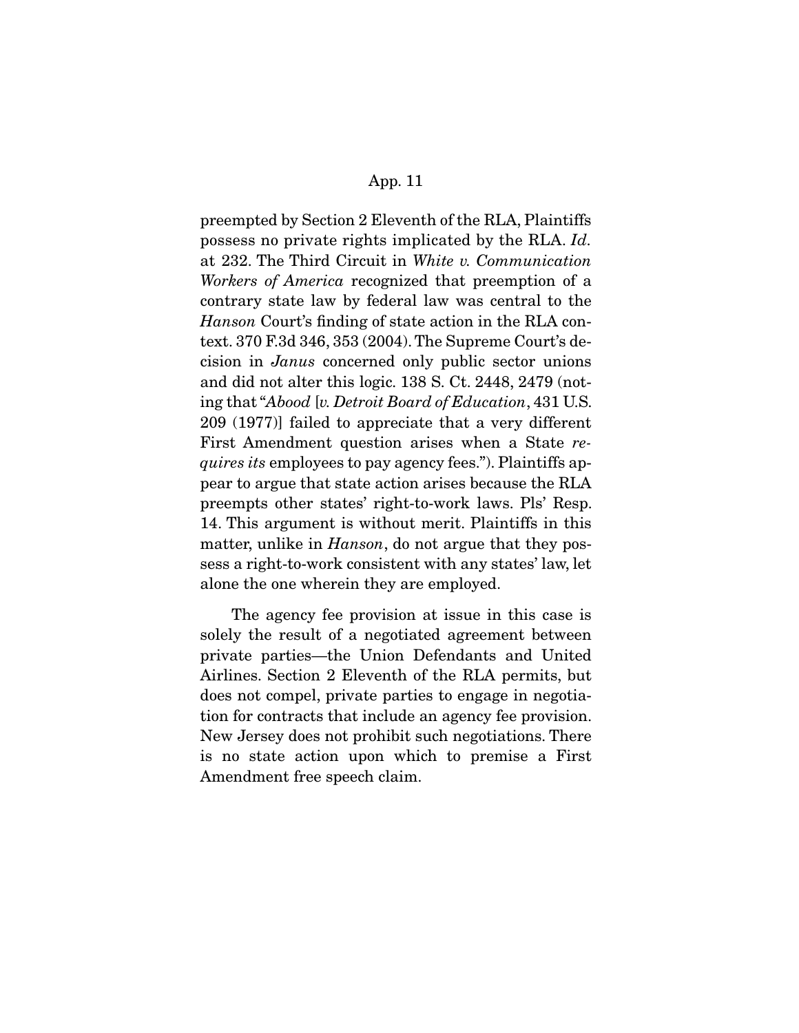preempted by Section 2 Eleventh of the RLA, Plaintiffs possess no private rights implicated by the RLA. *Id.* at 232. The Third Circuit in *White v. Communication Workers of America* recognized that preemption of a contrary state law by federal law was central to the *Hanson* Court's finding of state action in the RLA context. 370 F.3d 346, 353 (2004). The Supreme Court's decision in *Janus* concerned only public sector unions and did not alter this logic. 138 S. Ct. 2448, 2479 (noting that "*Abood* [*v. Detroit Board of Education*, 431 U.S. 209 (1977)] failed to appreciate that a very different First Amendment question arises when a State *requires its* employees to pay agency fees."). Plaintiffs appear to argue that state action arises because the RLA preempts other states' right-to-work laws. Pls' Resp. 14. This argument is without merit. Plaintiffs in this matter, unlike in *Hanson*, do not argue that they possess a right-to-work consistent with any states' law, let alone the one wherein they are employed.

The agency fee provision at issue in this case is solely the result of a negotiated agreement between private parties—the Union Defendants and United Airlines. Section 2 Eleventh of the RLA permits, but does not compel, private parties to engage in negotiation for contracts that include an agency fee provision. New Jersey does not prohibit such negotiations. There is no state action upon which to premise a First Amendment free speech claim.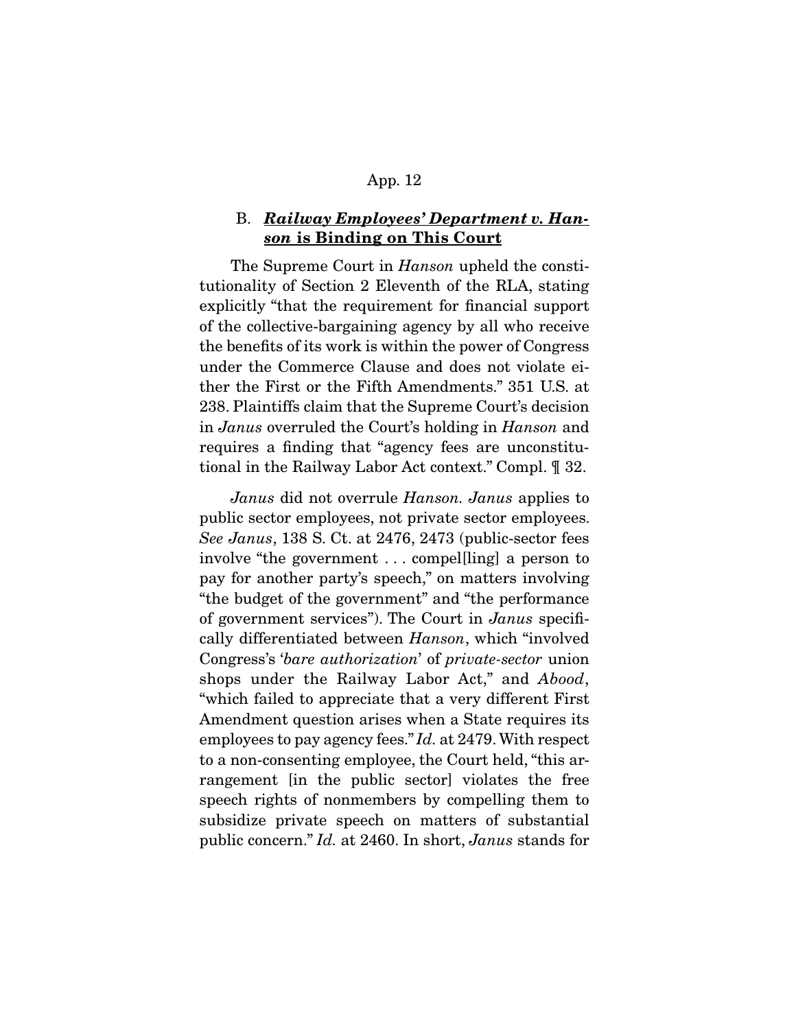### B. ***Railway Employees' Department v. Hanson* is Binding on This Court**

The Supreme Court in *Hanson* upheld the constitutionality of Section 2 Eleventh of the RLA, stating explicitly "that the requirement for financial support of the collective-bargaining agency by all who receive the benefits of its work is within the power of Congress under the Commerce Clause and does not violate either the First or the Fifth Amendments." 351 U.S. at 238. Plaintiffs claim that the Supreme Court's decision in *Janus* overruled the Court's holding in *Hanson* and requires a finding that "agency fees are unconstitutional in the Railway Labor Act context." Compl. ¶ 32.

*Janus* did not overrule *Hanson*. *Janus* applies to public sector employees, not private sector employees. *See Janus*, 138 S. Ct. at 2476, 2473 (public-sector fees involve "the government . . . compel[ling] a person to pay for another party's speech," on matters involving "the budget of the government" and "the performance of government services"). The Court in *Janus* specifically differentiated between *Hanson*, which "involved Congress's '*bare authorization*' of *private-sector* union shops under the Railway Labor Act," and *Abood*, "which failed to appreciate that a very different First Amendment question arises when a State requires its employees to pay agency fees." *Id.* at 2479. With respect to a non-consenting employee, the Court held, "this arrangement [in the public sector] violates the free speech rights of nonmembers by compelling them to subsidize private speech on matters of substantial public concern." *Id.* at 2460. In short, *Janus* stands for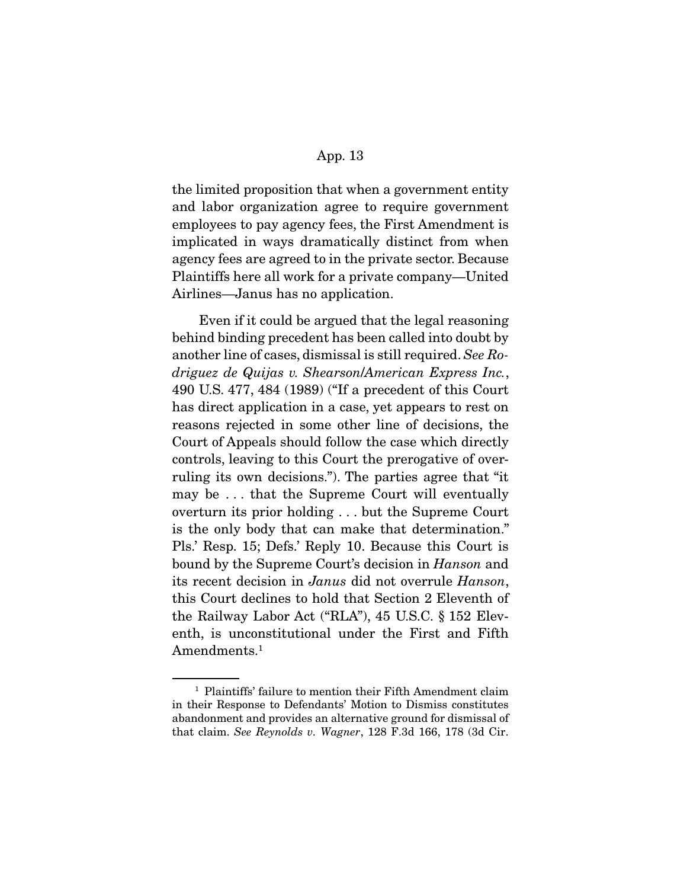the limited proposition that when a government entity and labor organization agree to require government employees to pay agency fees, the First Amendment is implicated in ways dramatically distinct from when agency fees are agreed to in the private sector. Because Plaintiffs here all work for a private company—United Airlines—Janus has no application.

Even if it could be argued that the legal reasoning behind binding precedent has been called into doubt by another line of cases, dismissal is still required. *See Rodriguez de Quijas v. Shearson/American Express Inc.*, 490 U.S. 477, 484 (1989) ("If a precedent of this Court has direct application in a case, yet appears to rest on reasons rejected in some other line of decisions, the Court of Appeals should follow the case which directly controls, leaving to this Court the prerogative of overruling its own decisions."). The parties agree that "it may be . . . that the Supreme Court will eventually overturn its prior holding . . . but the Supreme Court is the only body that can make that determination." Pls.' Resp. 15; Defs.' Reply 10. Because this Court is bound by the Supreme Court's decision in *Hanson* and its recent decision in *Janus* did not overrule *Hanson*, this Court declines to hold that Section 2 Eleventh of the Railway Labor Act ("RLA"), 45 U.S.C. § 152 Eleventh, is unconstitutional under the First and Fifth Amendments.[1]

[1] Plaintiffs' failure to mention their Fifth Amendment claim in their Response to Defendants' Motion to Dismiss constitutes abandonment and provides an alternative ground for dismissal of that claim. *See Reynolds v. Wagner*, 128 F.3d 166, 178 (3d Cir.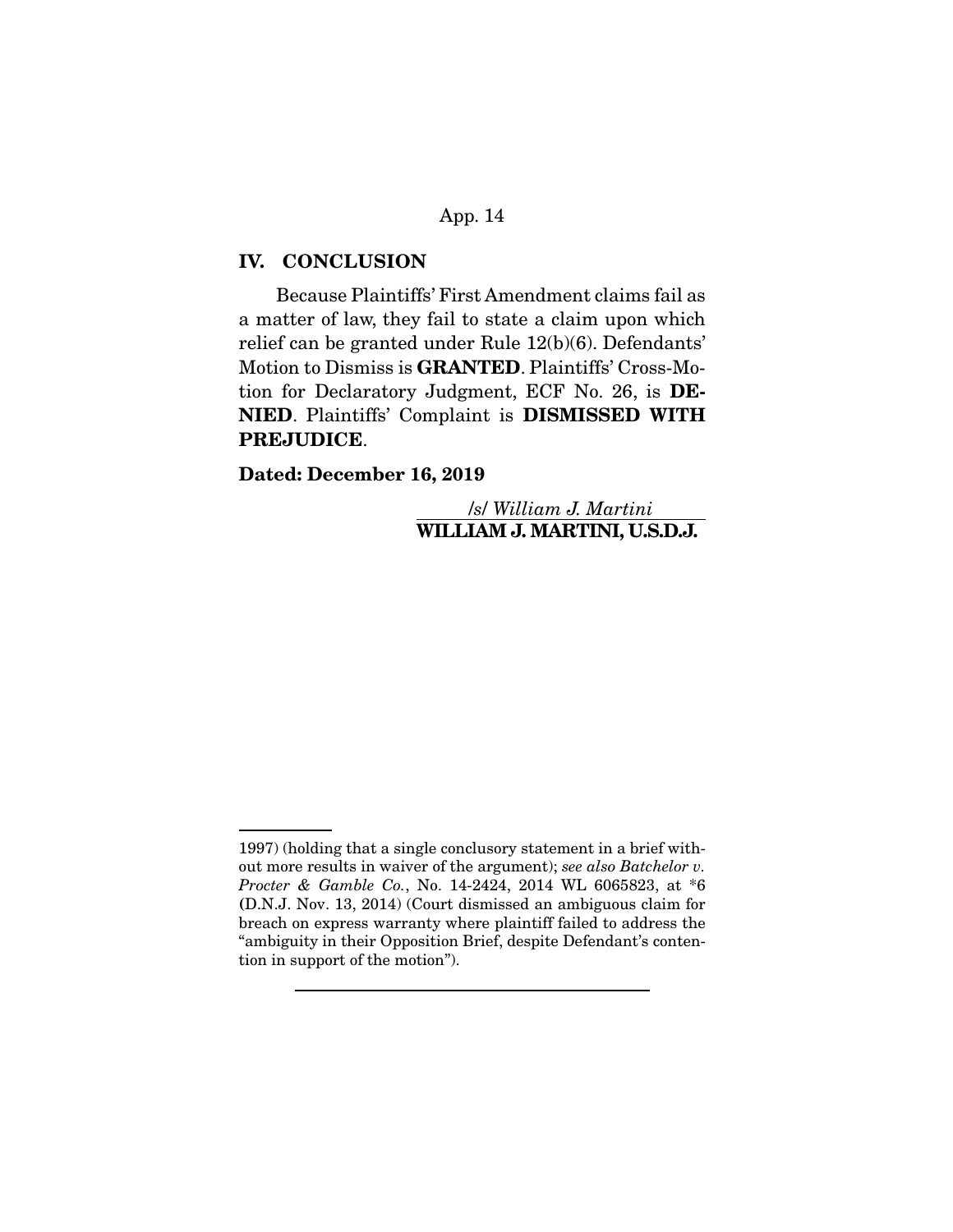## IV. CONCLUSION

Because Plaintiffs' First Amendment claims fail as a matter of law, they fail to state a claim upon which relief can be granted under Rule 12(b)(6). Defendants' Motion to Dismiss is **GRANTED**. Plaintiffs' Cross-Motion for Declaratory Judgment, ECF No. 26, is **DENIED**. Plaintiffs' Complaint is **DISMISSED WITH PREJUDICE**.

**Dated: December 16, 2019**

/s/ *William J. Martini*
**WILLIAM J. MARTINI, U.S.D.J.**

---

1997) (holding that a single conclusory statement in a brief without more results in waiver of the argument); *see also Batchelor v. Procter & Gamble Co.*, No. 14-2424, 2014 WL 6065823, at *6 (D.N.J. Nov. 13, 2014) (Court dismissed an ambiguous claim for breach on express warranty where plaintiff failed to address the "ambiguity in their Opposition Brief, despite Defendant's contention in support of the motion").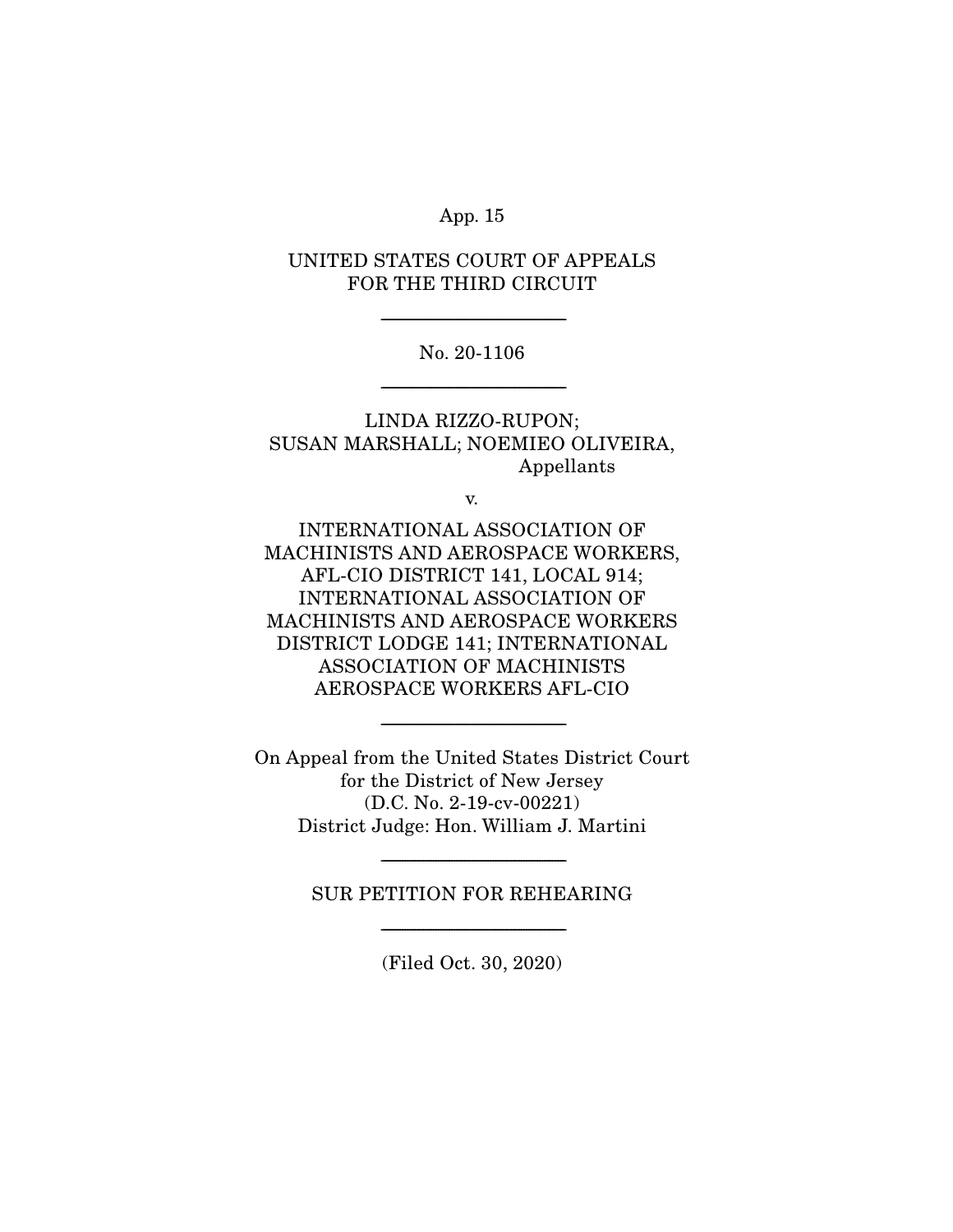UNITED STATES COURT OF APPEALS
FOR THE THIRD CIRCUIT

---

No. 20-1106

---

LINDA RIZZO-RUPON;
SUSAN MARSHALL; NOEMIEO OLIVEIRA,
Appellants

v.

INTERNATIONAL ASSOCIATION OF MACHINISTS AND AEROSPACE WORKERS, AFL-CIO DISTRICT 141, LOCAL 914; INTERNATIONAL ASSOCIATION OF MACHINISTS AND AEROSPACE WORKERS DISTRICT LODGE 141; INTERNATIONAL ASSOCIATION OF MACHINISTS AEROSPACE WORKERS AFL-CIO

---

On Appeal from the United States District Court
for the District of New Jersey
(D.C. No. 2-19-cv-00221)
District Judge: Hon. William J. Martini

---

SUR PETITION FOR REHEARING

---

(Filed Oct. 30, 2020)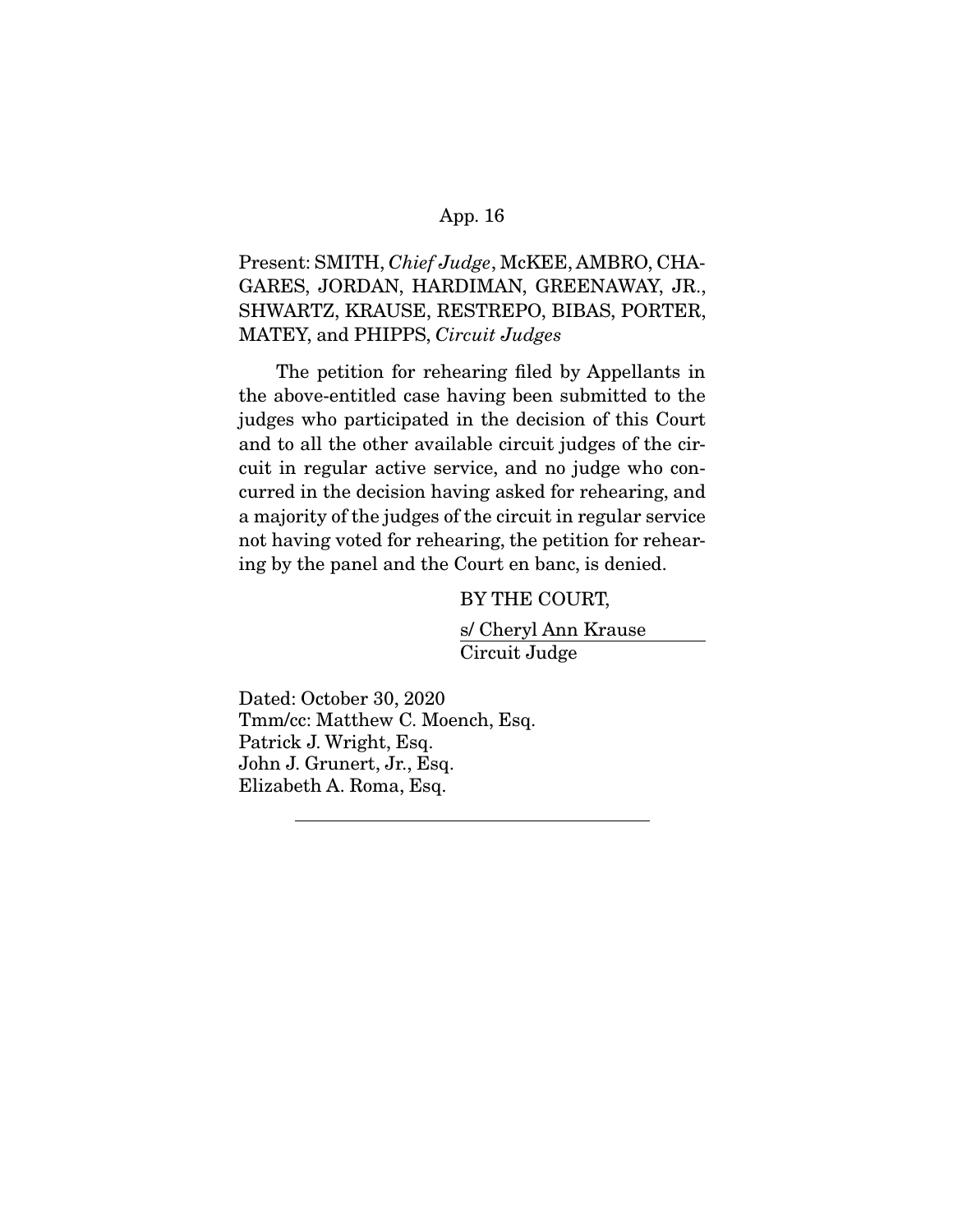Present: SMITH, *Chief Judge*, McKEE, AMBRO, CHAGARES, JORDAN, HARDIMAN, GREENAWAY, JR., SHWARTZ, KRAUSE, RESTREPO, BIBAS, PORTER, MATEY, and PHIPPS, *Circuit Judges*

The petition for rehearing filed by Appellants in the above-entitled case having been submitted to the judges who participated in the decision of this Court and to all the other available circuit judges of the circuit in regular active service, and no judge who concurred in the decision having asked for rehearing, and a majority of the judges of the circuit in regular service not having voted for rehearing, the petition for rehearing by the panel and the Court en banc, is denied.

BY THE COURT,

s/ Cheryl Ann Krause
Circuit Judge

Dated: October 30, 2020
Tmm/cc: Matthew C. Moench, Esq.
Patrick J. Wright, Esq.
John J. Grunert, Jr., Esq.
Elizabeth A. Roma, Esq.

---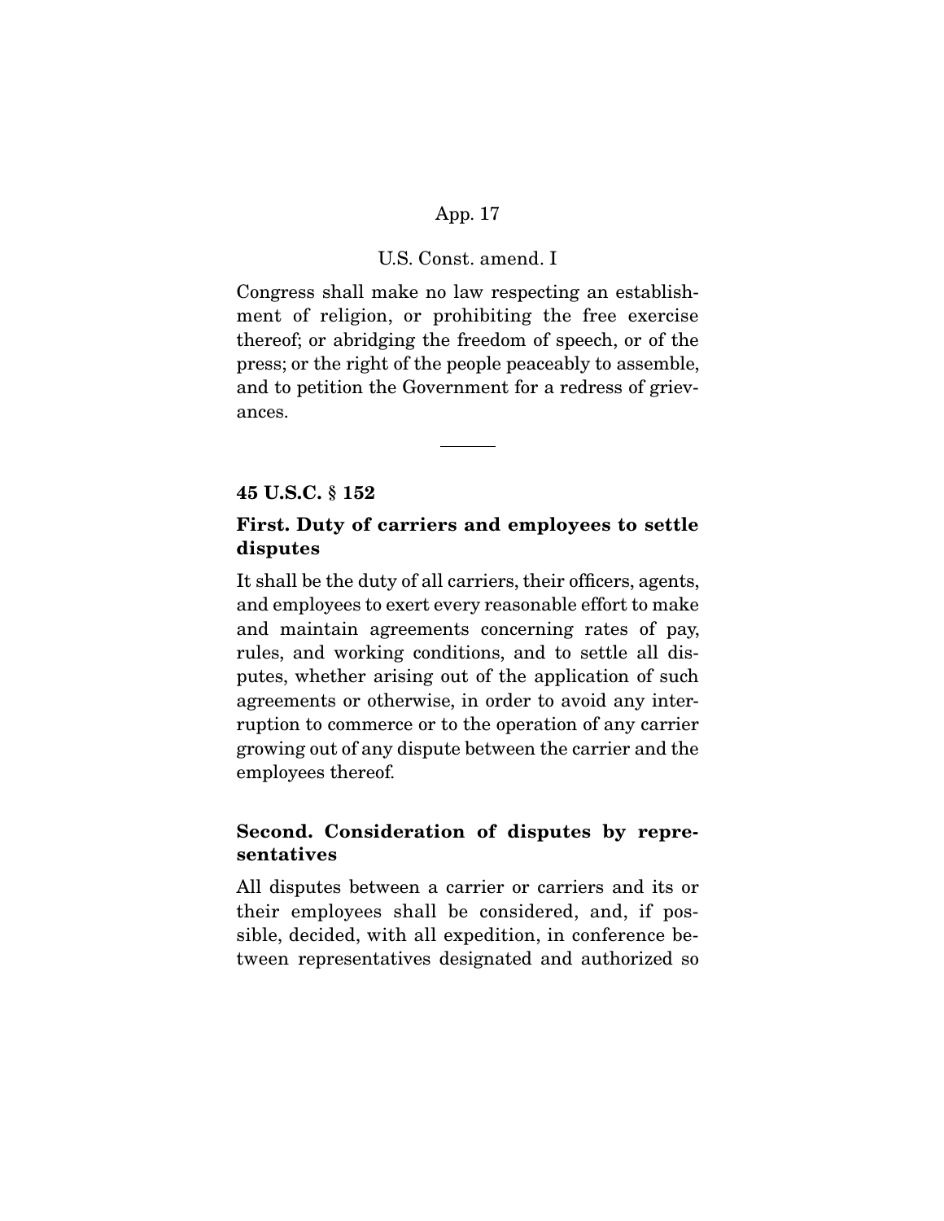U.S. Const. amend. I

Congress shall make no law respecting an establishment of religion, or prohibiting the free exercise thereof; or abridging the freedom of speech, or of the press; or the right of the people peaceably to assemble, and to petition the Government for a redress of grievances.

---

**45 U.S.C. § 152**

**First. Duty of carriers and employees to settle disputes**

It shall be the duty of all carriers, their officers, agents, and employees to exert every reasonable effort to make and maintain agreements concerning rates of pay, rules, and working conditions, and to settle all disputes, whether arising out of the application of such agreements or otherwise, in order to avoid any interruption to commerce or to the operation of any carrier growing out of any dispute between the carrier and the employees thereof.

**Second. Consideration of disputes by representatives**

All disputes between a carrier or carriers and its or their employees shall be considered, and, if possible, decided, with all expedition, in conference between representatives designated and authorized so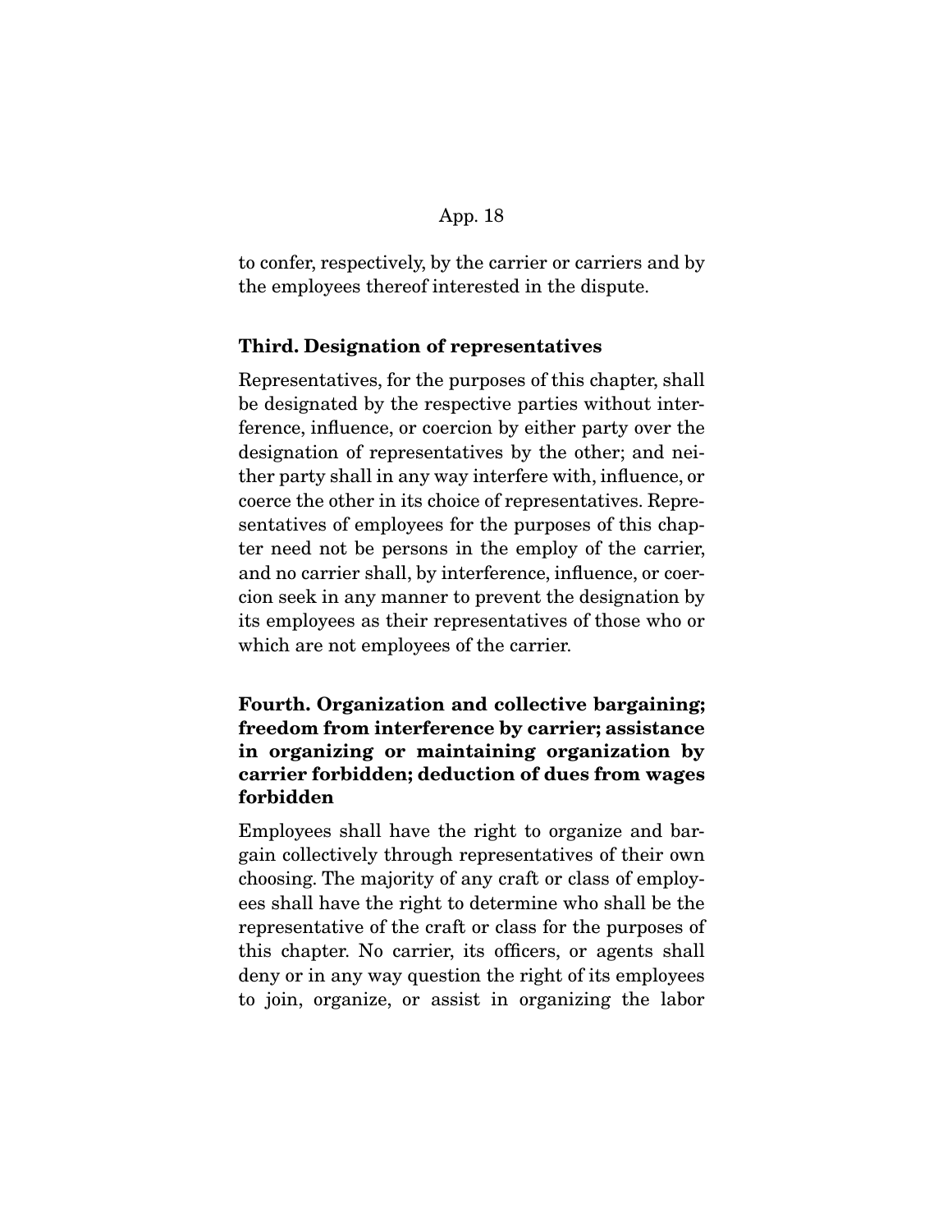to confer, respectively, by the carrier or carriers and by the employees thereof interested in the dispute.

**Third. Designation of representatives**

Representatives, for the purposes of this chapter, shall be designated by the respective parties without interference, influence, or coercion by either party over the designation of representatives by the other; and neither party shall in any way interfere with, influence, or coerce the other in its choice of representatives. Representatives of employees for the purposes of this chapter need not be persons in the employ of the carrier, and no carrier shall, by interference, influence, or coercion seek in any manner to prevent the designation by its employees as their representatives of those who or which are not employees of the carrier.

**Fourth. Organization and collective bargaining; freedom from interference by carrier; assistance in organizing or maintaining organization by carrier forbidden; deduction of dues from wages forbidden**

Employees shall have the right to organize and bargain collectively through representatives of their own choosing. The majority of any craft or class of employees shall have the right to determine who shall be the representative of the craft or class for the purposes of this chapter. No carrier, its officers, or agents shall deny or in any way question the right of its employees to join, organize, or assist in organizing the labor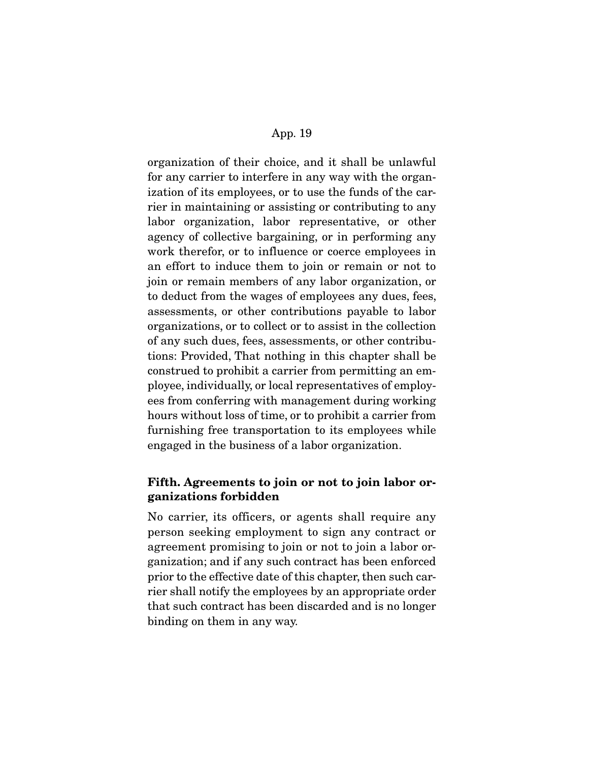organization of their choice, and it shall be unlawful for any carrier to interfere in any way with the organization of its employees, or to use the funds of the carrier in maintaining or assisting or contributing to any labor organization, labor representative, or other agency of collective bargaining, or in performing any work therefor, or to influence or coerce employees in an effort to induce them to join or remain or not to join or remain members of any labor organization, or to deduct from the wages of employees any dues, fees, assessments, or other contributions payable to labor organizations, or to collect or to assist in the collection of any such dues, fees, assessments, or other contributions: Provided, That nothing in this chapter shall be construed to prohibit a carrier from permitting an employee, individually, or local representatives of employees from conferring with management during working hours without loss of time, or to prohibit a carrier from furnishing free transportation to its employees while engaged in the business of a labor organization.

**Fifth. Agreements to join or not to join labor organizations forbidden**

No carrier, its officers, or agents shall require any person seeking employment to sign any contract or agreement promising to join or not to join a labor organization; and if any such contract has been enforced prior to the effective date of this chapter, then such carrier shall notify the employees by an appropriate order that such contract has been discarded and is no longer binding on them in any way.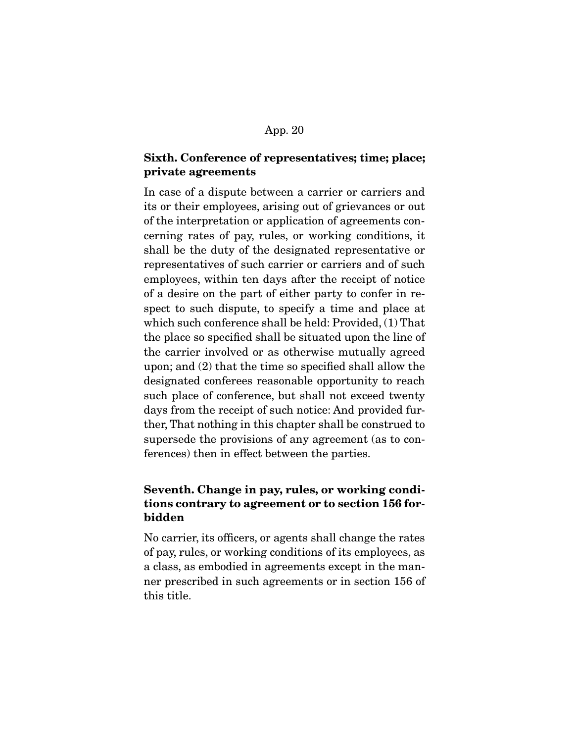**Sixth. Conference of representatives; time; place; private agreements**

In case of a dispute between a carrier or carriers and its or their employees, arising out of grievances or out of the interpretation or application of agreements concerning rates of pay, rules, or working conditions, it shall be the duty of the designated representative or representatives of such carrier or carriers and of such employees, within ten days after the receipt of notice of a desire on the part of either party to confer in respect to such dispute, to specify a time and place at which such conference shall be held: Provided, (1) That the place so specified shall be situated upon the line of the carrier involved or as otherwise mutually agreed upon; and (2) that the time so specified shall allow the designated conferees reasonable opportunity to reach such place of conference, but shall not exceed twenty days from the receipt of such notice: And provided further, That nothing in this chapter shall be construed to supersede the provisions of any agreement (as to conferences) then in effect between the parties.

**Seventh. Change in pay, rules, or working conditions contrary to agreement or to section 156 forbidden**

No carrier, its officers, or agents shall change the rates of pay, rules, or working conditions of its employees, as a class, as embodied in agreements except in the manner prescribed in such agreements or in section 156 of this title.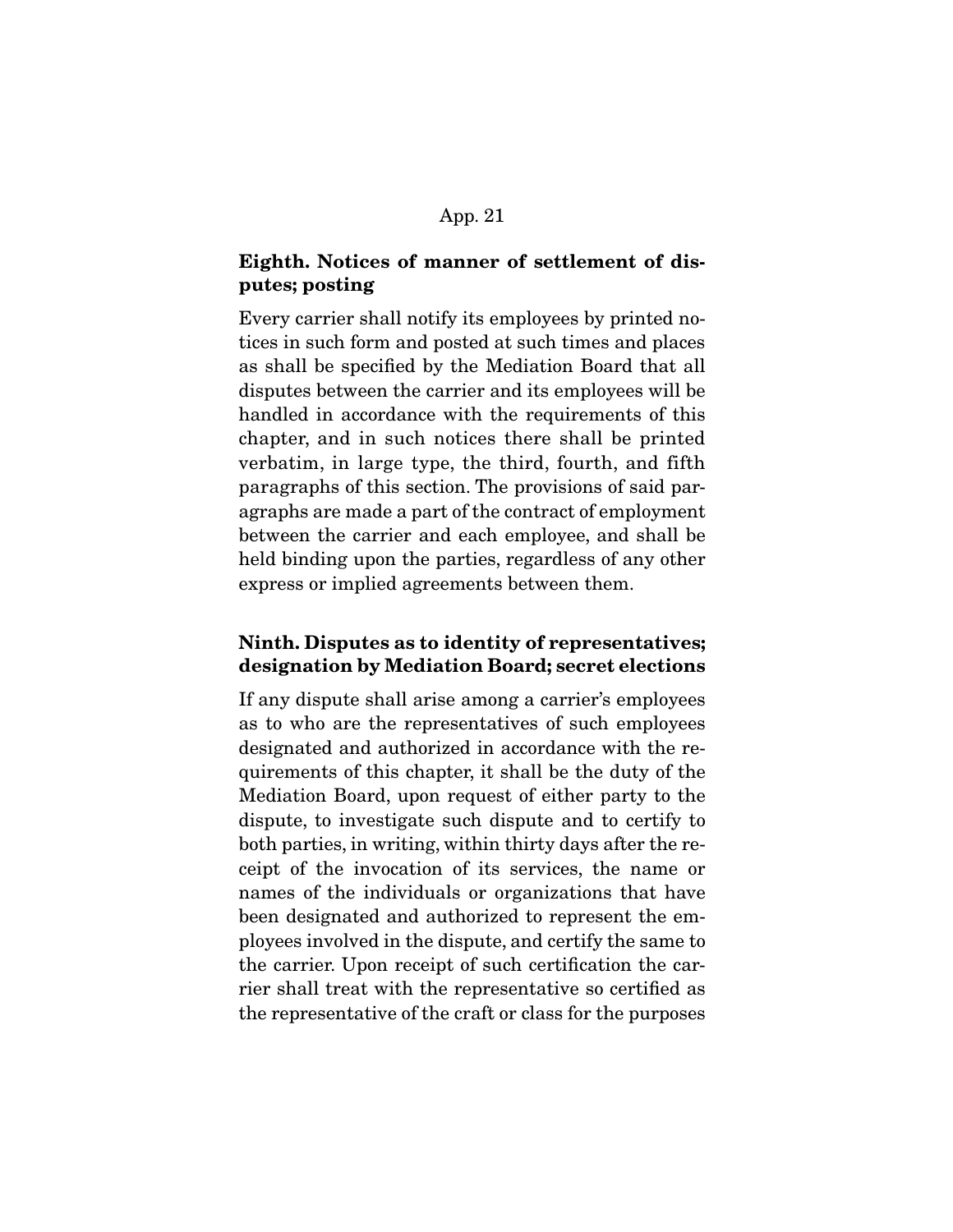**Eighth. Notices of manner of settlement of disputes; posting**

Every carrier shall notify its employees by printed notices in such form and posted at such times and places as shall be specified by the Mediation Board that all disputes between the carrier and its employees will be handled in accordance with the requirements of this chapter, and in such notices there shall be printed verbatim, in large type, the third, fourth, and fifth paragraphs of this section. The provisions of said paragraphs are made a part of the contract of employment between the carrier and each employee, and shall be held binding upon the parties, regardless of any other express or implied agreements between them.

**Ninth. Disputes as to identity of representatives; designation by Mediation Board; secret elections**

If any dispute shall arise among a carrier's employees as to who are the representatives of such employees designated and authorized in accordance with the requirements of this chapter, it shall be the duty of the Mediation Board, upon request of either party to the dispute, to investigate such dispute and to certify to both parties, in writing, within thirty days after the receipt of the invocation of its services, the name or names of the individuals or organizations that have been designated and authorized to represent the employees involved in the dispute, and certify the same to the carrier. Upon receipt of such certification the carrier shall treat with the representative so certified as the representative of the craft or class for the purposes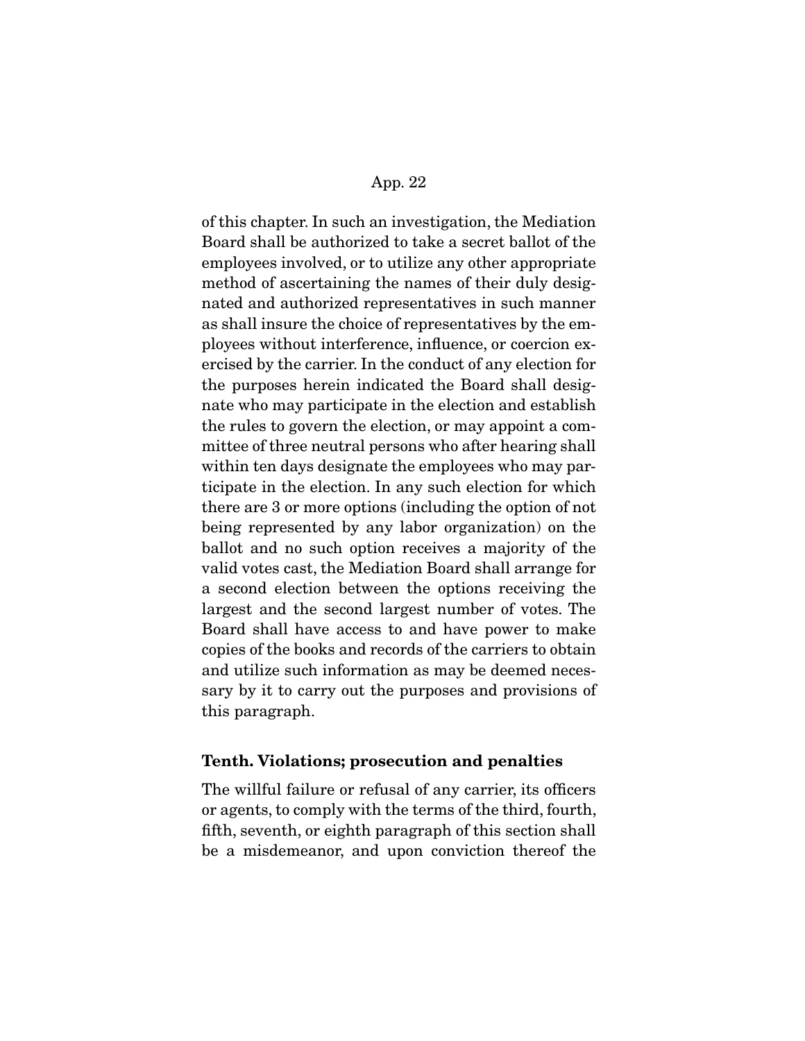of this chapter. In such an investigation, the Mediation Board shall be authorized to take a secret ballot of the employees involved, or to utilize any other appropriate method of ascertaining the names of their duly designated and authorized representatives in such manner as shall insure the choice of representatives by the employees without interference, influence, or coercion exercised by the carrier. In the conduct of any election for the purposes herein indicated the Board shall designate who may participate in the election and establish the rules to govern the election, or may appoint a committee of three neutral persons who after hearing shall within ten days designate the employees who may participate in the election. In any such election for which there are 3 or more options (including the option of not being represented by any labor organization) on the ballot and no such option receives a majority of the valid votes cast, the Mediation Board shall arrange for a second election between the options receiving the largest and the second largest number of votes. The Board shall have access to and have power to make copies of the books and records of the carriers to obtain and utilize such information as may be deemed necessary by it to carry out the purposes and provisions of this paragraph.

**Tenth. Violations; prosecution and penalties**

The willful failure or refusal of any carrier, its officers or agents, to comply with the terms of the third, fourth, fifth, seventh, or eighth paragraph of this section shall be a misdemeanor, and upon conviction thereof the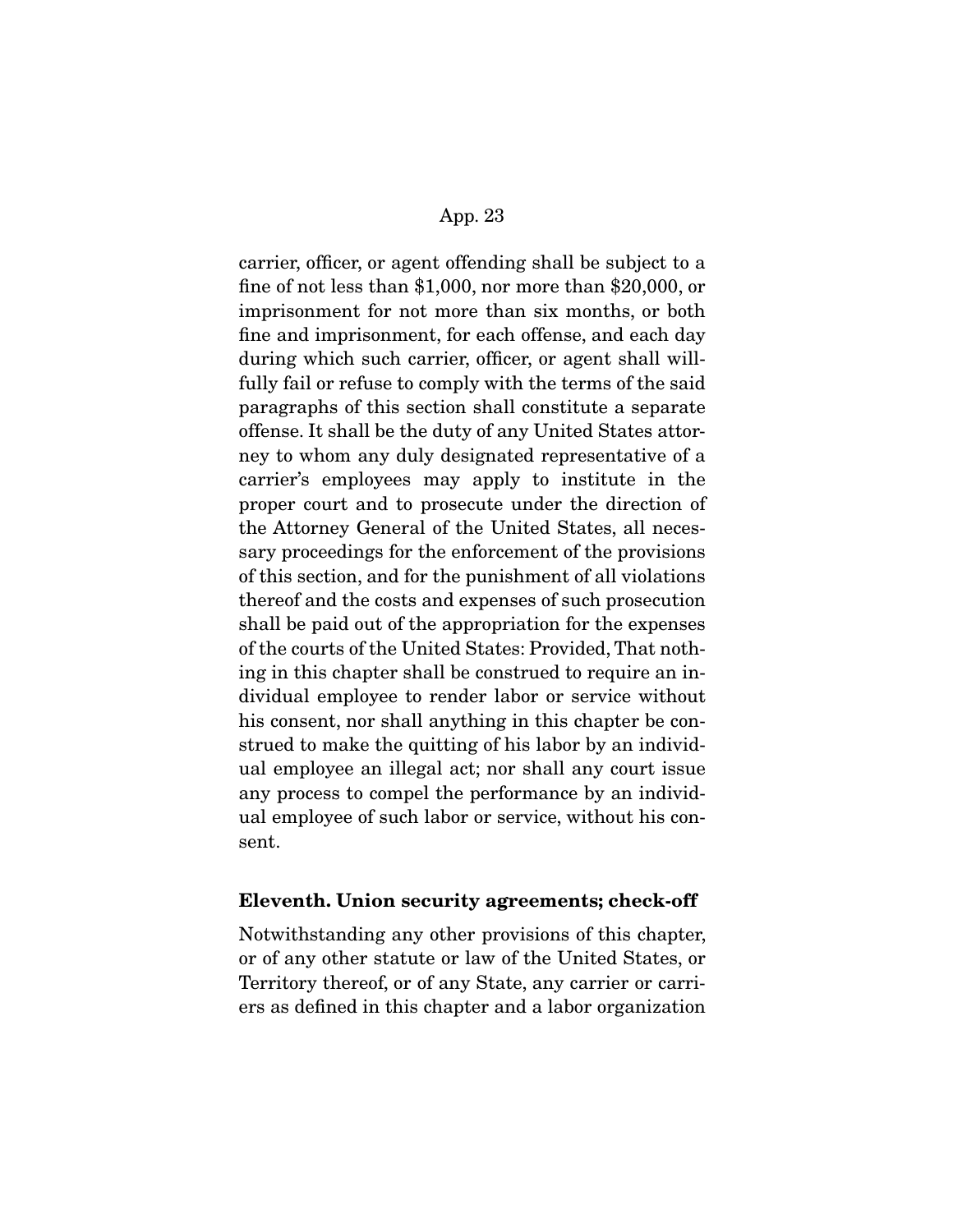carrier, officer, or agent offending shall be subject to a fine of not less than $1,000, nor more than $20,000, or imprisonment for not more than six months, or both fine and imprisonment, for each offense, and each day during which such carrier, officer, or agent shall willfully fail or refuse to comply with the terms of the said paragraphs of this section shall constitute a separate offense. It shall be the duty of any United States attorney to whom any duly designated representative of a carrier's employees may apply to institute in the proper court and to prosecute under the direction of the Attorney General of the United States, all necessary proceedings for the enforcement of the provisions of this section, and for the punishment of all violations thereof and the costs and expenses of such prosecution shall be paid out of the appropriation for the expenses of the courts of the United States: Provided, That nothing in this chapter shall be construed to require an individual employee to render labor or service without his consent, nor shall anything in this chapter be construed to make the quitting of his labor by an individual employee an illegal act; nor shall any court issue any process to compel the performance by an individual employee of such labor or service, without his consent.

**Eleventh. Union security agreements; check-off**

Notwithstanding any other provisions of this chapter, or of any other statute or law of the United States, or Territory thereof, or of any State, any carrier or carriers as defined in this chapter and a labor organization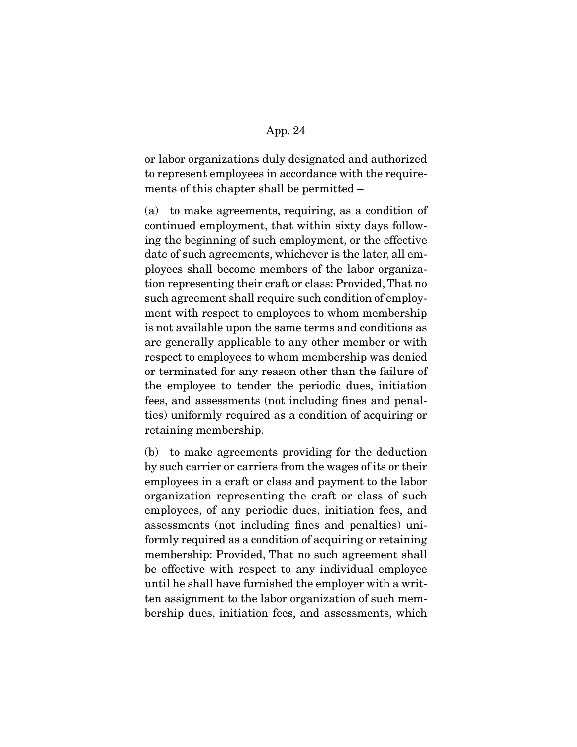or labor organizations duly designated and authorized to represent employees in accordance with the requirements of this chapter shall be permitted –

(a) to make agreements, requiring, as a condition of continued employment, that within sixty days following the beginning of such employment, or the effective date of such agreements, whichever is the later, all employees shall become members of the labor organization representing their craft or class: Provided, That no such agreement shall require such condition of employment with respect to employees to whom membership is not available upon the same terms and conditions as are generally applicable to any other member or with respect to employees to whom membership was denied or terminated for any reason other than the failure of the employee to tender the periodic dues, initiation fees, and assessments (not including fines and penalties) uniformly required as a condition of acquiring or retaining membership.

(b) to make agreements providing for the deduction by such carrier or carriers from the wages of its or their employees in a craft or class and payment to the labor organization representing the craft or class of such employees, of any periodic dues, initiation fees, and assessments (not including fines and penalties) uniformly required as a condition of acquiring or retaining membership: Provided, That no such agreement shall be effective with respect to any individual employee until he shall have furnished the employer with a written assignment to the labor organization of such membership dues, initiation fees, and assessments, which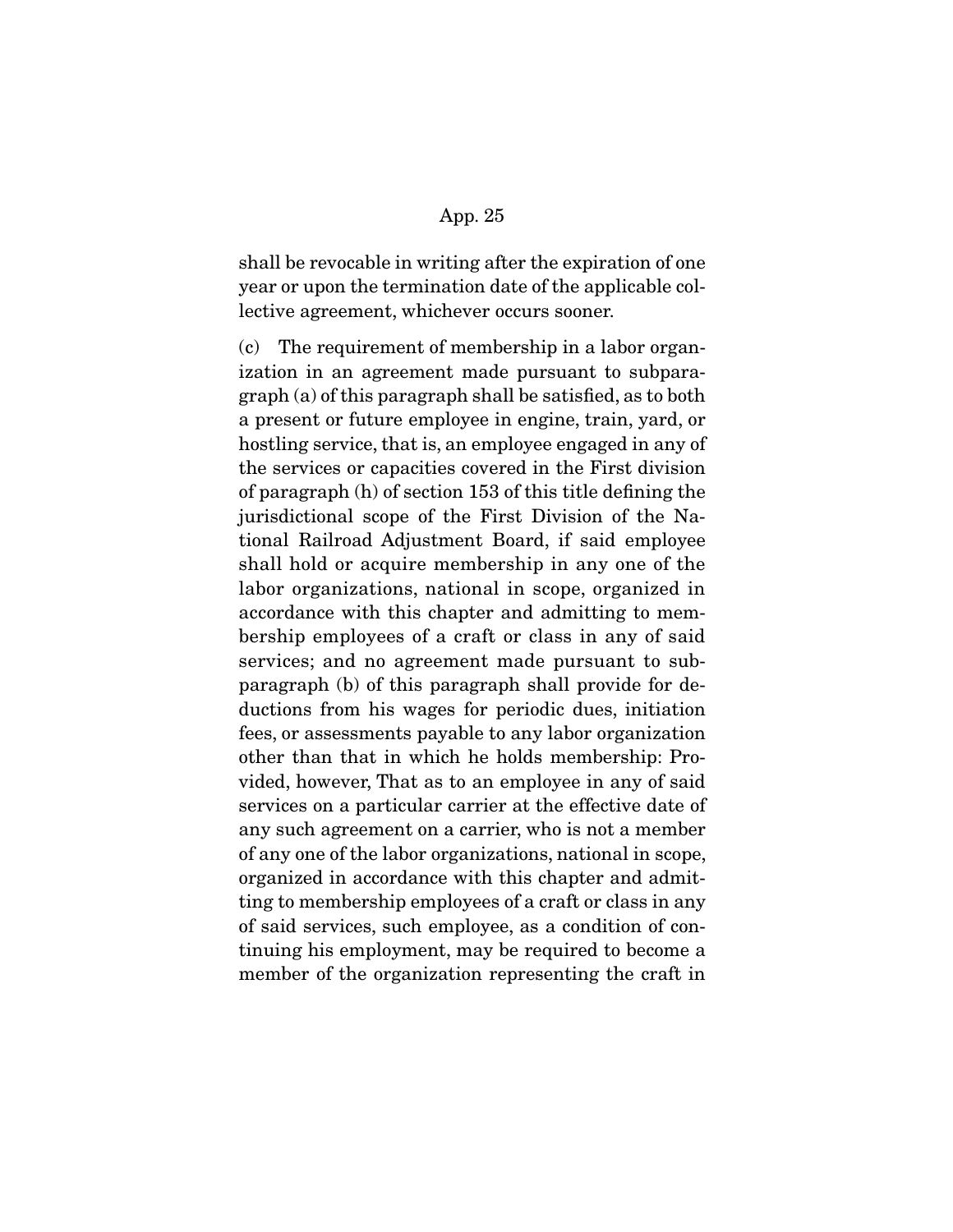shall be revocable in writing after the expiration of one year or upon the termination date of the applicable collective agreement, whichever occurs sooner.

(c) The requirement of membership in a labor organization in an agreement made pursuant to subparagraph (a) of this paragraph shall be satisfied, as to both a present or future employee in engine, train, yard, or hostling service, that is, an employee engaged in any of the services or capacities covered in the First division of paragraph (h) of section 153 of this title defining the jurisdictional scope of the First Division of the National Railroad Adjustment Board, if said employee shall hold or acquire membership in any one of the labor organizations, national in scope, organized in accordance with this chapter and admitting to membership employees of a craft or class in any of said services; and no agreement made pursuant to subparagraph (b) of this paragraph shall provide for deductions from his wages for periodic dues, initiation fees, or assessments payable to any labor organization other than that in which he holds membership: Provided, however, That as to an employee in any of said services on a particular carrier at the effective date of any such agreement on a carrier, who is not a member of any one of the labor organizations, national in scope, organized in accordance with this chapter and admitting to membership employees of a craft or class in any of said services, such employee, as a condition of continuing his employment, may be required to become a member of the organization representing the craft in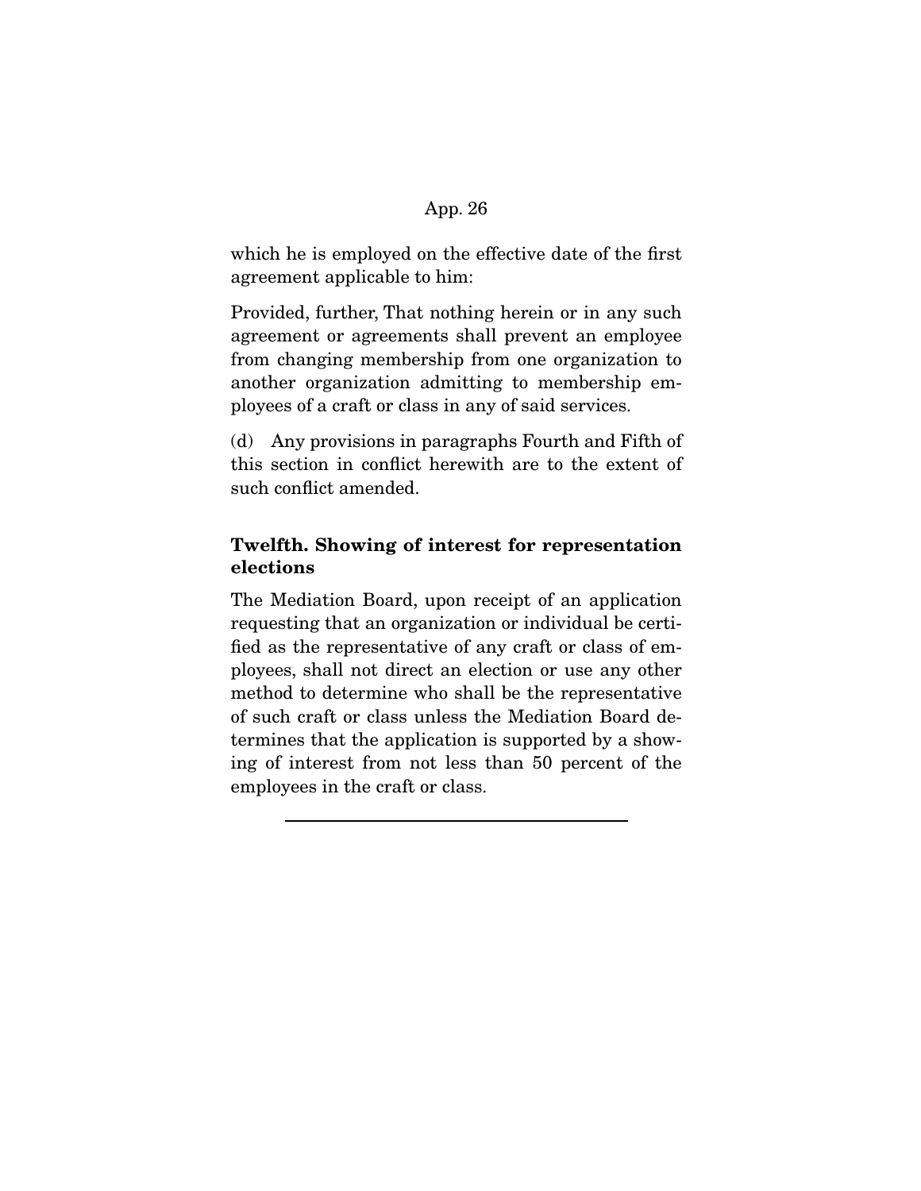which he is employed on the effective date of the first agreement applicable to him:

Provided, further, That nothing herein or in any such agreement or agreements shall prevent an employee from changing membership from one organization to another organization admitting to membership employees of a craft or class in any of said services.

(d) Any provisions in paragraphs Fourth and Fifth of this section in conflict herewith are to the extent of such conflict amended.

### Twelfth. Showing of interest for representation elections

The Mediation Board, upon receipt of an application requesting that an organization or individual be certified as the representative of any craft or class of employees, shall not direct an election or use any other method to determine who shall be the representative of such craft or class unless the Mediation Board determines that the application is supported by a showing of interest from not less than 50 percent of the employees in the craft or class.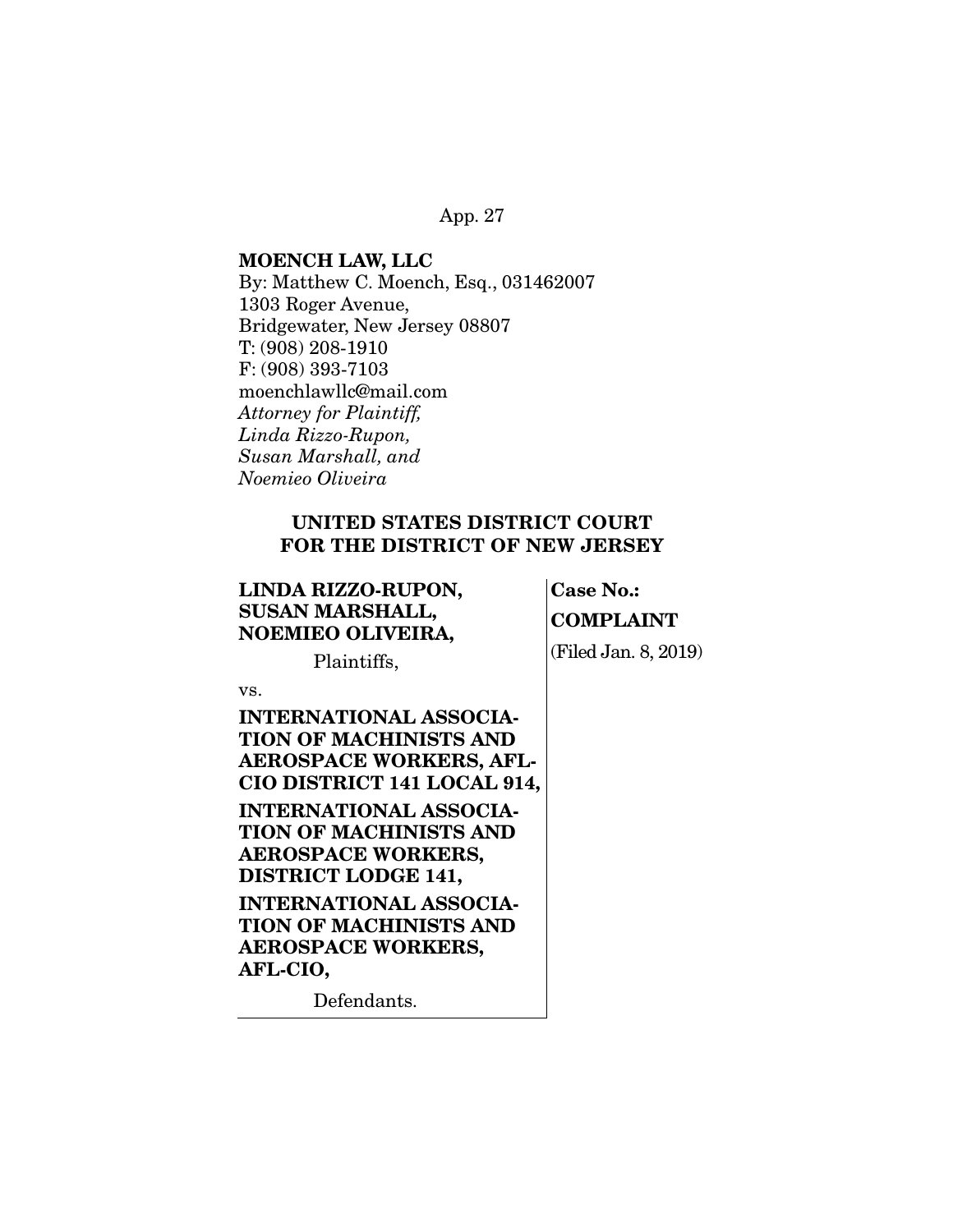**MOENCH LAW, LLC**
By: Matthew C. Moench, Esq., 031462007
1303 Roger Avenue,
Bridgewater, New Jersey 08807
T: (908) 208-1910
F: (908) 393-7103
moenchlawllc@mail.com
*Attorney for Plaintiff,*
*Linda Rizzo-Rupon,*
*Susan Marshall, and*
*Noemieo Oliveira*

**UNITED STATES DISTRICT COURT**
**FOR THE DISTRICT OF NEW JERSEY**

| | |
|---|---|
| **LINDA RIZZO-RUPON, SUSAN MARSHALL, NOEMIEO OLIVEIRA,**<br>Plaintiffs,<br>vs.<br>**INTERNATIONAL ASSOCIATION OF MACHINISTS AND AEROSPACE WORKERS, AFL-CIO DISTRICT 141 LOCAL 914,**<br>**INTERNATIONAL ASSOCIATION OF MACHINISTS AND AEROSPACE WORKERS, DISTRICT LODGE 141,**<br>**INTERNATIONAL ASSOCIATION OF MACHINISTS AND AEROSPACE WORKERS, AFL-CIO,**<br>Defendants. | **Case No.:**<br>**COMPLAINT**<br>(Filed Jan. 8, 2019) |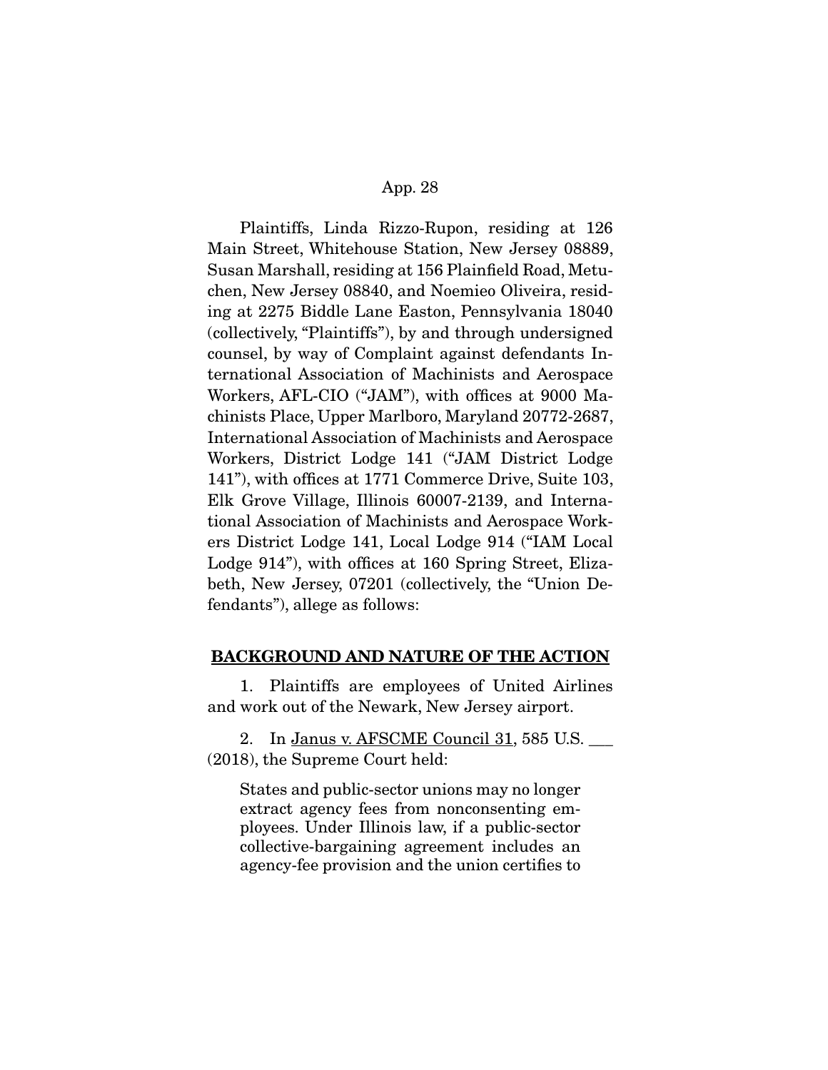Plaintiffs, Linda Rizzo-Rupon, residing at 126 Main Street, Whitehouse Station, New Jersey 08889, Susan Marshall, residing at 156 Plainfield Road, Metuchen, New Jersey 08840, and Noemieo Oliveira, residing at 2275 Biddle Lane Easton, Pennsylvania 18040 (collectively, "Plaintiffs"), by and through undersigned counsel, by way of Complaint against defendants International Association of Machinists and Aerospace Workers, AFL-CIO ("JAM"), with offices at 9000 Machinists Place, Upper Marlboro, Maryland 20772-2687, International Association of Machinists and Aerospace Workers, District Lodge 141 ("JAM District Lodge 141"), with offices at 1771 Commerce Drive, Suite 103, Elk Grove Village, Illinois 60007-2139, and International Association of Machinists and Aerospace Workers District Lodge 141, Local Lodge 914 ("IAM Local Lodge 914"), with offices at 160 Spring Street, Elizabeth, New Jersey, 07201 (collectively, the "Union Defendants"), allege as follows:

## BACKGROUND AND NATURE OF THE ACTION

1. Plaintiffs are employees of United Airlines and work out of the Newark, New Jersey airport.

2. In Janus v. AFSCME Council 31, 585 U.S. ___ (2018), the Supreme Court held:

> States and public-sector unions may no longer extract agency fees from nonconsenting employees. Under Illinois law, if a public-sector collective-bargaining agreement includes an agency-fee provision and the union certifies to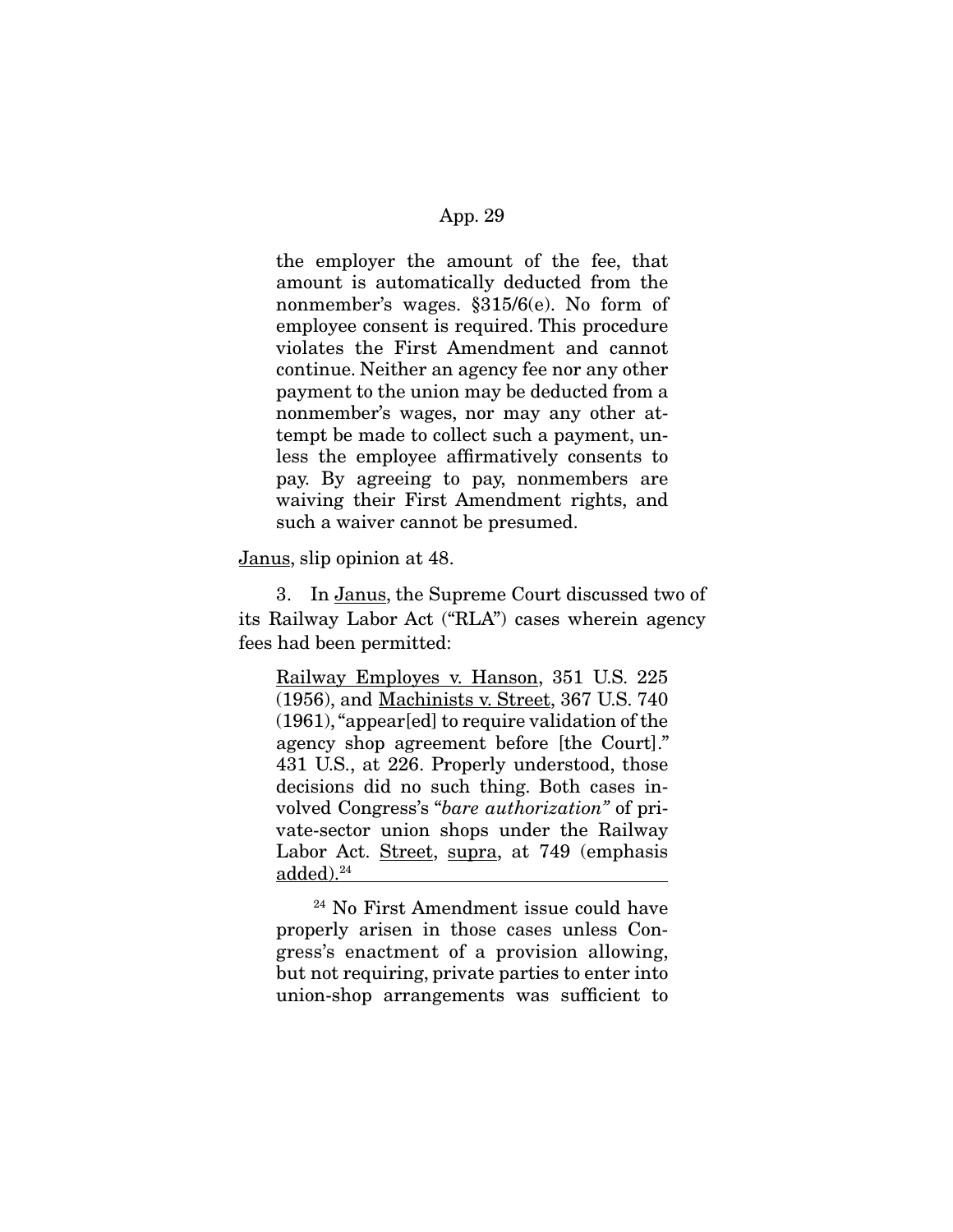> the employer the amount of the fee, that amount is automatically deducted from the nonmember's wages. §315/6(e). No form of employee consent is required. This procedure violates the First Amendment and cannot continue. Neither an agency fee nor any other payment to the union may be deducted from a nonmember's wages, nor may any other attempt be made to collect such a payment, unless the employee affirmatively consents to pay. By agreeing to pay, nonmembers are waiving their First Amendment rights, and such a waiver cannot be presumed.

Janus, slip opinion at 48.

3. In Janus, the Supreme Court discussed two of its Railway Labor Act ("RLA") cases wherein agency fees had been permitted:

> Railway Employes v. Hanson, 351 U.S. 225 (1956), and Machinists v. Street, 367 U.S. 740 (1961), "appear[ed] to require validation of the agency shop agreement before [the Court]." 431 U.S., at 226. Properly understood, those decisions did no such thing. Both cases involved Congress's "*bare authorization*" of private-sector union shops under the Railway Labor Act. Street, supra, at 749 (emphasis added).[24]
>
> [24] No First Amendment issue could have properly arisen in those cases unless Congress's enactment of a provision allowing, but not requiring, private parties to enter into union-shop arrangements was sufficient to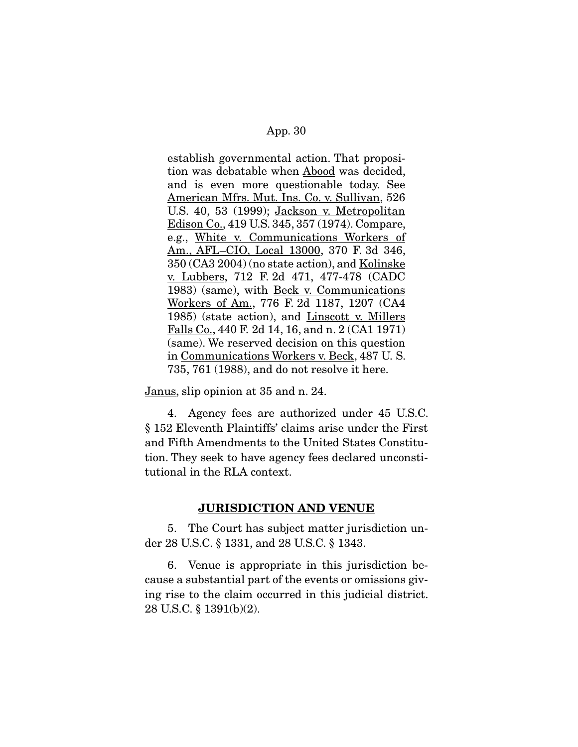> establish governmental action. That proposition was debatable when Abood was decided, and is even more questionable today. See American Mfrs. Mut. Ins. Co. v. Sullivan, 526 U.S. 40, 53 (1999); Jackson v. Metropolitan Edison Co., 419 U.S. 345, 357 (1974). Compare, e.g., White v. Communications Workers of Am., AFL–CIO, Local 13000, 370 F. 3d 346, 350 (CA3 2004) (no state action), and Kolinske v. Lubbers, 712 F. 2d 471, 477-478 (CADC 1983) (same), with Beck v. Communications Workers of Am., 776 F. 2d 1187, 1207 (CA4 1985) (state action), and Linscott v. Millers Falls Co., 440 F. 2d 14, 16, and n. 2 (CA1 1971) (same). We reserved decision on this question in Communications Workers v. Beck, 487 U. S. 735, 761 (1988), and do not resolve it here.

Janus, slip opinion at 35 and n. 24.

4. Agency fees are authorized under 45 U.S.C. § 152 Eleventh Plaintiffs' claims arise under the First and Fifth Amendments to the United States Constitution. They seek to have agency fees declared unconstitutional in the RLA context.

## JURISDICTION AND VENUE

5. The Court has subject matter jurisdiction under 28 U.S.C. § 1331, and 28 U.S.C. § 1343.

6. Venue is appropriate in this jurisdiction because a substantial part of the events or omissions giving rise to the claim occurred in this judicial district. 28 U.S.C. § 1391(b)(2).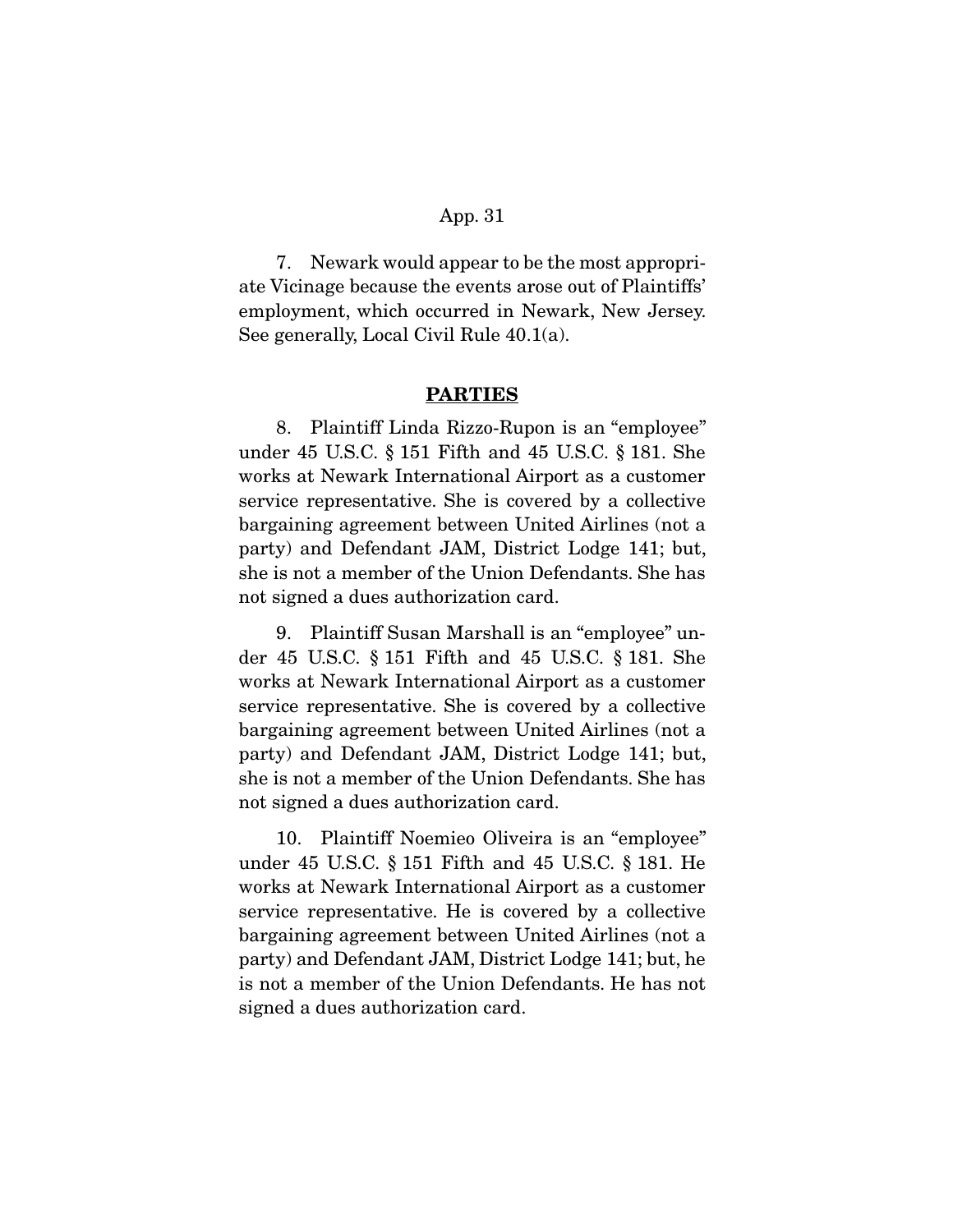7. Newark would appear to be the most appropriate Vicinage because the events arose out of Plaintiffs' employment, which occurred in Newark, New Jersey. See generally, Local Civil Rule 40.1(a).

## **PARTIES**

8. Plaintiff Linda Rizzo-Rupon is an "employee" under 45 U.S.C. § 151 Fifth and 45 U.S.C. § 181. She works at Newark International Airport as a customer service representative. She is covered by a collective bargaining agreement between United Airlines (not a party) and Defendant JAM, District Lodge 141; but, she is not a member of the Union Defendants. She has not signed a dues authorization card.

9. Plaintiff Susan Marshall is an "employee" under 45 U.S.C. § 151 Fifth and 45 U.S.C. § 181. She works at Newark International Airport as a customer service representative. She is covered by a collective bargaining agreement between United Airlines (not a party) and Defendant JAM, District Lodge 141; but, she is not a member of the Union Defendants. She has not signed a dues authorization card.

10. Plaintiff Noemieo Oliveira is an "employee" under 45 U.S.C. § 151 Fifth and 45 U.S.C. § 181. He works at Newark International Airport as a customer service representative. He is covered by a collective bargaining agreement between United Airlines (not a party) and Defendant JAM, District Lodge 141; but, he is not a member of the Union Defendants. He has not signed a dues authorization card.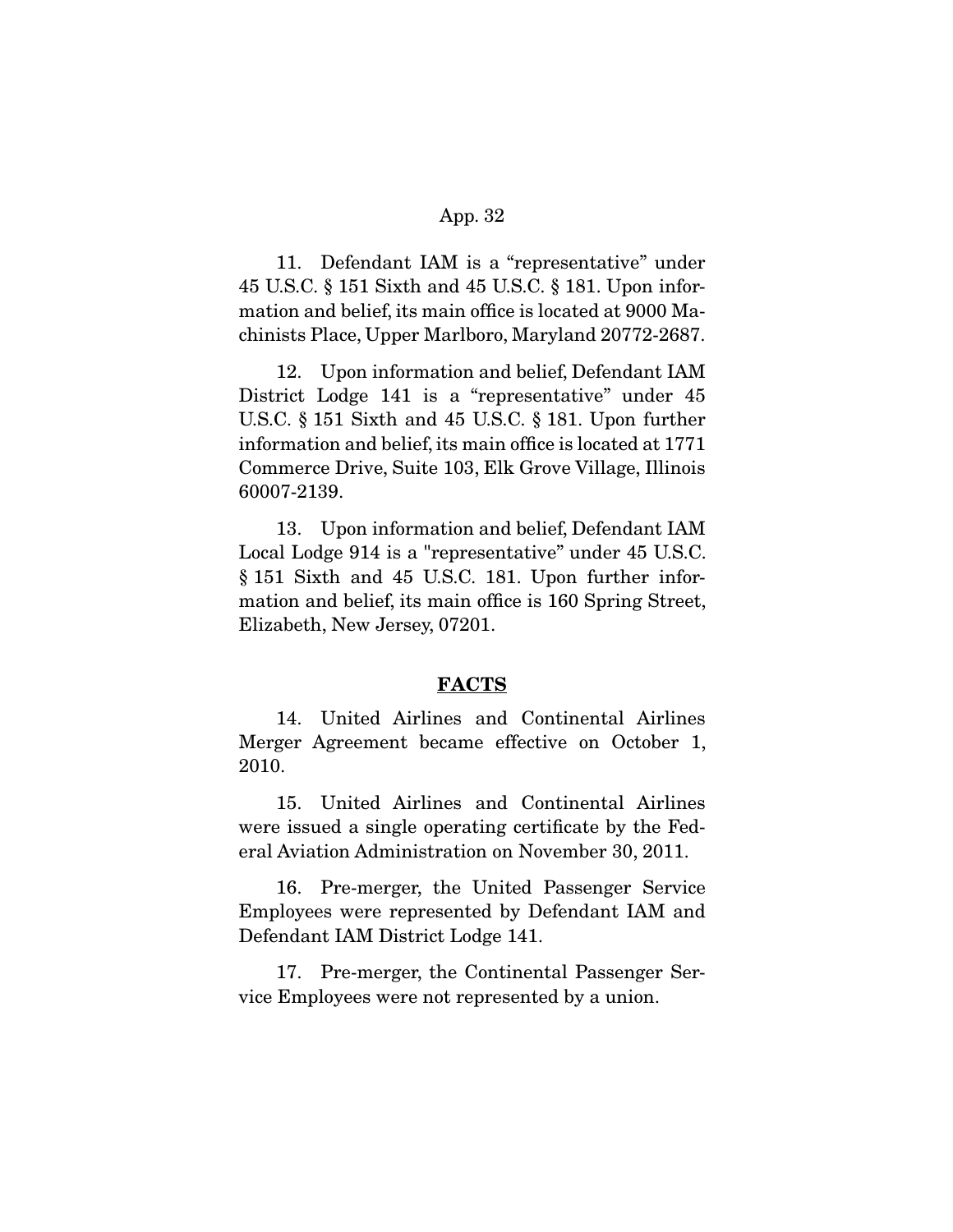11. Defendant IAM is a "representative" under 45 U.S.C. § 151 Sixth and 45 U.S.C. § 181. Upon information and belief, its main office is located at 9000 Machinists Place, Upper Marlboro, Maryland 20772-2687.

12. Upon information and belief, Defendant IAM District Lodge 141 is a "representative" under 45 U.S.C. § 151 Sixth and 45 U.S.C. § 181. Upon further information and belief, its main office is located at 1771 Commerce Drive, Suite 103, Elk Grove Village, Illinois 60007-2139.

13. Upon information and belief, Defendant IAM Local Lodge 914 is a "representative" under 45 U.S.C. § 151 Sixth and 45 U.S.C. 181. Upon further information and belief, its main office is 160 Spring Street, Elizabeth, New Jersey, 07201.

## FACTS

14. United Airlines and Continental Airlines Merger Agreement became effective on October 1, 2010.

15. United Airlines and Continental Airlines were issued a single operating certificate by the Federal Aviation Administration on November 30, 2011.

16. Pre-merger, the United Passenger Service Employees were represented by Defendant IAM and Defendant IAM District Lodge 141.

17. Pre-merger, the Continental Passenger Service Employees were not represented by a union.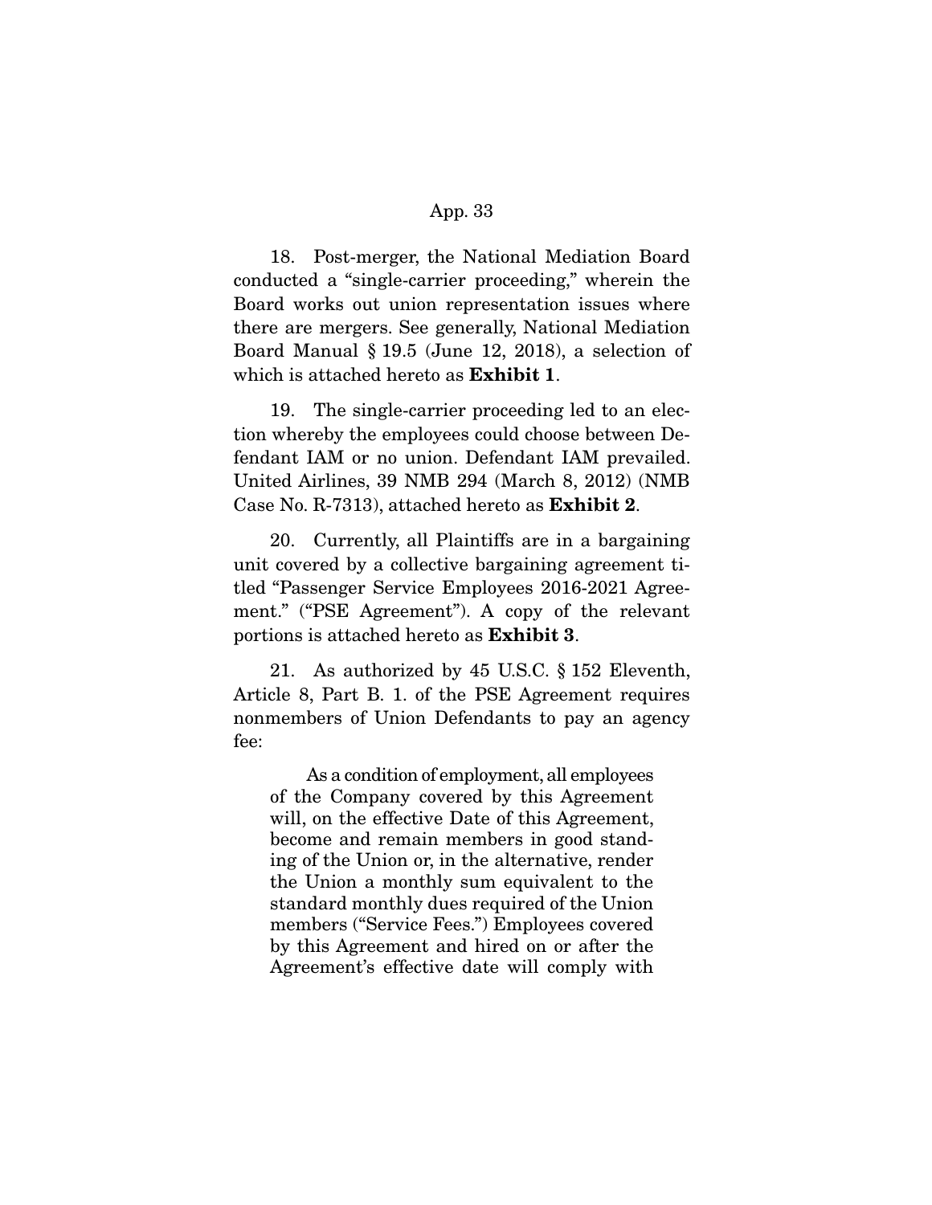18. Post-merger, the National Mediation Board conducted a "single-carrier proceeding," wherein the Board works out union representation issues where there are mergers. See generally, National Mediation Board Manual § 19.5 (June 12, 2018), a selection of which is attached hereto as **Exhibit 1**.

19. The single-carrier proceeding led to an election whereby the employees could choose between Defendant IAM or no union. Defendant IAM prevailed. United Airlines, 39 NMB 294 (March 8, 2012) (NMB Case No. R-7313), attached hereto as **Exhibit 2**.

20. Currently, all Plaintiffs are in a bargaining unit covered by a collective bargaining agreement titled "Passenger Service Employees 2016-2021 Agreement." ("PSE Agreement"). A copy of the relevant portions is attached hereto as **Exhibit 3**.

21. As authorized by 45 U.S.C. § 152 Eleventh, Article 8, Part B. 1. of the PSE Agreement requires nonmembers of Union Defendants to pay an agency fee:

> As a condition of employment, all employees of the Company covered by this Agreement will, on the effective Date of this Agreement, become and remain members in good standing of the Union or, in the alternative, render the Union a monthly sum equivalent to the standard monthly dues required of the Union members ("Service Fees.") Employees covered by this Agreement and hired on or after the Agreement's effective date will comply with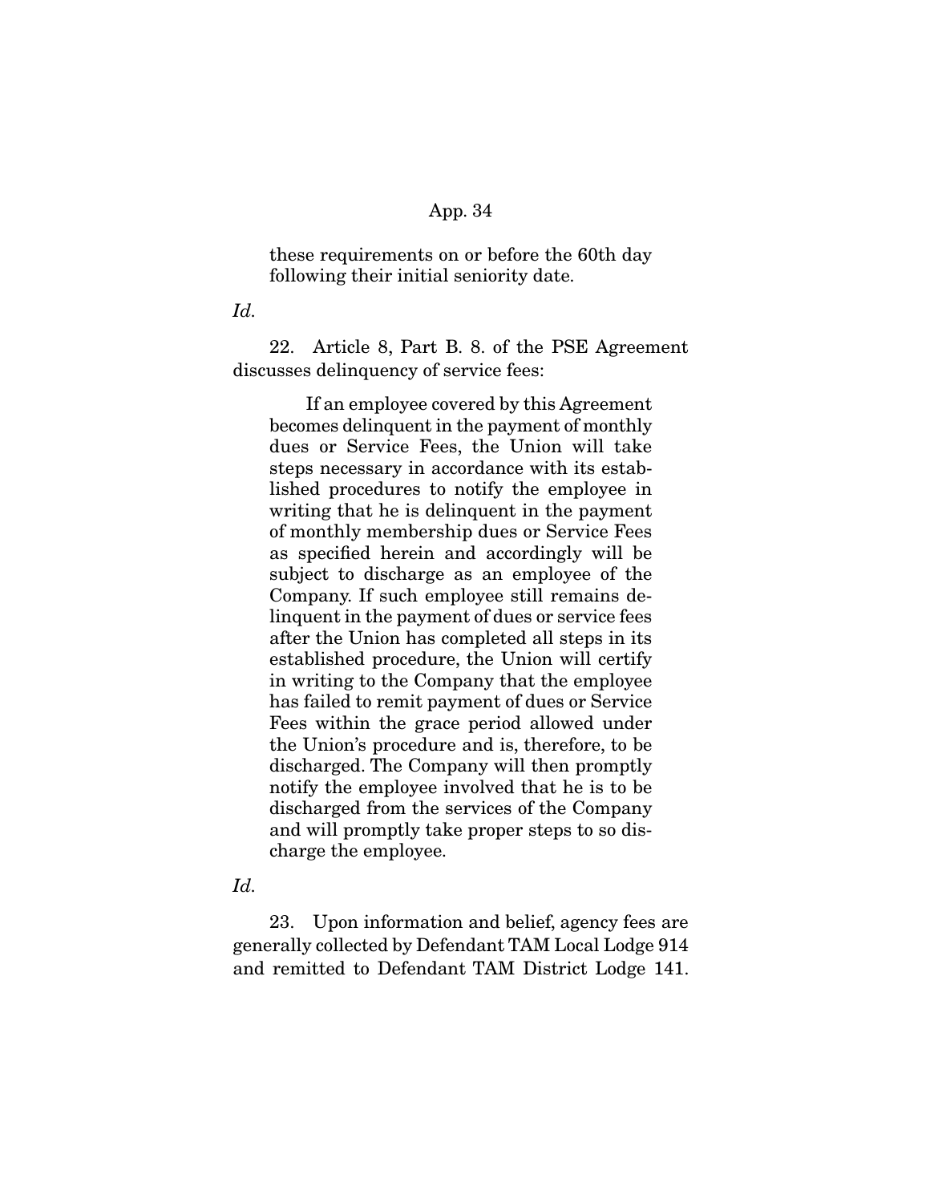these requirements on or before the 60th day following their initial seniority date.

*Id.*

22. Article 8, Part B. 8. of the PSE Agreement discusses delinquency of service fees:

> If an employee covered by this Agreement becomes delinquent in the payment of monthly dues or Service Fees, the Union will take steps necessary in accordance with its established procedures to notify the employee in writing that he is delinquent in the payment of monthly membership dues or Service Fees as specified herein and accordingly will be subject to discharge as an employee of the Company. If such employee still remains delinquent in the payment of dues or service fees after the Union has completed all steps in its established procedure, the Union will certify in writing to the Company that the employee has failed to remit payment of dues or Service Fees within the grace period allowed under the Union's procedure and is, therefore, to be discharged. The Company will then promptly notify the employee involved that he is to be discharged from the services of the Company and will promptly take proper steps to so discharge the employee.

*Id.*

23. Upon information and belief, agency fees are generally collected by Defendant TAM Local Lodge 914 and remitted to Defendant TAM District Lodge 141.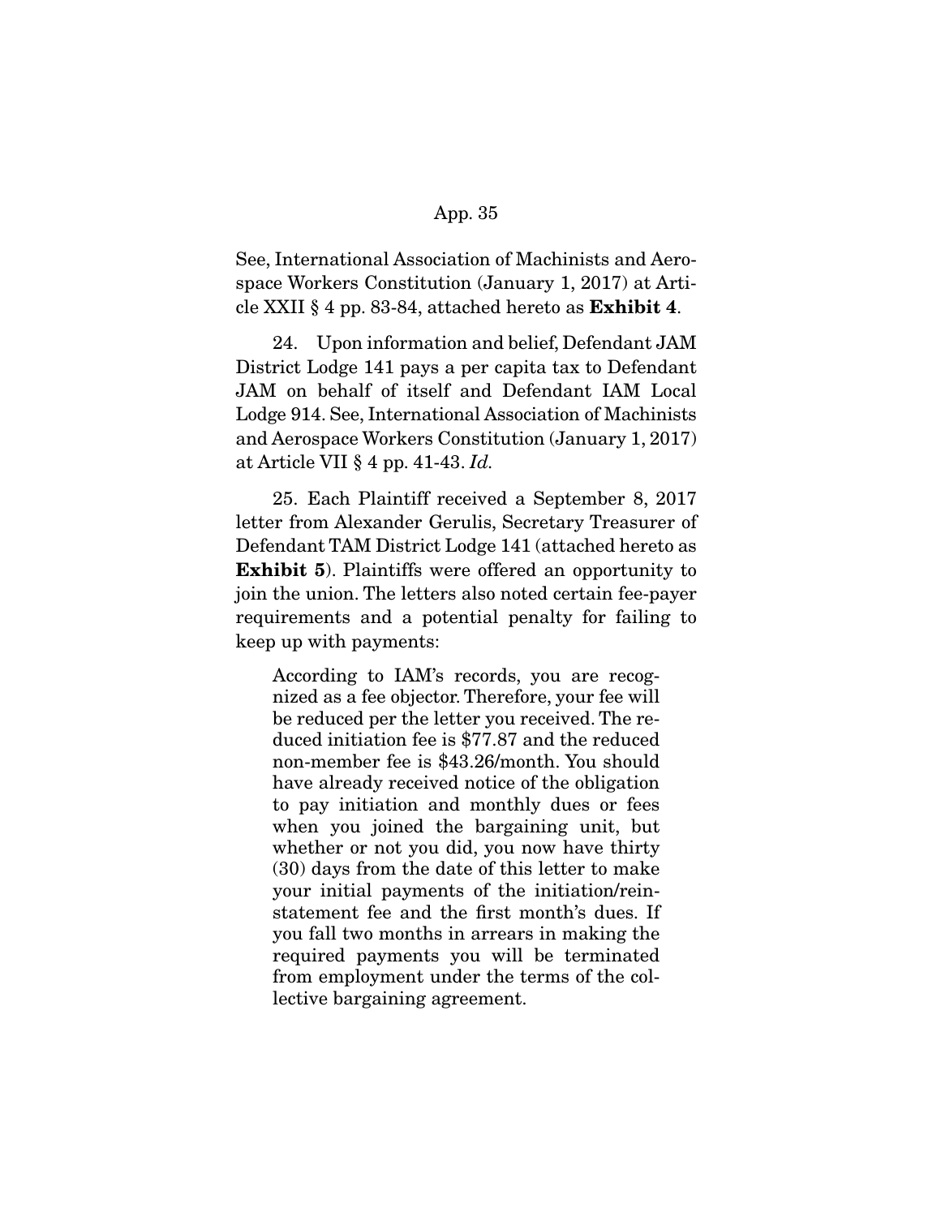See, International Association of Machinists and Aerospace Workers Constitution (January 1, 2017) at Article XXII § 4 pp. 83-84, attached hereto as **Exhibit 4**.

24. Upon information and belief, Defendant JAM District Lodge 141 pays a per capita tax to Defendant JAM on behalf of itself and Defendant IAM Local Lodge 914. See, International Association of Machinists and Aerospace Workers Constitution (January 1, 2017) at Article VII § 4 pp. 41-43. *Id.*

25. Each Plaintiff received a September 8, 2017 letter from Alexander Gerulis, Secretary Treasurer of Defendant TAM District Lodge 141 (attached hereto as **Exhibit 5**). Plaintiffs were offered an opportunity to join the union. The letters also noted certain fee-payer requirements and a potential penalty for failing to keep up with payments:

> According to IAM's records, you are recognized as a fee objector. Therefore, your fee will be reduced per the letter you received. The reduced initiation fee is $77.87 and the reduced non-member fee is $43.26/month. You should have already received notice of the obligation to pay initiation and monthly dues or fees when you joined the bargaining unit, but whether or not you did, you now have thirty (30) days from the date of this letter to make your initial payments of the initiation/reinstatement fee and the first month's dues. If you fall two months in arrears in making the required payments you will be terminated from employment under the terms of the collective bargaining agreement.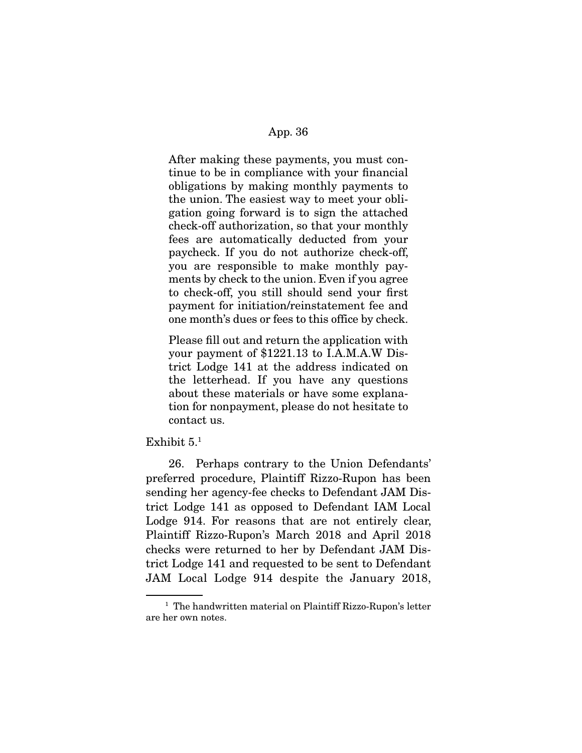> After making these payments, you must continue to be in compliance with your financial obligations by making monthly payments to the union. The easiest way to meet your obligation going forward is to sign the attached check-off authorization, so that your monthly fees are automatically deducted from your paycheck. If you do not authorize check-off, you are responsible to make monthly payments by check to the union. Even if you agree to check-off, you still should send your first payment for initiation/reinstatement fee and one month's dues or fees to this office by check.
>
> Please fill out and return the application with your payment of $1221.13 to I.A.M.A.W District Lodge 141 at the address indicated on the letterhead. If you have any questions about these materials or have some explanation for nonpayment, please do not hesitate to contact us.

Exhibit 5.[1]

26. Perhaps contrary to the Union Defendants' preferred procedure, Plaintiff Rizzo-Rupon has been sending her agency-fee checks to Defendant JAM District Lodge 141 as opposed to Defendant IAM Local Lodge 914. For reasons that are not entirely clear, Plaintiff Rizzo-Rupon's March 2018 and April 2018 checks were returned to her by Defendant JAM District Lodge 141 and requested to be sent to Defendant JAM Local Lodge 914 despite the January 2018,

[1] The handwritten material on Plaintiff Rizzo-Rupon's letter are her own notes.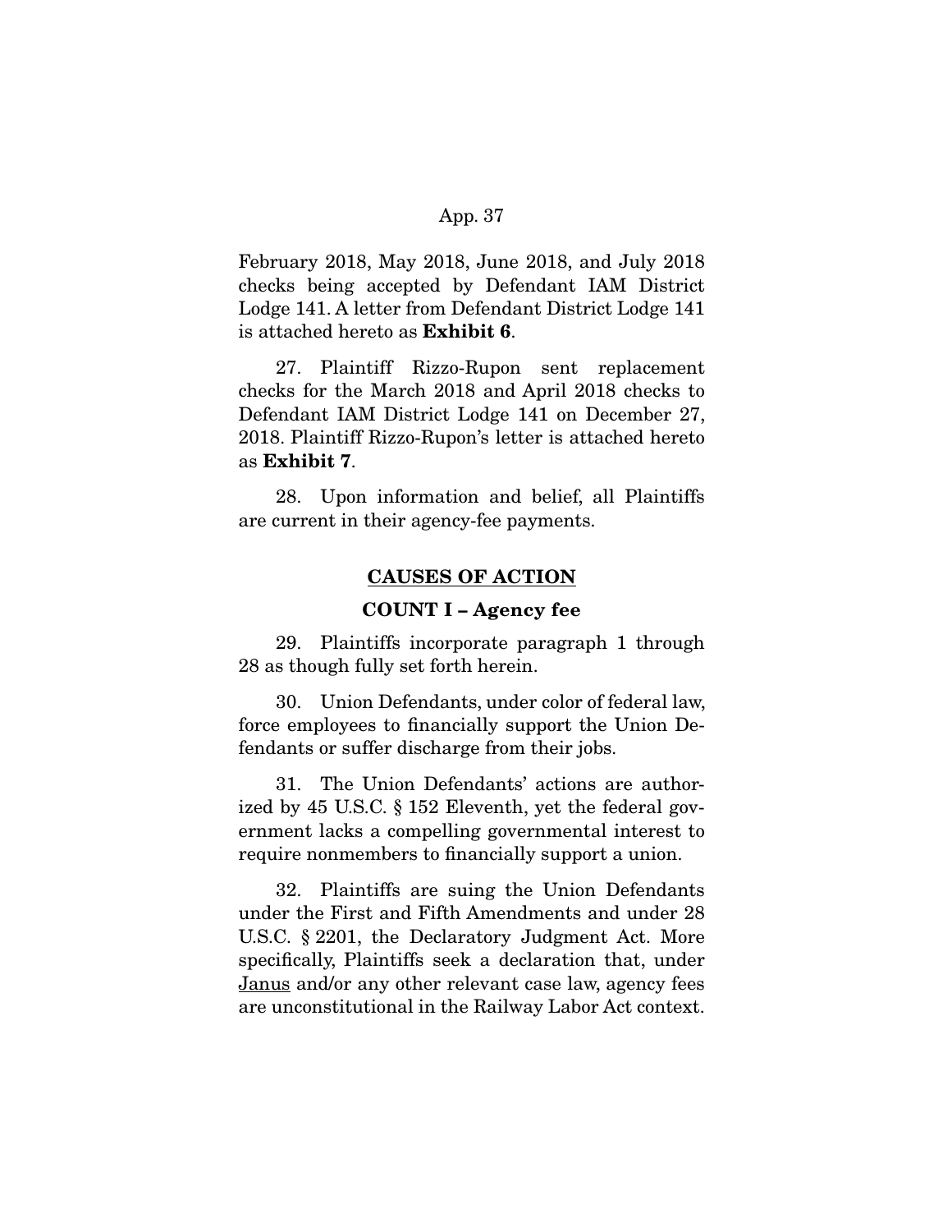February 2018, May 2018, June 2018, and July 2018 checks being accepted by Defendant IAM District Lodge 141. A letter from Defendant District Lodge 141 is attached hereto as **Exhibit 6**.

27. Plaintiff Rizzo-Rupon sent replacement checks for the March 2018 and April 2018 checks to Defendant IAM District Lodge 141 on December 27, 2018. Plaintiff Rizzo-Rupon's letter is attached hereto as **Exhibit 7**.

28. Upon information and belief, all Plaintiffs are current in their agency-fee payments.

## CAUSES OF ACTION

### COUNT I – Agency fee

29. Plaintiffs incorporate paragraph 1 through 28 as though fully set forth herein.

30. Union Defendants, under color of federal law, force employees to financially support the Union Defendants or suffer discharge from their jobs.

31. The Union Defendants' actions are authorized by 45 U.S.C. § 152 Eleventh, yet the federal government lacks a compelling governmental interest to require nonmembers to financially support a union.

32. Plaintiffs are suing the Union Defendants under the First and Fifth Amendments and under 28 U.S.C. § 2201, the Declaratory Judgment Act. More specifically, Plaintiffs seek a declaration that, under Janus and/or any other relevant case law, agency fees are unconstitutional in the Railway Labor Act context.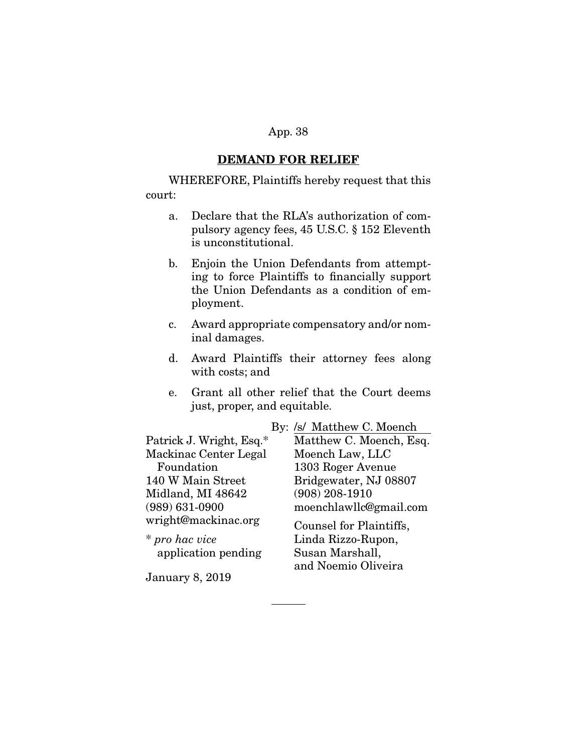**DEMAND FOR RELIEF**

WHEREFORE, Plaintiffs hereby request that this court:

a. Declare that the RLA's authorization of compulsory agency fees, 45 U.S.C. § 152 Eleventh is unconstitutional.

b. Enjoin the Union Defendants from attempting to force Plaintiffs to financially support the Union Defendants as a condition of employment.

c. Award appropriate compensatory and/or nominal damages.

d. Award Plaintiffs their attorney fees along with costs; and

e. Grant all other relief that the Court deems just, proper, and equitable.

By: /s/ Matthew C. Moench

Matthew C. Moench, Esq.
Moench Law, LLC
1303 Roger Avenue
Bridgewater, NJ 08807
(908) 208-1910
moenchlawllc@gmail.com

Counsel for Plaintiffs,
Linda Rizzo-Rupon,
Susan Marshall,
and Noemio Oliveira

Patrick J. Wright, Esq.*
Mackinac Center Legal Foundation
140 W Main Street
Midland, MI 48642
(989) 631-0900
wright@mackinac.org

* *pro hac vice* application pending

January 8, 2019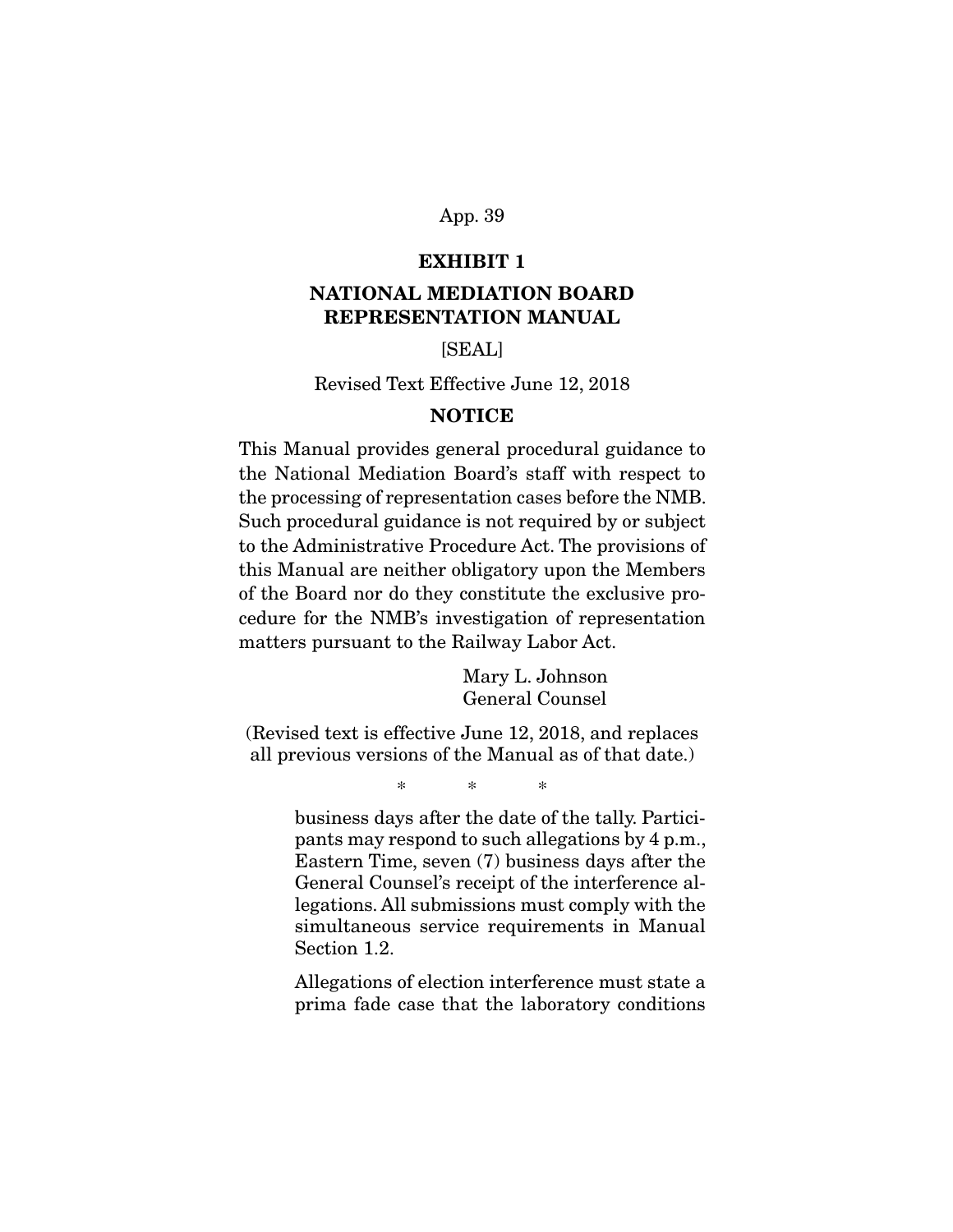## EXHIBIT 1

## NATIONAL MEDIATION BOARD REPRESENTATION MANUAL

[SEAL]

Revised Text Effective June 12, 2018

### NOTICE

This Manual provides general procedural guidance to the National Mediation Board's staff with respect to the processing of representation cases before the NMB. Such procedural guidance is not required by or subject to the Administrative Procedure Act. The provisions of this Manual are neither obligatory upon the Members of the Board nor do they constitute the exclusive procedure for the NMB's investigation of representation matters pursuant to the Railway Labor Act.

Mary L. Johnson
General Counsel

(Revised text is effective June 12, 2018, and replaces all previous versions of the Manual as of that date.)

\* \* \*

> business days after the date of the tally. Participants may respond to such allegations by 4 p.m., Eastern Time, seven (7) business days after the General Counsel's receipt of the interference allegations. All submissions must comply with the simultaneous service requirements in Manual Section 1.2.
>
> Allegations of election interference must state a prima fade case that the laboratory conditions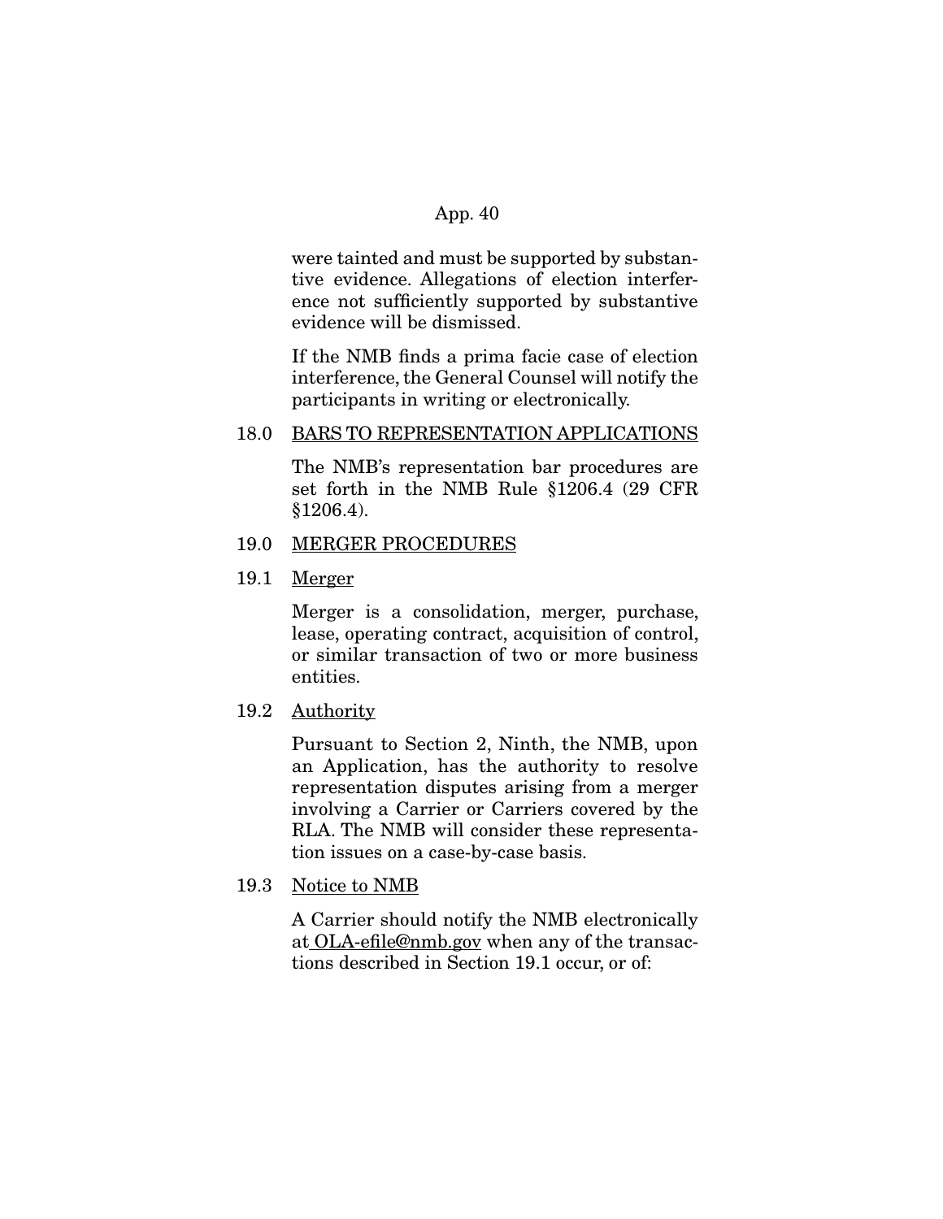were tainted and must be supported by substantive evidence. Allegations of election interference not sufficiently supported by substantive evidence will be dismissed.

If the NMB finds a prima facie case of election interference, the General Counsel will notify the participants in writing or electronically.

18.0 <u>BARS TO REPRESENTATION APPLICATIONS</u>

The NMB's representation bar procedures are set forth in the NMB Rule §1206.4 (29 CFR §1206.4).

19.0 <u>MERGER PROCEDURES</u>

19.1 <u>Merger</u>

Merger is a consolidation, merger, purchase, lease, operating contract, acquisition of control, or similar transaction of two or more business entities.

19.2 <u>Authority</u>

Pursuant to Section 2, Ninth, the NMB, upon an Application, has the authority to resolve representation disputes arising from a merger involving a Carrier or Carriers covered by the RLA. The NMB will consider these representation issues on a case-by-case basis.

19.3 <u>Notice to NMB</u>

A Carrier should notify the NMB electronically at OLA-efile@nmb.gov when any of the transactions described in Section 19.1 occur, or of: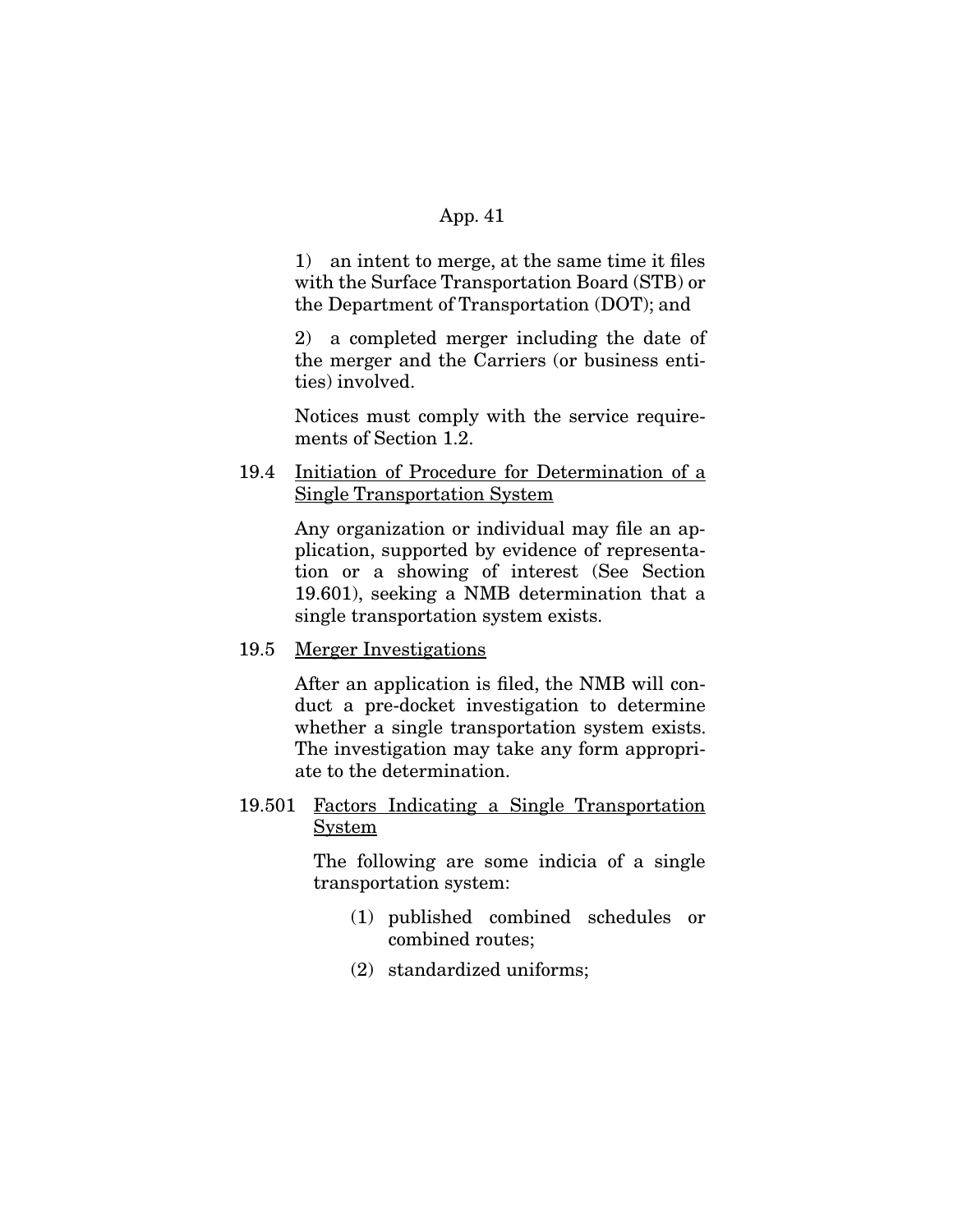1) an intent to merge, at the same time it files with the Surface Transportation Board (STB) or the Department of Transportation (DOT); and

2) a completed merger including the date of the merger and the Carriers (or business entities) involved.

Notices must comply with the service requirements of Section 1.2.

19.4 <u>Initiation of Procedure for Determination of a Single Transportation System</u>

Any organization or individual may file an application, supported by evidence of representation or a showing of interest (See Section 19.601), seeking a NMB determination that a single transportation system exists.

19.5 <u>Merger Investigations</u>

After an application is filed, the NMB will conduct a pre-docket investigation to determine whether a single transportation system exists. The investigation may take any form appropriate to the determination.

19.501 <u>Factors Indicating a Single Transportation System</u>

The following are some indicia of a single transportation system:

(1) published combined schedules or combined routes;

(2) standardized uniforms;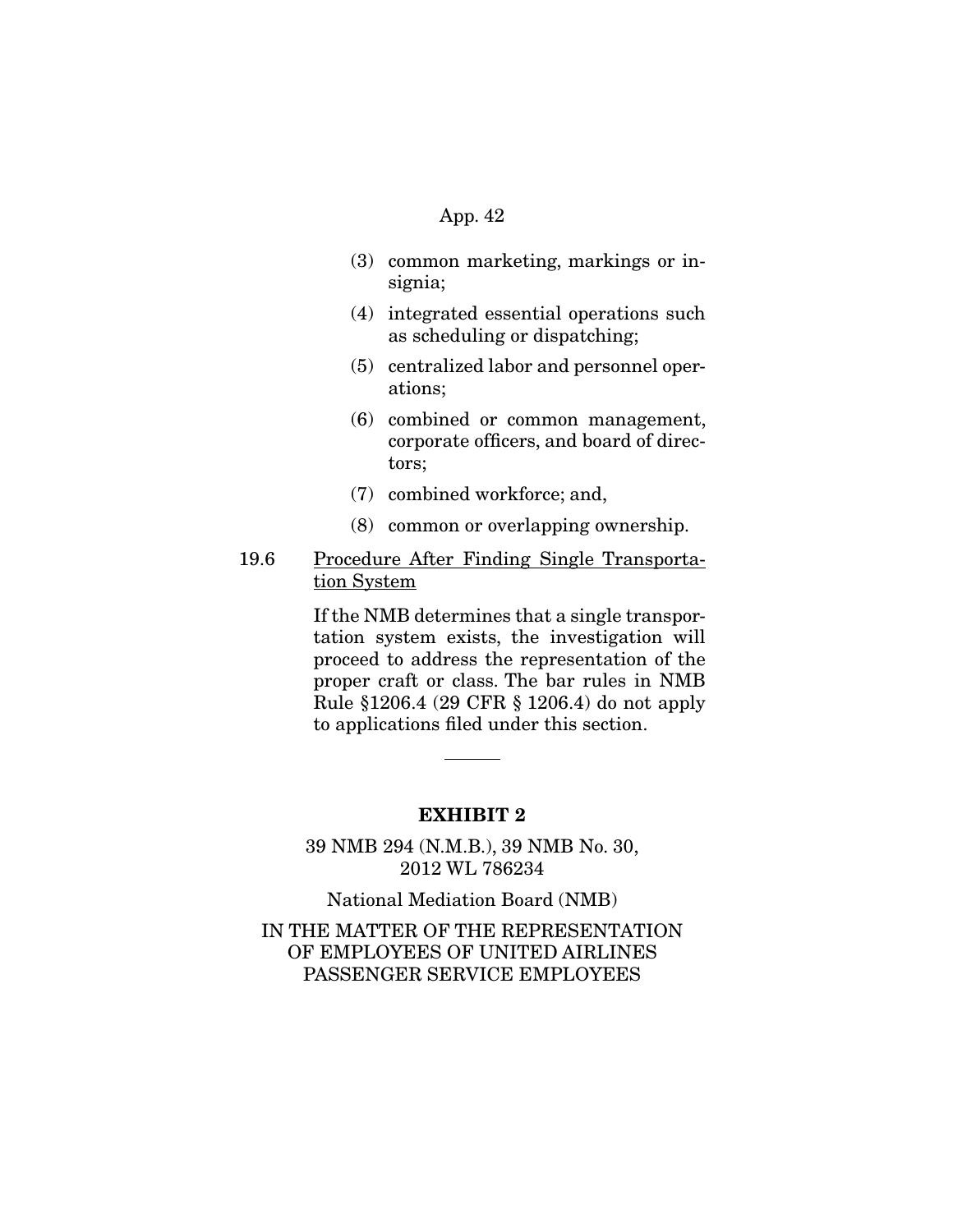(3) common marketing, markings or insignia;

(4) integrated essential operations such as scheduling or dispatching;

(5) centralized labor and personnel operations;

(6) combined or common management, corporate officers, and board of directors;

(7) combined workforce; and,

(8) common or overlapping ownership.

19.6 Procedure After Finding Single Transportation System

If the NMB determines that a single transportation system exists, the investigation will proceed to address the representation of the proper craft or class. The bar rules in NMB Rule §1206.4 (29 CFR § 1206.4) do not apply to applications filed under this section.

---

**EXHIBIT 2**

39 NMB 294 (N.M.B.), 39 NMB No. 30, 2012 WL 786234

National Mediation Board (NMB)

IN THE MATTER OF THE REPRESENTATION OF EMPLOYEES OF UNITED AIRLINES PASSENGER SERVICE EMPLOYEES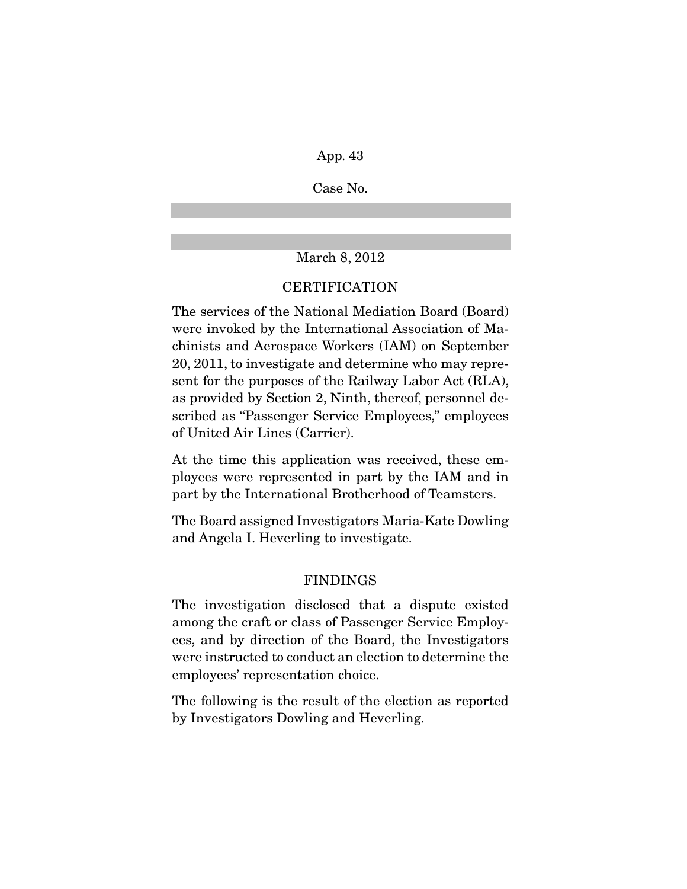Case No.

March 8, 2012

## CERTIFICATION

The services of the National Mediation Board (Board) were invoked by the International Association of Machinists and Aerospace Workers (IAM) on September 20, 2011, to investigate and determine who may represent for the purposes of the Railway Labor Act (RLA), as provided by Section 2, Ninth, thereof, personnel described as "Passenger Service Employees," employees of United Air Lines (Carrier).

At the time this application was received, these employees were represented in part by the IAM and in part by the International Brotherhood of Teamsters.

The Board assigned Investigators Maria-Kate Dowling and Angela I. Heverling to investigate.

## FINDINGS

The investigation disclosed that a dispute existed among the craft or class of Passenger Service Employees, and by direction of the Board, the Investigators were instructed to conduct an election to determine the employees' representation choice.

The following is the result of the election as reported by Investigators Dowling and Heverling.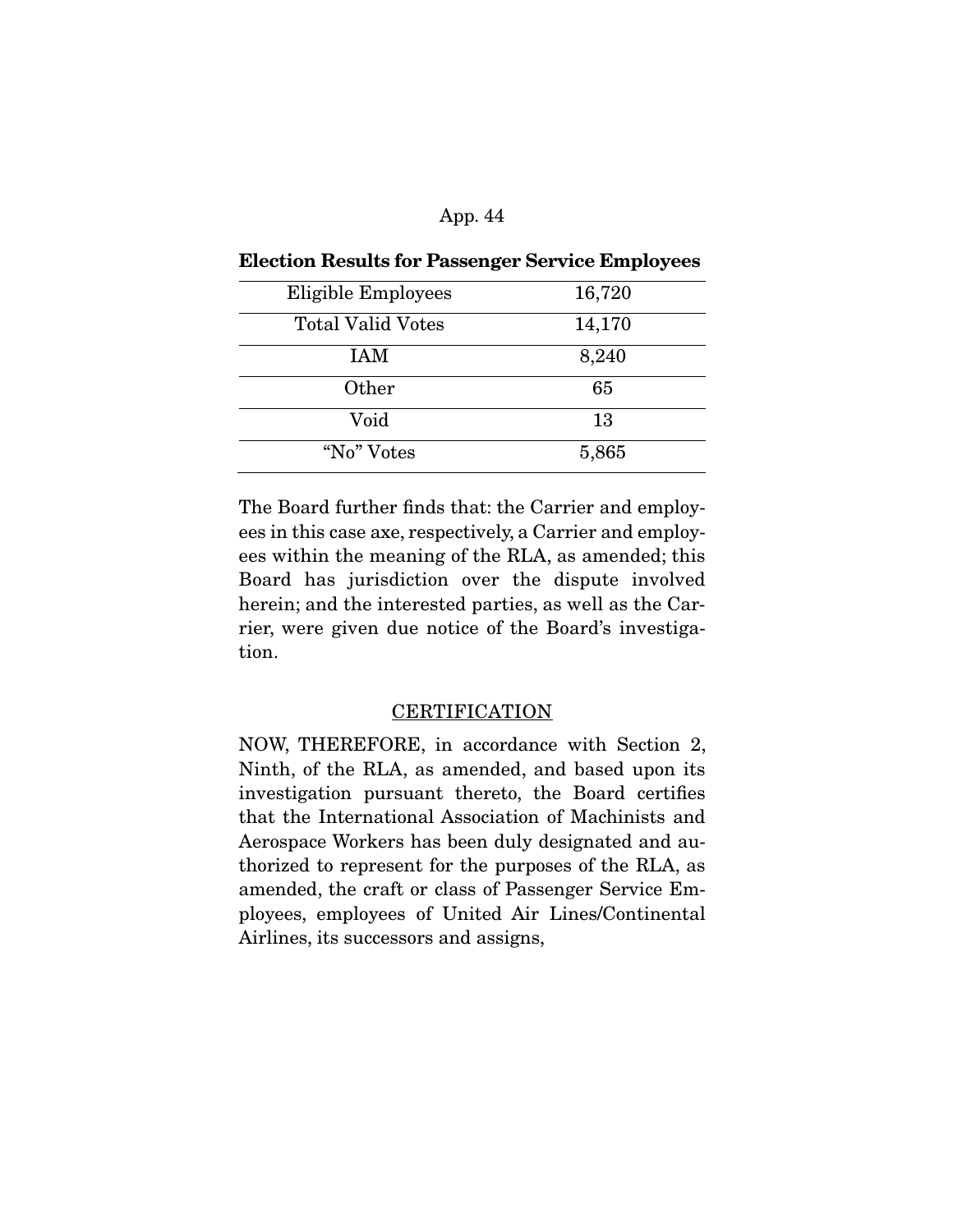**Election Results for Passenger Service Employees**

| | |
|---|---|
| Eligible Employees | 16,720 |
| Total Valid Votes | 14,170 |
| IAM | 8,240 |
| Other | 65 |
| Void | 13 |
| "No" Votes | 5,865 |

The Board further finds that: the Carrier and employees in this case axe, respectively, a Carrier and employees within the meaning of the RLA, as amended; this Board has jurisdiction over the dispute involved herein; and the interested parties, as well as the Carrier, were given due notice of the Board's investigation.

CERTIFICATION

NOW, THEREFORE, in accordance with Section 2, Ninth, of the RLA, as amended, and based upon its investigation pursuant thereto, the Board certifies that the International Association of Machinists and Aerospace Workers has been duly designated and authorized to represent for the purposes of the RLA, as amended, the craft or class of Passenger Service Employees, employees of United Air Lines/Continental Airlines, its successors and assigns,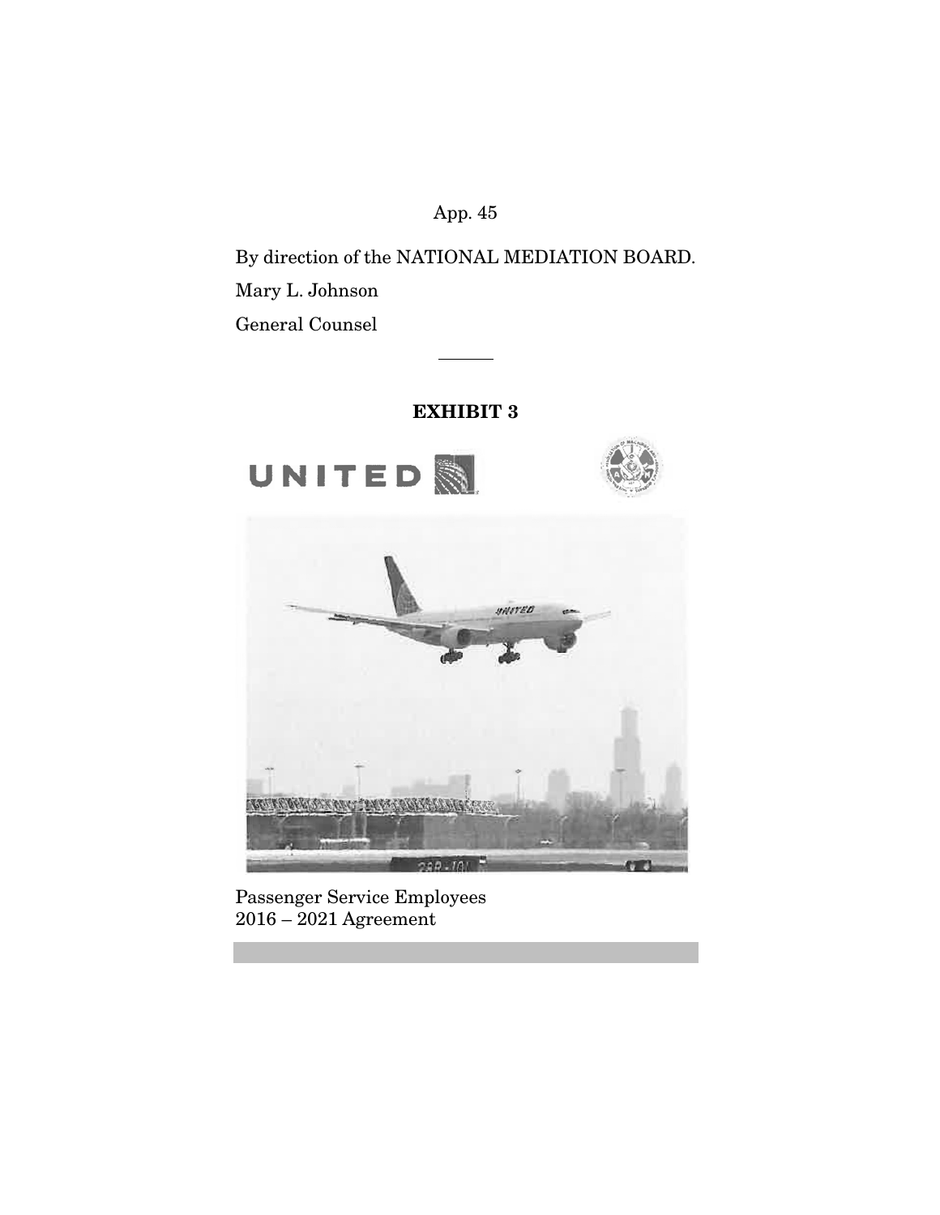By direction of the NATIONAL MEDIATION BOARD.

Mary L. Johnson

General Counsel

---

**EXHIBIT 3**

Passenger Service Employees
2016 – 2021 Agreement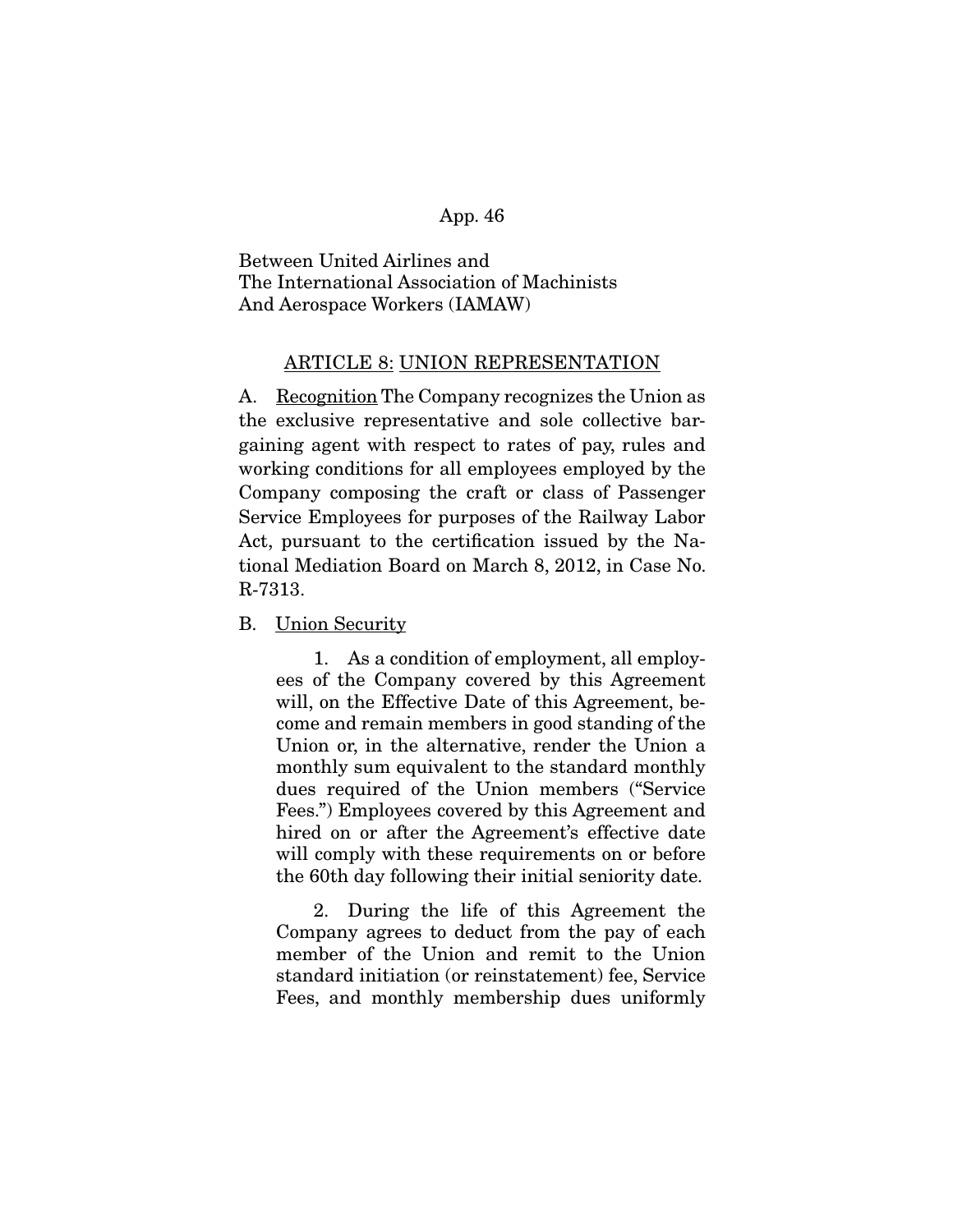Between United Airlines and
The International Association of Machinists
And Aerospace Workers (IAMAW)

## ARTICLE 8: UNION REPRESENTATION

A. Recognition The Company recognizes the Union as the exclusive representative and sole collective bargaining agent with respect to rates of pay, rules and working conditions for all employees employed by the Company composing the craft or class of Passenger Service Employees for purposes of the Railway Labor Act, pursuant to the certification issued by the National Mediation Board on March 8, 2012, in Case No. R-7313.

B. Union Security

1. As a condition of employment, all employees of the Company covered by this Agreement will, on the Effective Date of this Agreement, become and remain members in good standing of the Union or, in the alternative, render the Union a monthly sum equivalent to the standard monthly dues required of the Union members ("Service Fees.") Employees covered by this Agreement and hired on or after the Agreement's effective date will comply with these requirements on or before the 60th day following their initial seniority date.

2. During the life of this Agreement the Company agrees to deduct from the pay of each member of the Union and remit to the Union standard initiation (or reinstatement) fee, Service Fees, and monthly membership dues uniformly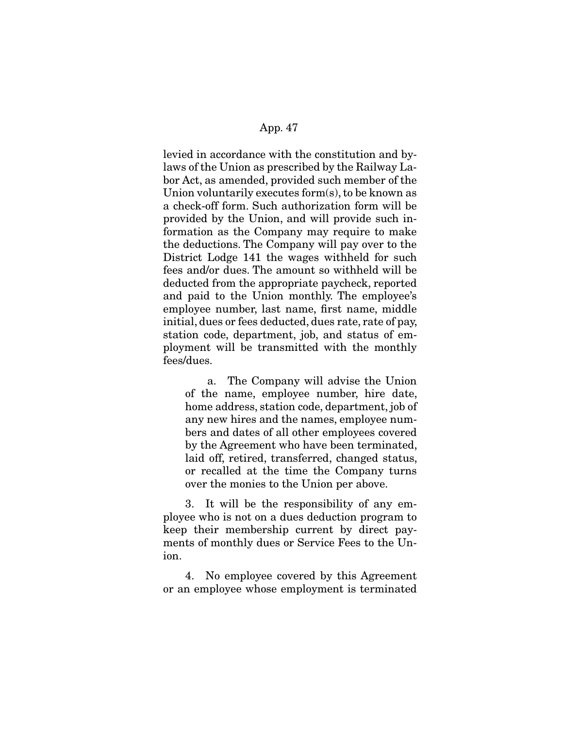levied in accordance with the constitution and bylaws of the Union as prescribed by the Railway Labor Act, as amended, provided such member of the Union voluntarily executes form(s), to be known as a check-off form. Such authorization form will be provided by the Union, and will provide such information as the Company may require to make the deductions. The Company will pay over to the District Lodge 141 the wages withheld for such fees and/or dues. The amount so withheld will be deducted from the appropriate paycheck, reported and paid to the Union monthly. The employee's employee number, last name, first name, middle initial, dues or fees deducted, dues rate, rate of pay, station code, department, job, and status of employment will be transmitted with the monthly fees/dues.

> a. The Company will advise the Union of the name, employee number, hire date, home address, station code, department, job of any new hires and the names, employee numbers and dates of all other employees covered by the Agreement who have been terminated, laid off, retired, transferred, changed status, or recalled at the time the Company turns over the monies to the Union per above.

3. It will be the responsibility of any employee who is not on a dues deduction program to keep their membership current by direct payments of monthly dues or Service Fees to the Union.

4. No employee covered by this Agreement or an employee whose employment is terminated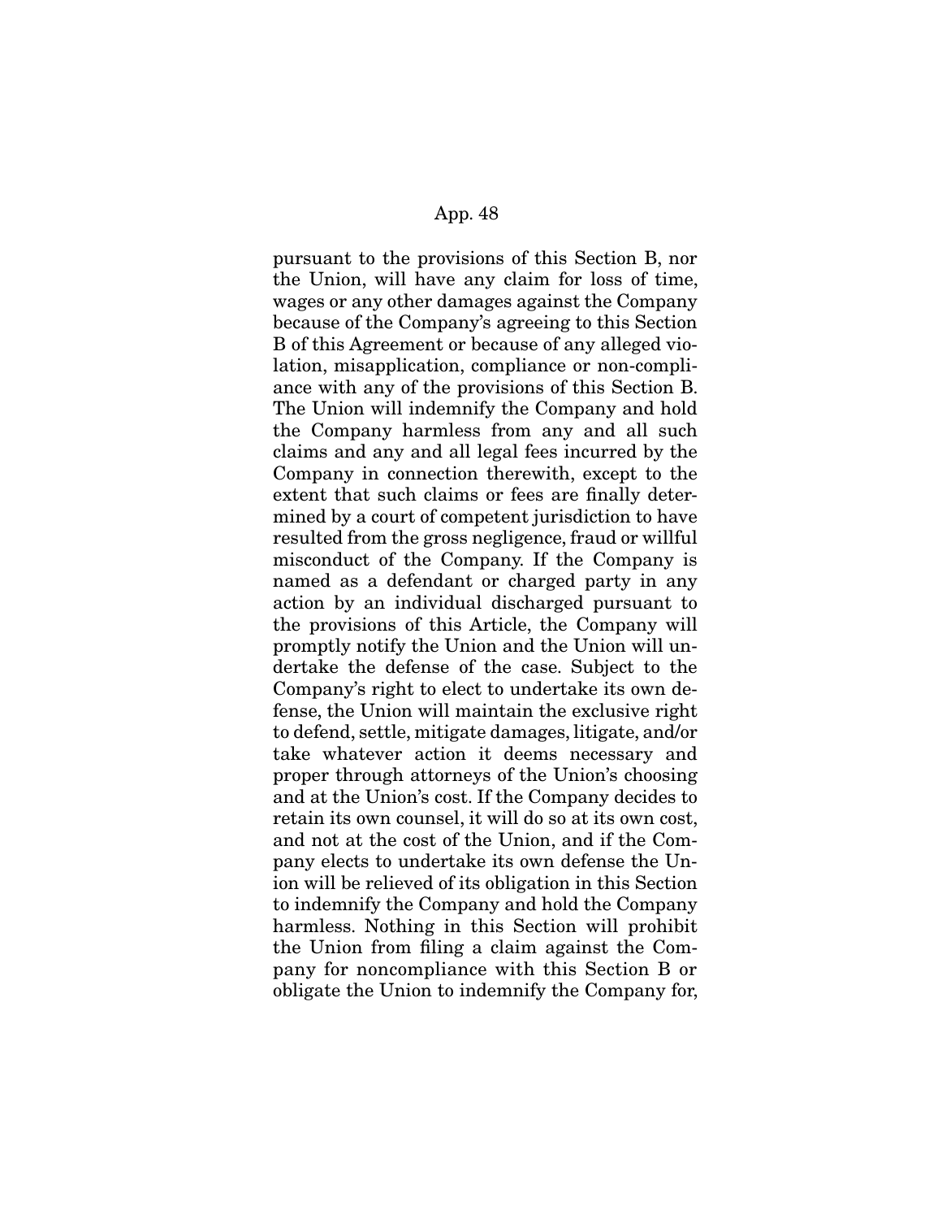pursuant to the provisions of this Section B, nor the Union, will have any claim for loss of time, wages or any other damages against the Company because of the Company's agreeing to this Section B of this Agreement or because of any alleged violation, misapplication, compliance or non-compliance with any of the provisions of this Section B. The Union will indemnify the Company and hold the Company harmless from any and all such claims and any and all legal fees incurred by the Company in connection therewith, except to the extent that such claims or fees are finally determined by a court of competent jurisdiction to have resulted from the gross negligence, fraud or willful misconduct of the Company. If the Company is named as a defendant or charged party in any action by an individual discharged pursuant to the provisions of this Article, the Company will promptly notify the Union and the Union will undertake the defense of the case. Subject to the Company's right to elect to undertake its own defense, the Union will maintain the exclusive right to defend, settle, mitigate damages, litigate, and/or take whatever action it deems necessary and proper through attorneys of the Union's choosing and at the Union's cost. If the Company decides to retain its own counsel, it will do so at its own cost, and not at the cost of the Union, and if the Company elects to undertake its own defense the Union will be relieved of its obligation in this Section to indemnify the Company and hold the Company harmless. Nothing in this Section will prohibit the Union from filing a claim against the Company for noncompliance with this Section B or obligate the Union to indemnify the Company for,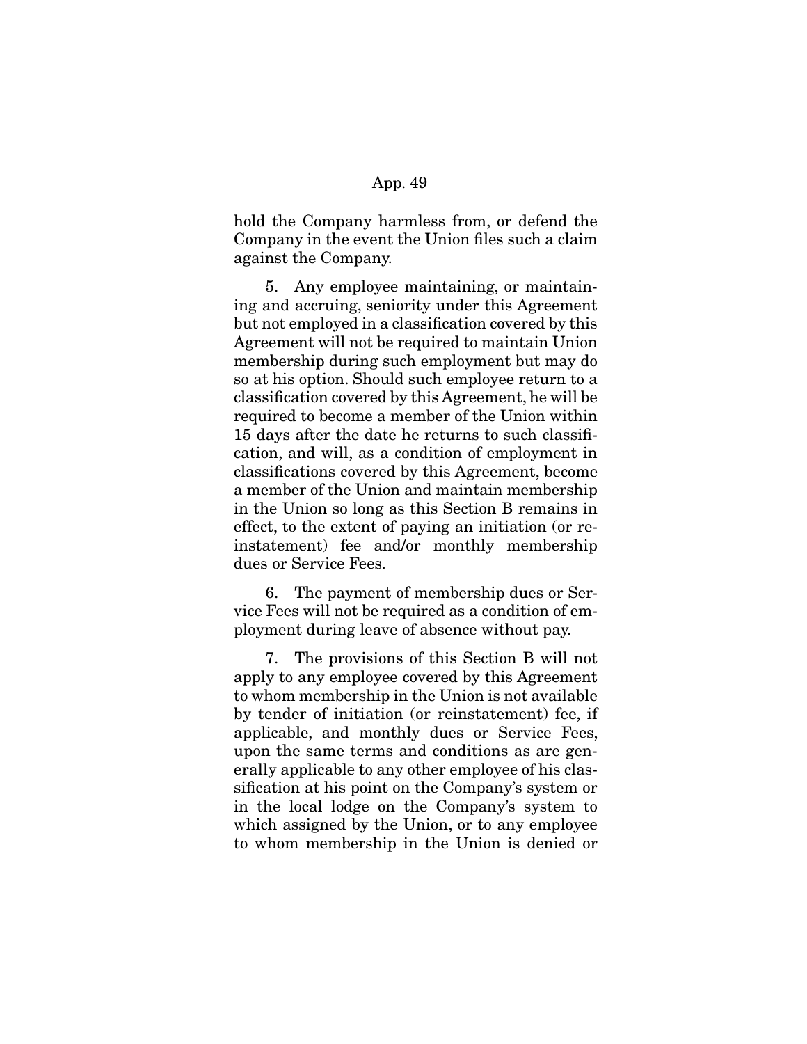hold the Company harmless from, or defend the Company in the event the Union files such a claim against the Company.

5. Any employee maintaining, or maintaining and accruing, seniority under this Agreement but not employed in a classification covered by this Agreement will not be required to maintain Union membership during such employment but may do so at his option. Should such employee return to a classification covered by this Agreement, he will be required to become a member of the Union within 15 days after the date he returns to such classification, and will, as a condition of employment in classifications covered by this Agreement, become a member of the Union and maintain membership in the Union so long as this Section B remains in effect, to the extent of paying an initiation (or reinstatement) fee and/or monthly membership dues or Service Fees.

6. The payment of membership dues or Service Fees will not be required as a condition of employment during leave of absence without pay.

7. The provisions of this Section B will not apply to any employee covered by this Agreement to whom membership in the Union is not available by tender of initiation (or reinstatement) fee, if applicable, and monthly dues or Service Fees, upon the same terms and conditions as are generally applicable to any other employee of his classification at his point on the Company's system or in the local lodge on the Company's system to which assigned by the Union, or to any employee to whom membership in the Union is denied or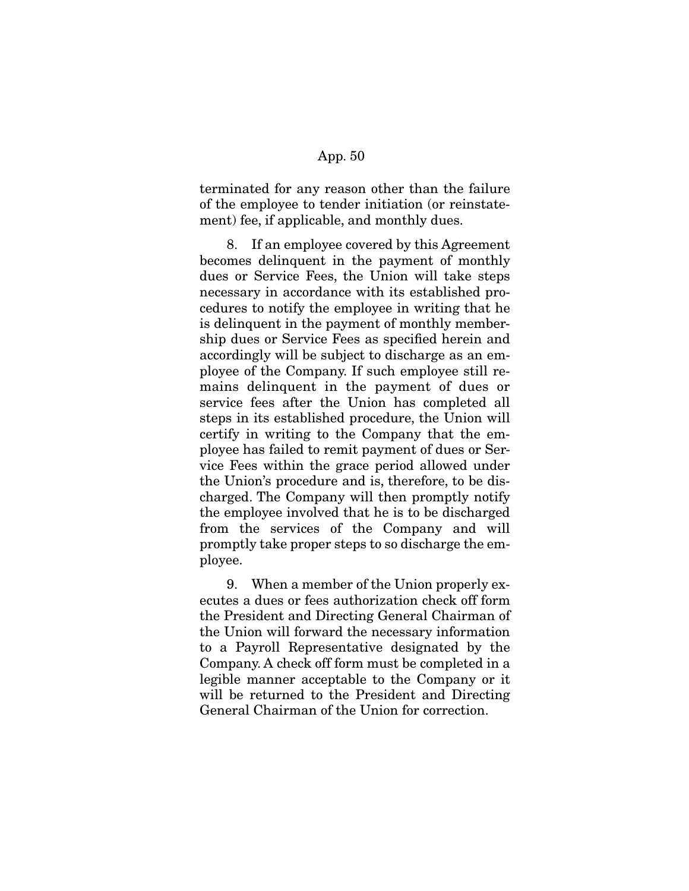terminated for any reason other than the failure of the employee to tender initiation (or reinstatement) fee, if applicable, and monthly dues.

8. If an employee covered by this Agreement becomes delinquent in the payment of monthly dues or Service Fees, the Union will take steps necessary in accordance with its established procedures to notify the employee in writing that he is delinquent in the payment of monthly membership dues or Service Fees as specified herein and accordingly will be subject to discharge as an employee of the Company. If such employee still remains delinquent in the payment of dues or service fees after the Union has completed all steps in its established procedure, the Union will certify in writing to the Company that the employee has failed to remit payment of dues or Service Fees within the grace period allowed under the Union's procedure and is, therefore, to be discharged. The Company will then promptly notify the employee involved that he is to be discharged from the services of the Company and will promptly take proper steps to so discharge the employee.

9. When a member of the Union properly executes a dues or fees authorization check off form the President and Directing General Chairman of the Union will forward the necessary information to a Payroll Representative designated by the Company. A check off form must be completed in a legible manner acceptable to the Company or it will be returned to the President and Directing General Chairman of the Union for correction.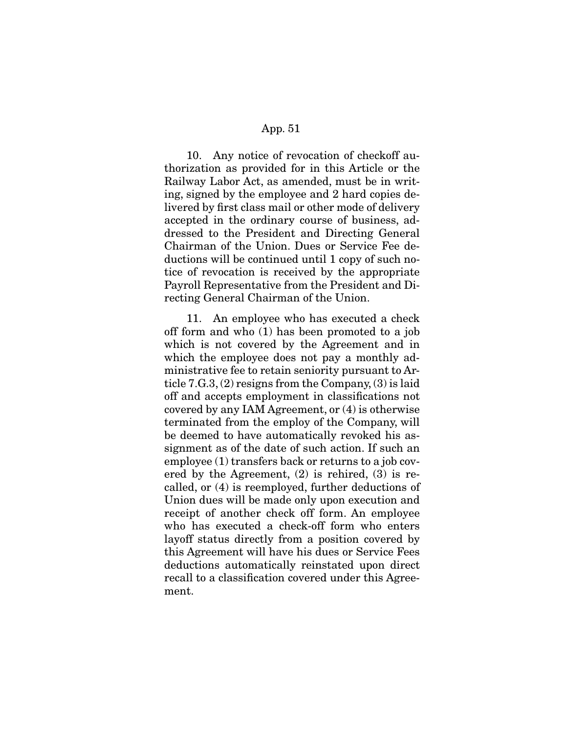10. Any notice of revocation of checkoff authorization as provided for in this Article or the Railway Labor Act, as amended, must be in writing, signed by the employee and 2 hard copies delivered by first class mail or other mode of delivery accepted in the ordinary course of business, addressed to the President and Directing General Chairman of the Union. Dues or Service Fee deductions will be continued until 1 copy of such notice of revocation is received by the appropriate Payroll Representative from the President and Directing General Chairman of the Union.

11. An employee who has executed a check off form and who (1) has been promoted to a job which is not covered by the Agreement and in which the employee does not pay a monthly administrative fee to retain seniority pursuant to Article 7.G.3, (2) resigns from the Company, (3) is laid off and accepts employment in classifications not covered by any IAM Agreement, or (4) is otherwise terminated from the employ of the Company, will be deemed to have automatically revoked his assignment as of the date of such action. If such an employee (1) transfers back or returns to a job covered by the Agreement, (2) is rehired, (3) is recalled, or (4) is reemployed, further deductions of Union dues will be made only upon execution and receipt of another check off form. An employee who has executed a check-off form who enters layoff status directly from a position covered by this Agreement will have his dues or Service Fees deductions automatically reinstated upon direct recall to a classification covered under this Agreement.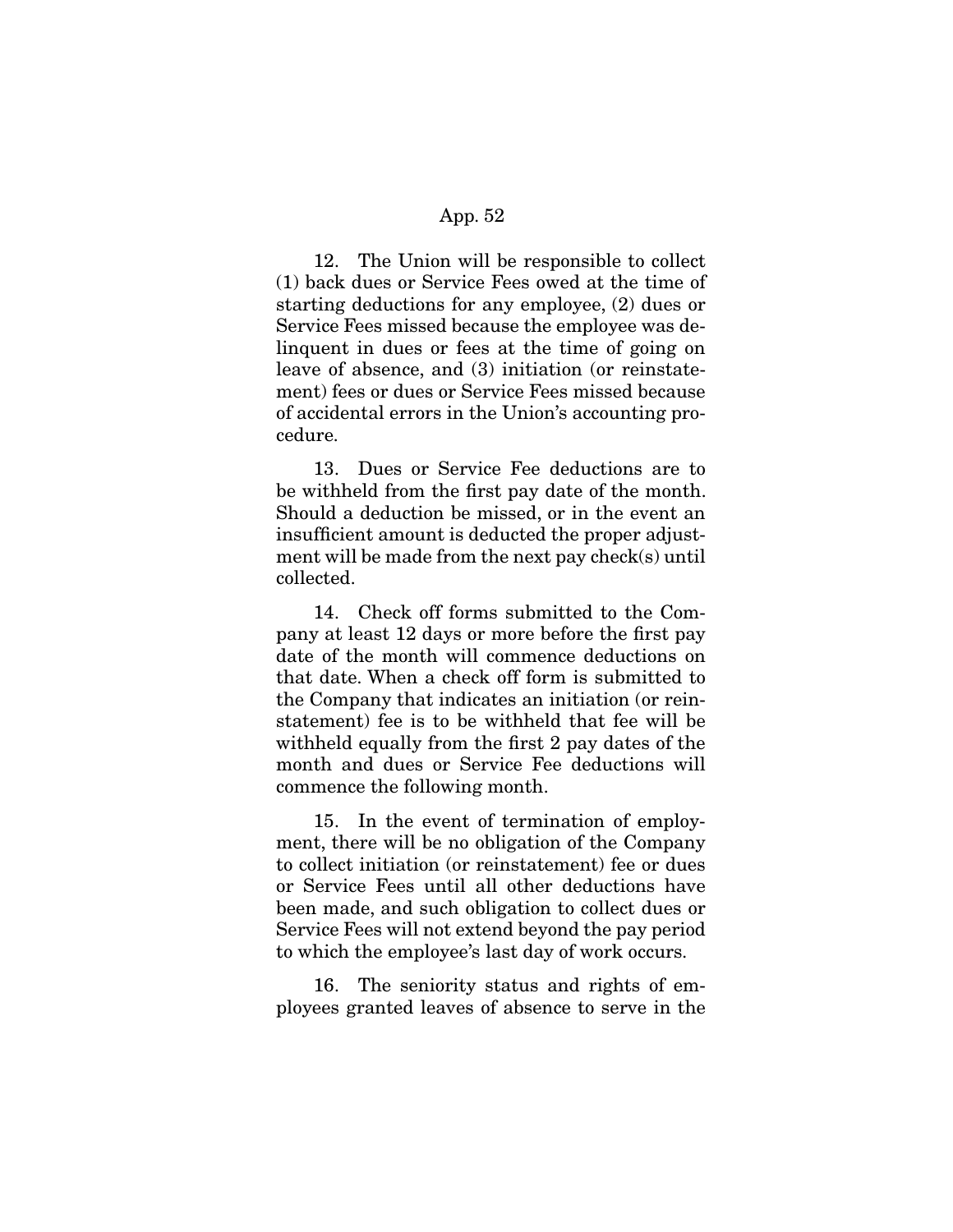12. The Union will be responsible to collect (1) back dues or Service Fees owed at the time of starting deductions for any employee, (2) dues or Service Fees missed because the employee was delinquent in dues or fees at the time of going on leave of absence, and (3) initiation (or reinstatement) fees or dues or Service Fees missed because of accidental errors in the Union's accounting procedure.

13. Dues or Service Fee deductions are to be withheld from the first pay date of the month. Should a deduction be missed, or in the event an insufficient amount is deducted the proper adjustment will be made from the next pay check(s) until collected.

14. Check off forms submitted to the Company at least 12 days or more before the first pay date of the month will commence deductions on that date. When a check off form is submitted to the Company that indicates an initiation (or reinstatement) fee is to be withheld that fee will be withheld equally from the first 2 pay dates of the month and dues or Service Fee deductions will commence the following month.

15. In the event of termination of employment, there will be no obligation of the Company to collect initiation (or reinstatement) fee or dues or Service Fees until all other deductions have been made, and such obligation to collect dues or Service Fees will not extend beyond the pay period to which the employee's last day of work occurs.

16. The seniority status and rights of employees granted leaves of absence to serve in the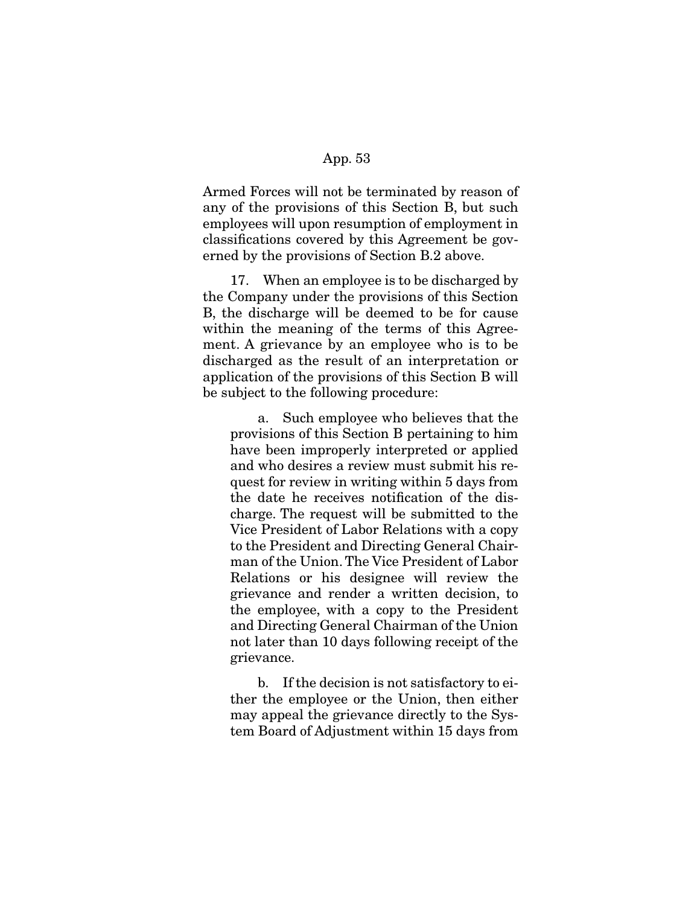Armed Forces will not be terminated by reason of any of the provisions of this Section B, but such employees will upon resumption of employment in classifications covered by this Agreement be governed by the provisions of Section B.2 above.

17. When an employee is to be discharged by the Company under the provisions of this Section B, the discharge will be deemed to be for cause within the meaning of the terms of this Agreement. A grievance by an employee who is to be discharged as the result of an interpretation or application of the provisions of this Section B will be subject to the following procedure:

> a. Such employee who believes that the provisions of this Section B pertaining to him have been improperly interpreted or applied and who desires a review must submit his request for review in writing within 5 days from the date he receives notification of the discharge. The request will be submitted to the Vice President of Labor Relations with a copy to the President and Directing General Chairman of the Union. The Vice President of Labor Relations or his designee will review the grievance and render a written decision, to the employee, with a copy to the President and Directing General Chairman of the Union not later than 10 days following receipt of the grievance.
>
> b. If the decision is not satisfactory to either the employee or the Union, then either may appeal the grievance directly to the System Board of Adjustment within 15 days from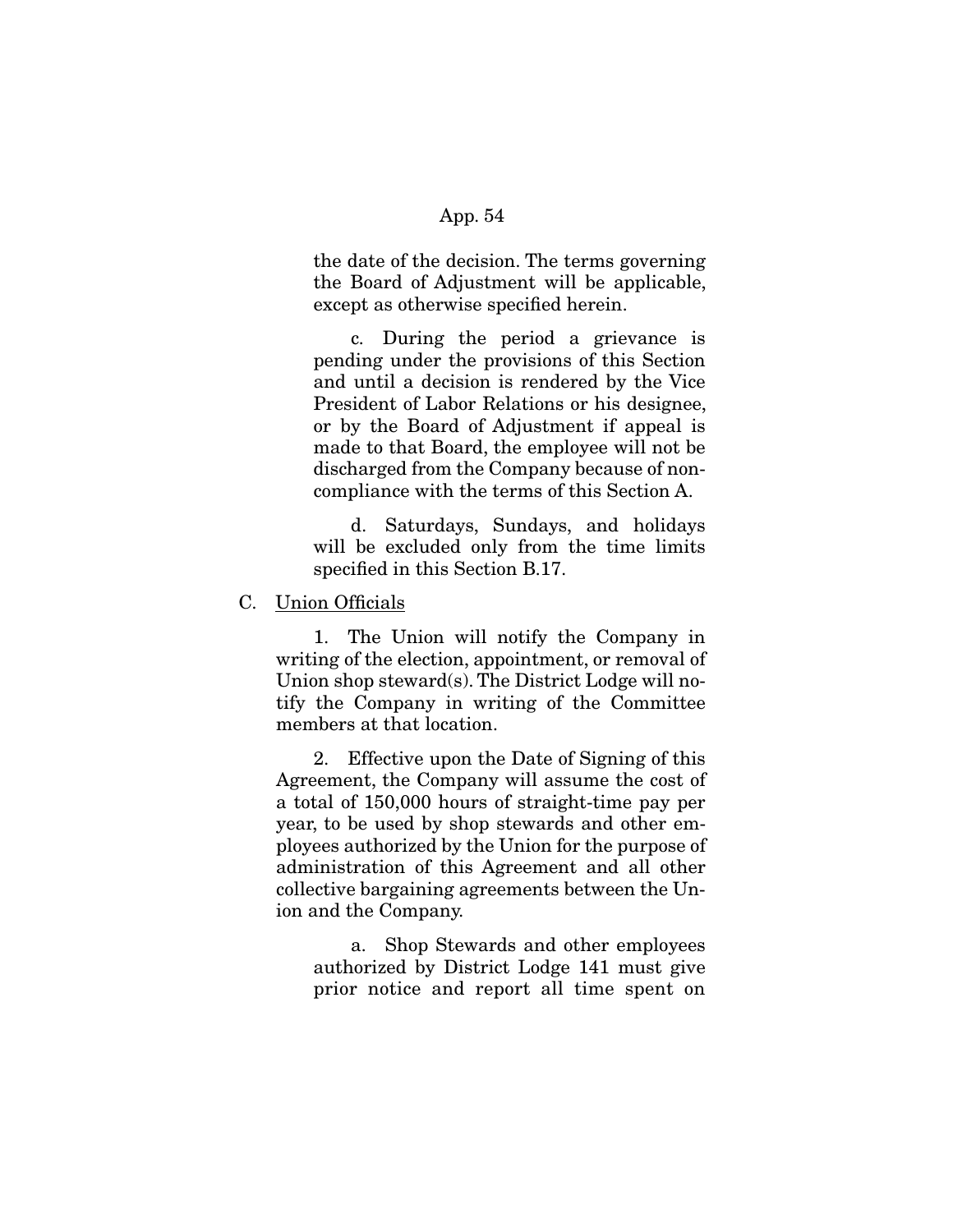the date of the decision. The terms governing the Board of Adjustment will be applicable, except as otherwise specified herein.

c. During the period a grievance is pending under the provisions of this Section and until a decision is rendered by the Vice President of Labor Relations or his designee, or by the Board of Adjustment if appeal is made to that Board, the employee will not be discharged from the Company because of noncompliance with the terms of this Section A.

d. Saturdays, Sundays, and holidays will be excluded only from the time limits specified in this Section B.17.

C. Union Officials

1. The Union will notify the Company in writing of the election, appointment, or removal of Union shop steward(s). The District Lodge will notify the Company in writing of the Committee members at that location.

2. Effective upon the Date of Signing of this Agreement, the Company will assume the cost of a total of 150,000 hours of straight-time pay per year, to be used by shop stewards and other employees authorized by the Union for the purpose of administration of this Agreement and all other collective bargaining agreements between the Union and the Company.

a. Shop Stewards and other employees authorized by District Lodge 141 must give prior notice and report all time spent on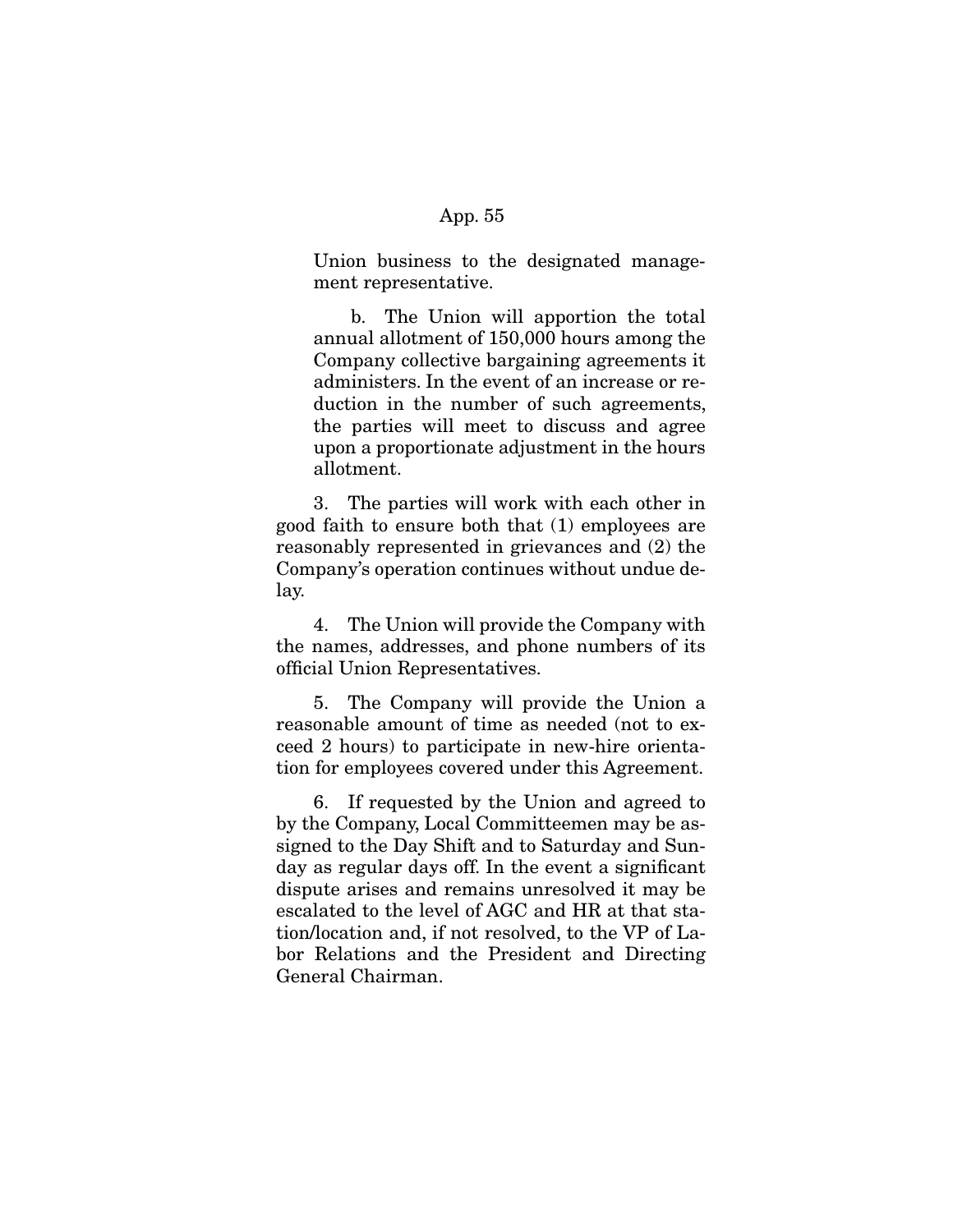Union business to the designated management representative.

b. The Union will apportion the total annual allotment of 150,000 hours among the Company collective bargaining agreements it administers. In the event of an increase or reduction in the number of such agreements, the parties will meet to discuss and agree upon a proportionate adjustment in the hours allotment.

3. The parties will work with each other in good faith to ensure both that (1) employees are reasonably represented in grievances and (2) the Company's operation continues without undue delay.

4. The Union will provide the Company with the names, addresses, and phone numbers of its official Union Representatives.

5. The Company will provide the Union a reasonable amount of time as needed (not to exceed 2 hours) to participate in new-hire orientation for employees covered under this Agreement.

6. If requested by the Union and agreed to by the Company, Local Committeemen may be assigned to the Day Shift and to Saturday and Sunday as regular days off. In the event a significant dispute arises and remains unresolved it may be escalated to the level of AGC and HR at that station/location and, if not resolved, to the VP of Labor Relations and the President and Directing General Chairman.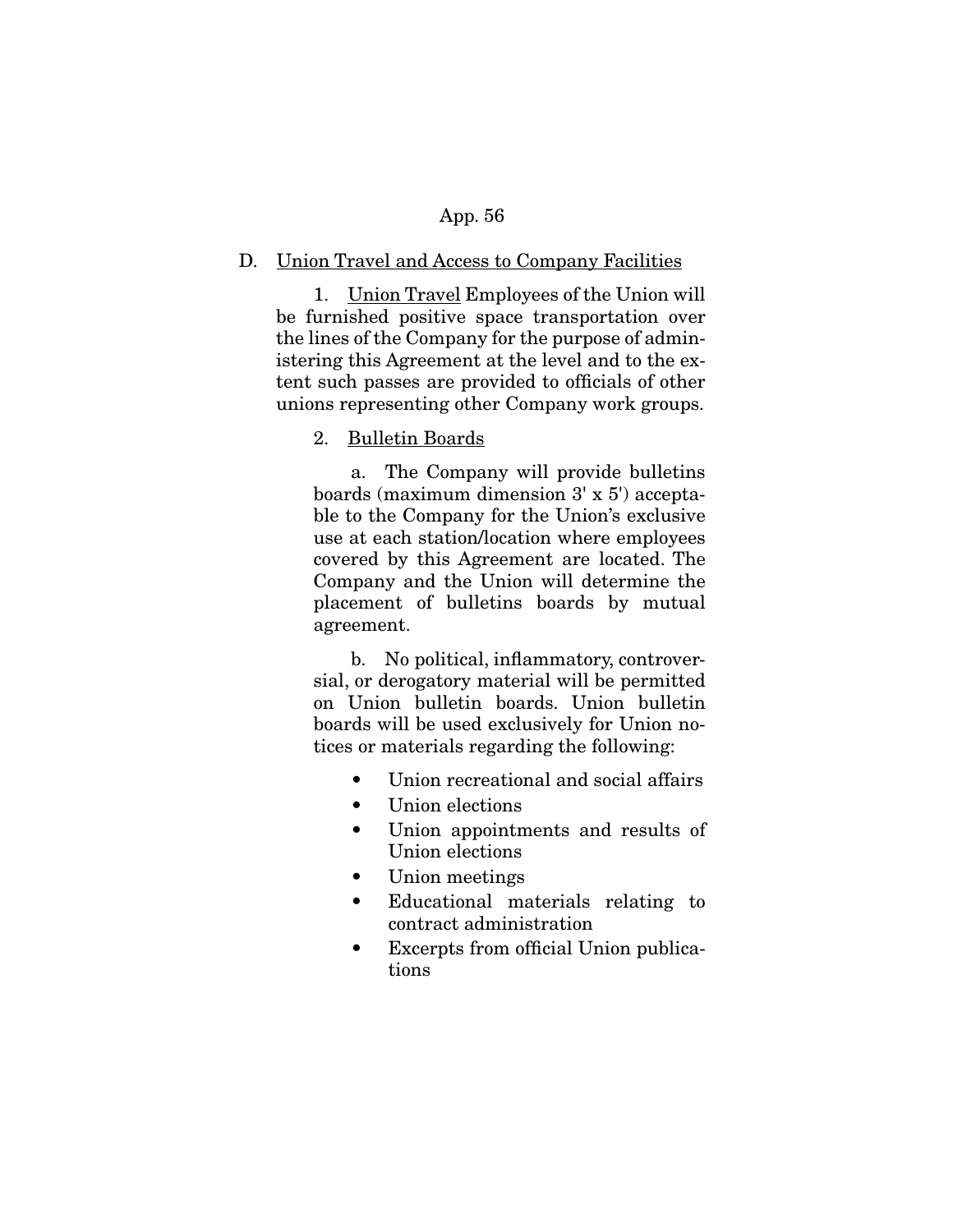D. Union Travel and Access to Company Facilities

1. Union Travel Employees of the Union will be furnished positive space transportation over the lines of the Company for the purpose of administering this Agreement at the level and to the extent such passes are provided to officials of other unions representing other Company work groups.

2. Bulletin Boards

a. The Company will provide bulletins boards (maximum dimension 3' x 5') acceptable to the Company for the Union's exclusive use at each station/location where employees covered by this Agreement are located. The Company and the Union will determine the placement of bulletins boards by mutual agreement.

b. No political, inflammatory, controversial, or derogatory material will be permitted on Union bulletin boards. Union bulletin boards will be used exclusively for Union notices or materials regarding the following:

- Union recreational and social affairs
- Union elections
- Union appointments and results of Union elections
- Union meetings
- Educational materials relating to contract administration
- Excerpts from official Union publications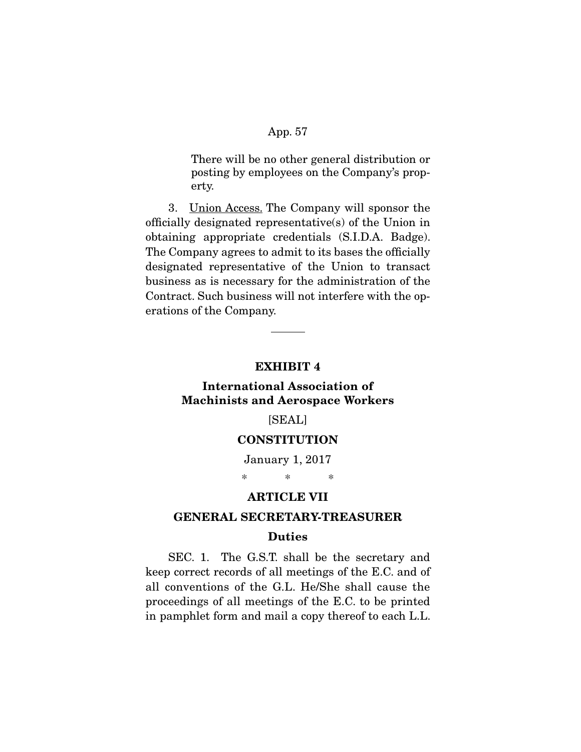There will be no other general distribution or posting by employees on the Company's property.

3. Union Access. The Company will sponsor the officially designated representative(s) of the Union in obtaining appropriate credentials (S.I.D.A. Badge). The Company agrees to admit to its bases the officially designated representative of the Union to transact business as is necessary for the administration of the Contract. Such business will not interfere with the operations of the Company.

---

## EXHIBIT 4

## International Association of Machinists and Aerospace Workers

[SEAL]

## CONSTITUTION

January 1, 2017

\*    \*    \*

## ARTICLE VII

## GENERAL SECRETARY-TREASURER

### Duties

SEC. 1. The G.S.T. shall be the secretary and keep correct records of all meetings of the E.C. and of all conventions of the G.L. He/She shall cause the proceedings of all meetings of the E.C. to be printed in pamphlet form and mail a copy thereof to each L.L.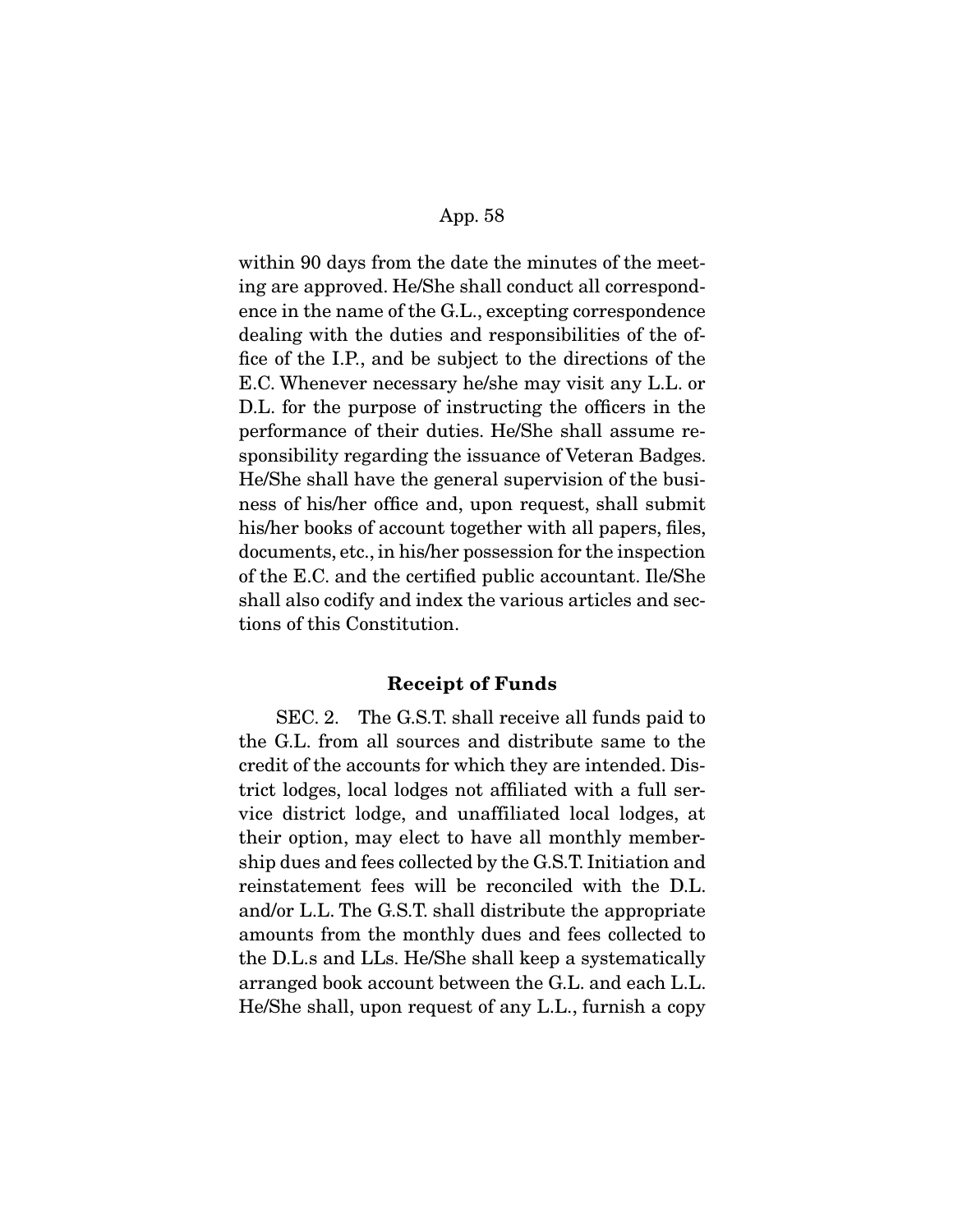within 90 days from the date the minutes of the meeting are approved. He/She shall conduct all correspondence in the name of the G.L., excepting correspondence dealing with the duties and responsibilities of the office of the I.P., and be subject to the directions of the E.C. Whenever necessary he/she may visit any L.L. or D.L. for the purpose of instructing the officers in the performance of their duties. He/She shall assume responsibility regarding the issuance of Veteran Badges. He/She shall have the general supervision of the business of his/her office and, upon request, shall submit his/her books of account together with all papers, files, documents, etc., in his/her possession for the inspection of the E.C. and the certified public accountant. He/She shall also codify and index the various articles and sections of this Constitution.

### Receipt of Funds

SEC. 2. The G.S.T. shall receive all funds paid to the G.L. from all sources and distribute same to the credit of the accounts for which they are intended. District lodges, local lodges not affiliated with a full service district lodge, and unaffiliated local lodges, at their option, may elect to have all monthly membership dues and fees collected by the G.S.T. Initiation and reinstatement fees will be reconciled with the D.L. and/or L.L. The G.S.T. shall distribute the appropriate amounts from the monthly dues and fees collected to the D.L.s and LLs. He/She shall keep a systematically arranged book account between the G.L. and each L.L. He/She shall, upon request of any L.L., furnish a copy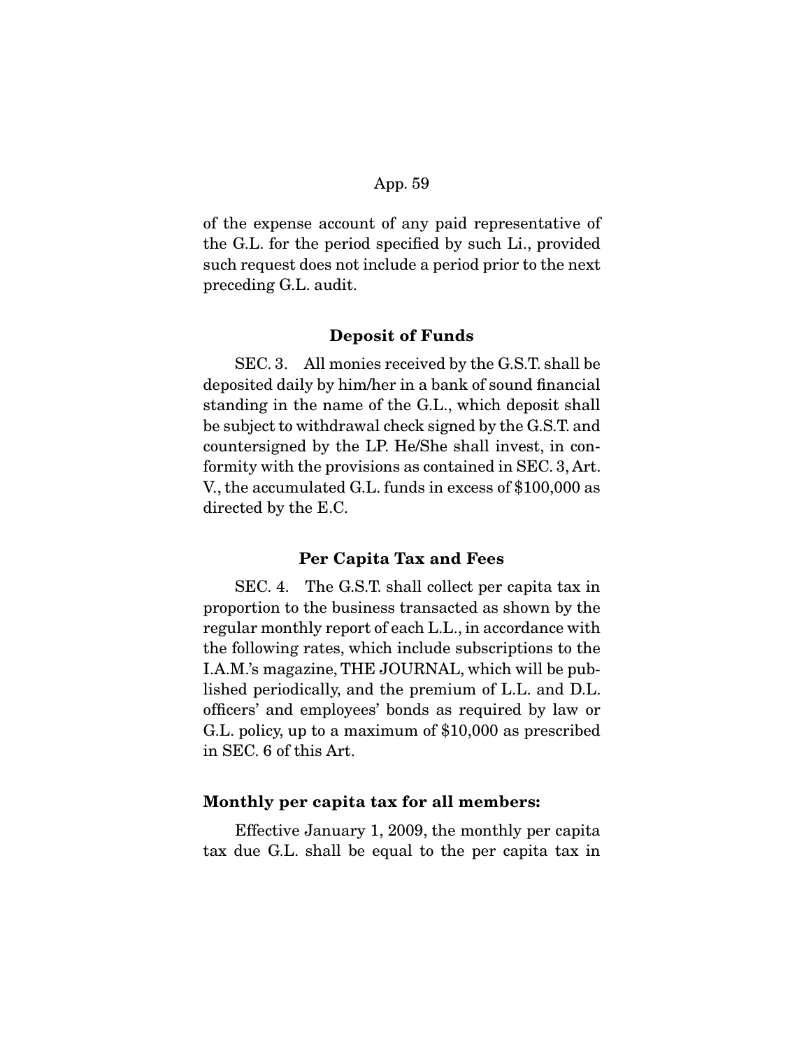of the expense account of any paid representative of the G.L. for the period specified by such Li., provided such request does not include a period prior to the next preceding G.L. audit.

### Deposit of Funds

SEC. 3. All monies received by the G.S.T. shall be deposited daily by him/her in a bank of sound financial standing in the name of the G.L., which deposit shall be subject to withdrawal check signed by the G.S.T. and countersigned by the LP. He/She shall invest, in conformity with the provisions as contained in SEC. 3, Art. V., the accumulated G.L. funds in excess of $100,000 as directed by the E.C.

### Per Capita Tax and Fees

SEC. 4. The G.S.T. shall collect per capita tax in proportion to the business transacted as shown by the regular monthly report of each L.L., in accordance with the following rates, which include subscriptions to the I.A.M.'s magazine, THE JOURNAL, which will be published periodically, and the premium of L.L. and D.L. officers' and employees' bonds as required by law or G.L. policy, up to a maximum of $10,000 as prescribed in SEC. 6 of this Art.

**Monthly per capita tax for all members:**

Effective January 1, 2009, the monthly per capita tax due G.L. shall be equal to the per capita tax in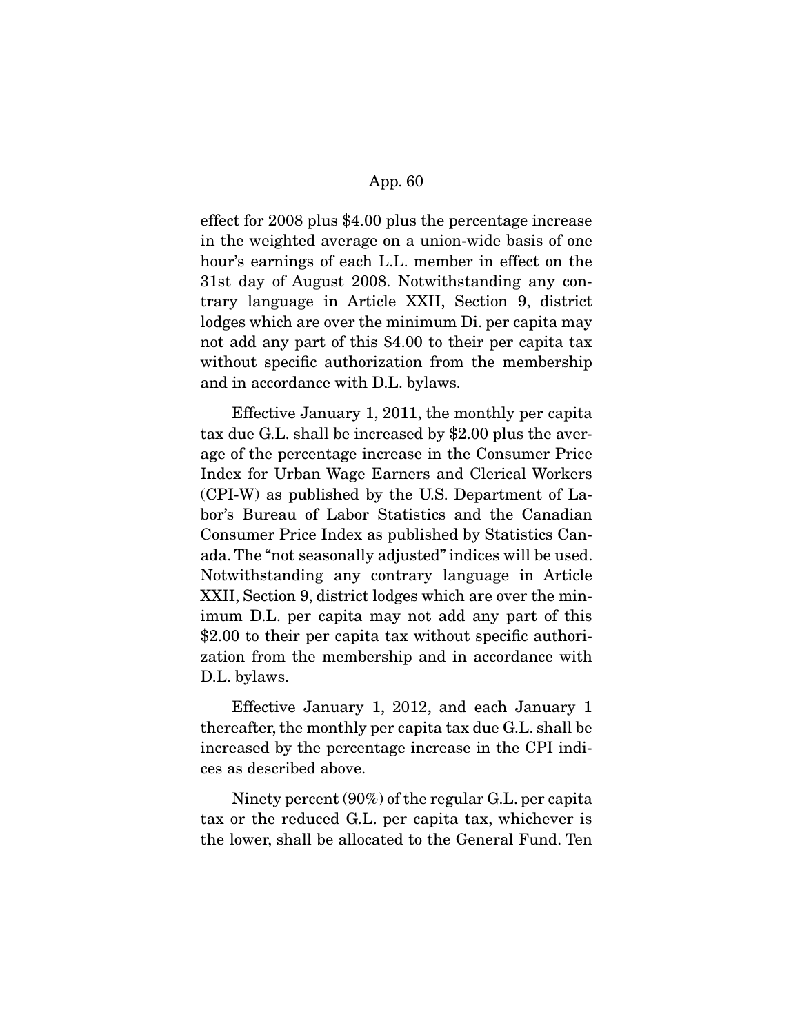effect for 2008 plus $4.00 plus the percentage increase in the weighted average on a union-wide basis of one hour's earnings of each L.L. member in effect on the 31st day of August 2008. Notwithstanding any contrary language in Article XXII, Section 9, district lodges which are over the minimum Di. per capita may not add any part of this $4.00 to their per capita tax without specific authorization from the membership and in accordance with D.L. bylaws.

Effective January 1, 2011, the monthly per capita tax due G.L. shall be increased by $2.00 plus the average of the percentage increase in the Consumer Price Index for Urban Wage Earners and Clerical Workers (CPI-W) as published by the U.S. Department of Labor's Bureau of Labor Statistics and the Canadian Consumer Price Index as published by Statistics Canada. The "not seasonally adjusted" indices will be used. Notwithstanding any contrary language in Article XXII, Section 9, district lodges which are over the minimum D.L. per capita may not add any part of this $2.00 to their per capita tax without specific authorization from the membership and in accordance with D.L. bylaws.

Effective January 1, 2012, and each January 1 thereafter, the monthly per capita tax due G.L. shall be increased by the percentage increase in the CPI indices as described above.

Ninety percent (90%) of the regular G.L. per capita tax or the reduced G.L. per capita tax, whichever is the lower, shall be allocated to the General Fund. Ten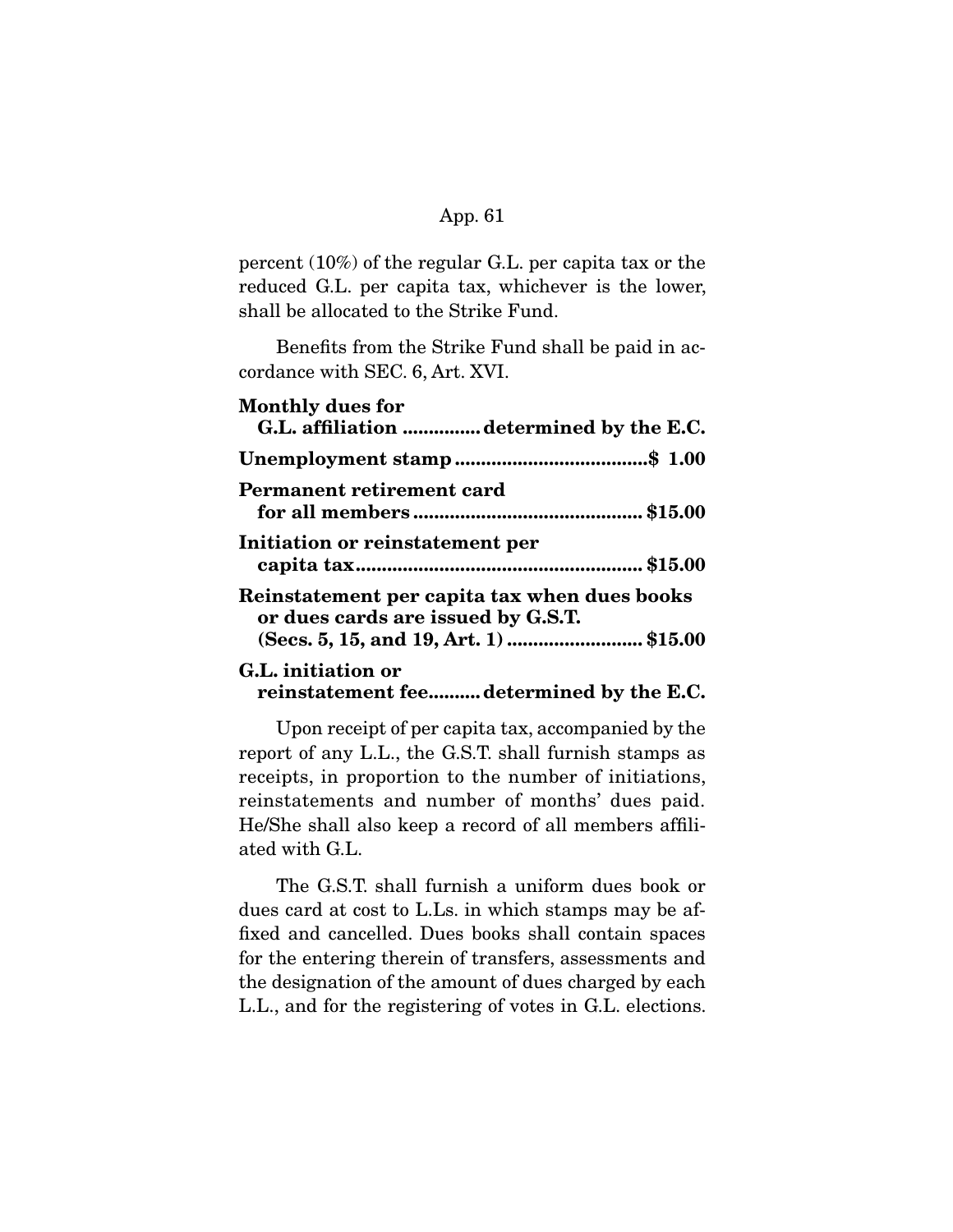percent (10%) of the regular G.L. per capita tax or the reduced G.L. per capita tax, whichever is the lower, shall be allocated to the Strike Fund.

Benefits from the Strike Fund shall be paid in accordance with SEC. 6, Art. XVI.

**Monthly dues for G.L. affiliation .............. determined by the E.C.**

**Unemployment stamp .................................... $ 1.00**

**Permanent retirement card for all members ........................................... $15.00**

**Initiation or reinstatement per capita tax...................................................... $15.00**

**Reinstatement per capita tax when dues books or dues cards are issued by G.S.T. (Secs. 5, 15, and 19, Art. 1) ......................... $15.00**

**G.L. initiation or reinstatement fee.......... determined by the E.C.**

Upon receipt of per capita tax, accompanied by the report of any L.L., the G.S.T. shall furnish stamps as receipts, in proportion to the number of initiations, reinstatements and number of months' dues paid. He/She shall also keep a record of all members affiliated with G.L.

The G.S.T. shall furnish a uniform dues book or dues card at cost to L.Ls. in which stamps may be affixed and cancelled. Dues books shall contain spaces for the entering therein of transfers, assessments and the designation of the amount of dues charged by each L.L., and for the registering of votes in G.L. elections.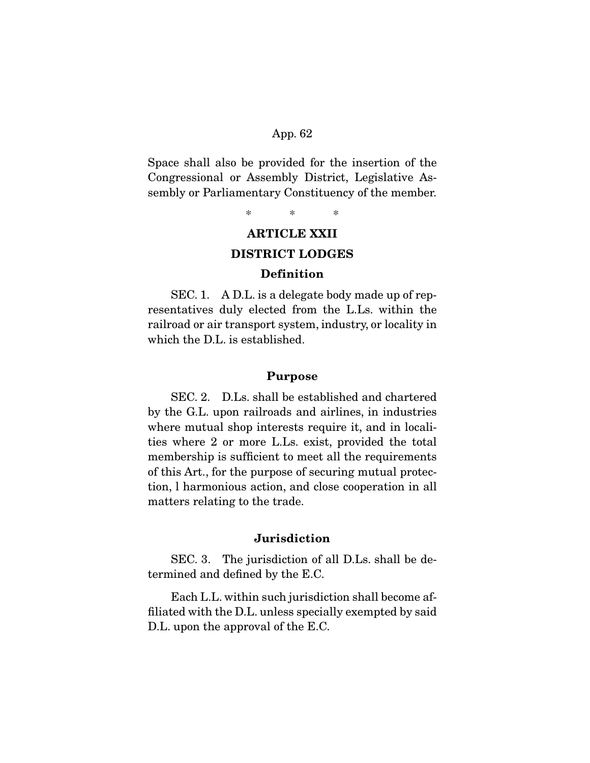Space shall also be provided for the insertion of the Congressional or Assembly District, Legislative Assembly or Parliamentary Constituency of the member.

\*  \*  \*

## ARTICLE XXII

## DISTRICT LODGES

### Definition

SEC. 1. A D.L. is a delegate body made up of representatives duly elected from the L.Ls. within the railroad or air transport system, industry, or locality in which the D.L. is established.

### Purpose

SEC. 2. D.Ls. shall be established and chartered by the G.L. upon railroads and airlines, in industries where mutual shop interests require it, and in localities where 2 or more L.Ls. exist, provided the total membership is sufficient to meet all the requirements of this Art., for the purpose of securing mutual protection, l harmonious action, and close cooperation in all matters relating to the trade.

### Jurisdiction

SEC. 3. The jurisdiction of all D.Ls. shall be determined and defined by the E.C.

Each L.L. within such jurisdiction shall become affiliated with the D.L. unless specially exempted by said D.L. upon the approval of the E.C.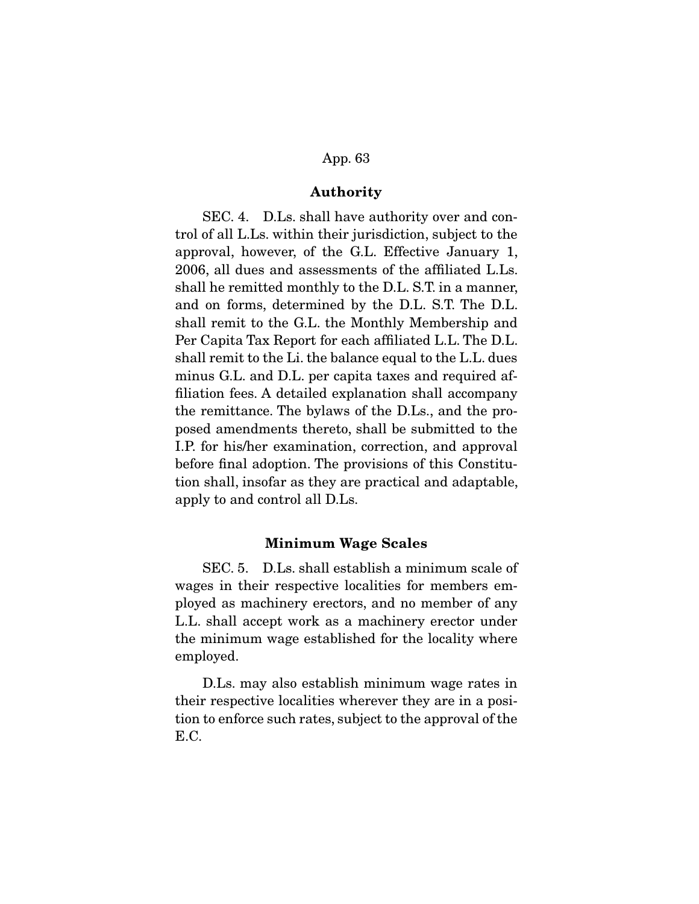### Authority

SEC. 4. D.Ls. shall have authority over and control of all L.Ls. within their jurisdiction, subject to the approval, however, of the G.L. Effective January 1, 2006, all dues and assessments of the affiliated L.Ls. shall he remitted monthly to the D.L. S.T. in a manner, and on forms, determined by the D.L. S.T. The D.L. shall remit to the G.L. the Monthly Membership and Per Capita Tax Report for each affiliated L.L. The D.L. shall remit to the Li. the balance equal to the L.L. dues minus G.L. and D.L. per capita taxes and required affiliation fees. A detailed explanation shall accompany the remittance. The bylaws of the D.Ls., and the proposed amendments thereto, shall be submitted to the I.P. for his/her examination, correction, and approval before final adoption. The provisions of this Constitution shall, insofar as they are practical and adaptable, apply to and control all D.Ls.

### Minimum Wage Scales

SEC. 5. D.Ls. shall establish a minimum scale of wages in their respective localities for members employed as machinery erectors, and no member of any L.L. shall accept work as a machinery erector under the minimum wage established for the locality where employed.

D.Ls. may also establish minimum wage rates in their respective localities wherever they are in a position to enforce such rates, subject to the approval of the E.C.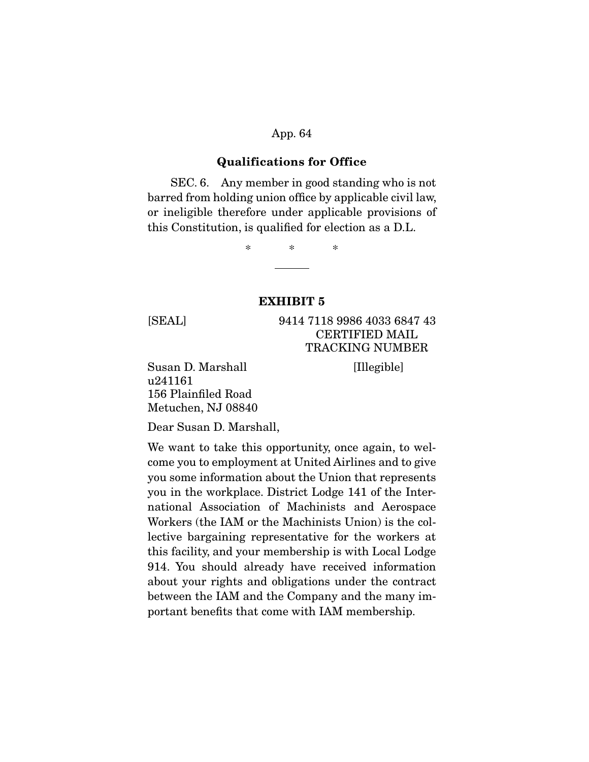### Qualifications for Office

SEC. 6. Any member in good standing who is not barred from holding union office by applicable civil law, or ineligible therefore under applicable provisions of this Constitution, is qualified for election as a D.L.

\* \* \*

---

## EXHIBIT 5

[SEAL]

9414 7118 9986 4033 6847 43
CERTIFIED MAIL
TRACKING NUMBER

[Illegible]

Susan D. Marshall
u241161
156 Plainfiled Road
Metuchen, NJ 08840

Dear Susan D. Marshall,

We want to take this opportunity, once again, to welcome you to employment at United Airlines and to give you some information about the Union that represents you in the workplace. District Lodge 141 of the International Association of Machinists and Aerospace Workers (the IAM or the Machinists Union) is the collective bargaining representative for the workers at this facility, and your membership is with Local Lodge 914. You should already have received information about your rights and obligations under the contract between the IAM and the Company and the many important benefits that come with IAM membership.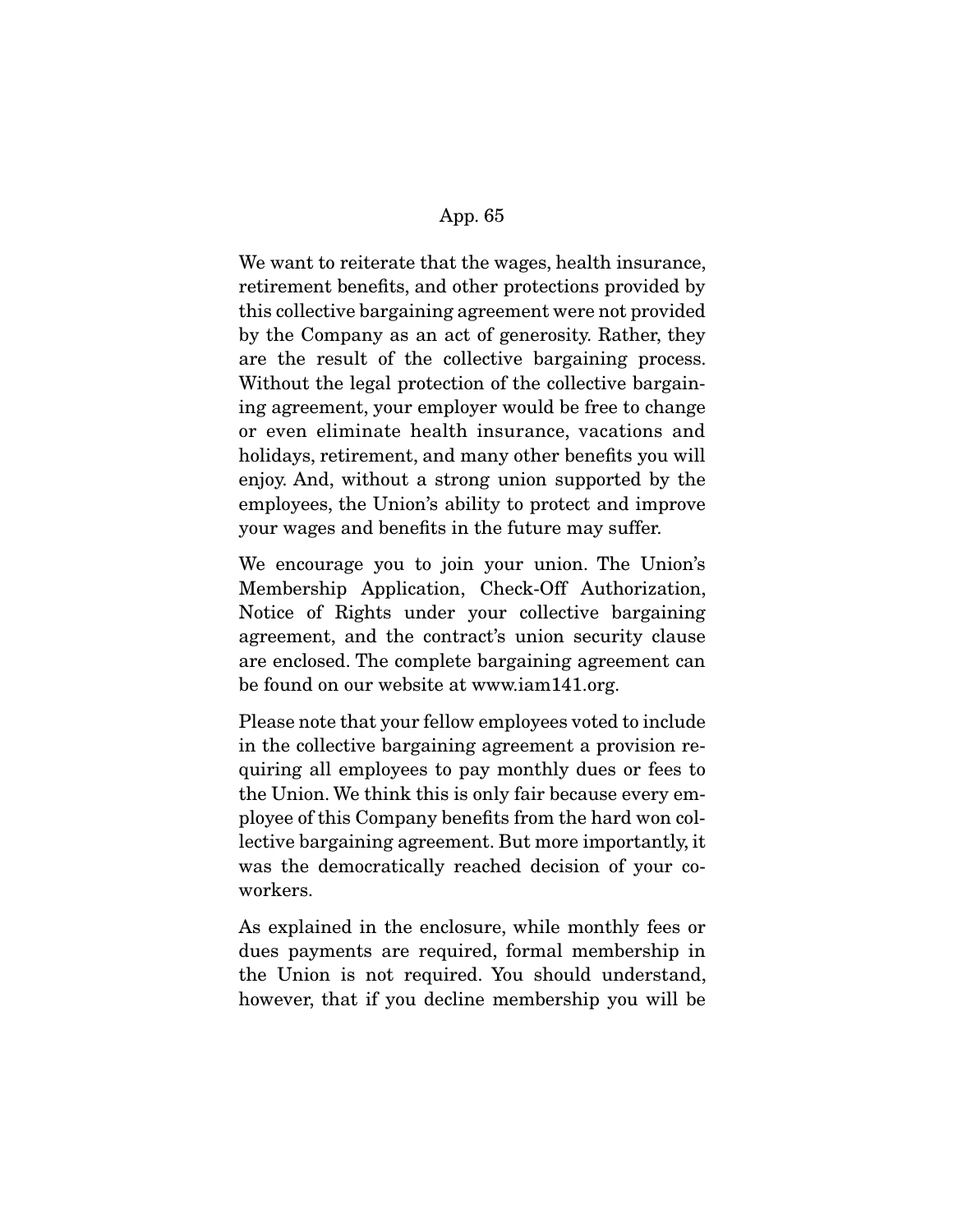We want to reiterate that the wages, health insurance, retirement benefits, and other protections provided by this collective bargaining agreement were not provided by the Company as an act of generosity. Rather, they are the result of the collective bargaining process. Without the legal protection of the collective bargaining agreement, your employer would be free to change or even eliminate health insurance, vacations and holidays, retirement, and many other benefits you will enjoy. And, without a strong union supported by the employees, the Union's ability to protect and improve your wages and benefits in the future may suffer.

We encourage you to join your union. The Union's Membership Application, Check-Off Authorization, Notice of Rights under your collective bargaining agreement, and the contract's union security clause are enclosed. The complete bargaining agreement can be found on our website at www.iam141.org.

Please note that your fellow employees voted to include in the collective bargaining agreement a provision requiring all employees to pay monthly dues or fees to the Union. We think this is only fair because every employee of this Company benefits from the hard won collective bargaining agreement. But more importantly, it was the democratically reached decision of your co-workers.

As explained in the enclosure, while monthly fees or dues payments are required, formal membership in the Union is not required. You should understand, however, that if you decline membership you will be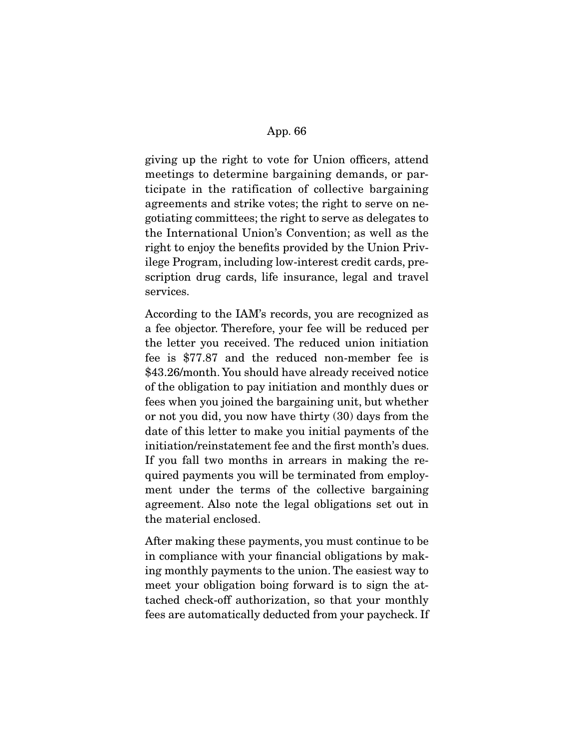giving up the right to vote for Union officers, attend meetings to determine bargaining demands, or participate in the ratification of collective bargaining agreements and strike votes; the right to serve on negotiating committees; the right to serve as delegates to the International Union's Convention; as well as the right to enjoy the benefits provided by the Union Privilege Program, including low-interest credit cards, prescription drug cards, life insurance, legal and travel services.

According to the IAM's records, you are recognized as a fee objector. Therefore, your fee will be reduced per the letter you received. The reduced union initiation fee is $77.87 and the reduced non-member fee is $43.26/month. You should have already received notice of the obligation to pay initiation and monthly dues or fees when you joined the bargaining unit, but whether or not you did, you now have thirty (30) days from the date of this letter to make you initial payments of the initiation/reinstatement fee and the first month's dues. If you fall two months in arrears in making the required payments you will be terminated from employment under the terms of the collective bargaining agreement. Also note the legal obligations set out in the material enclosed.

After making these payments, you must continue to be in compliance with your financial obligations by making monthly payments to the union. The easiest way to meet your obligation boing forward is to sign the attached check-off authorization, so that your monthly fees are automatically deducted from your paycheck. If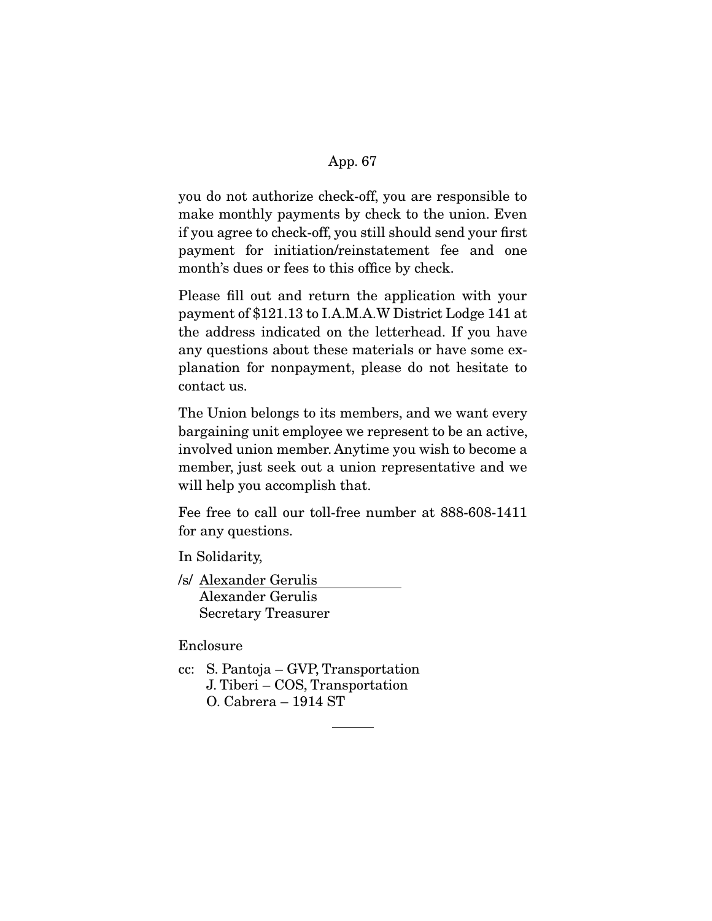you do not authorize check-off, you are responsible to make monthly payments by check to the union. Even if you agree to check-off, you still should send your first payment for initiation/reinstatement fee and one month's dues or fees to this office by check.

Please fill out and return the application with your payment of $121.13 to I.A.M.A.W District Lodge 141 at the address indicated on the letterhead. If you have any questions about these materials or have some explanation for nonpayment, please do not hesitate to contact us.

The Union belongs to its members, and we want every bargaining unit employee we represent to be an active, involved union member. Anytime you wish to become a member, just seek out a union representative and we will help you accomplish that.

Fee free to call our toll-free number at 888-608-1411 for any questions.

In Solidarity,

/s/ Alexander Gerulis
Alexander Gerulis
Secretary Treasurer

Enclosure

cc: S. Pantoja – GVP, Transportation
J. Tiberi – COS, Transportation
O. Cabrera – 1914 ST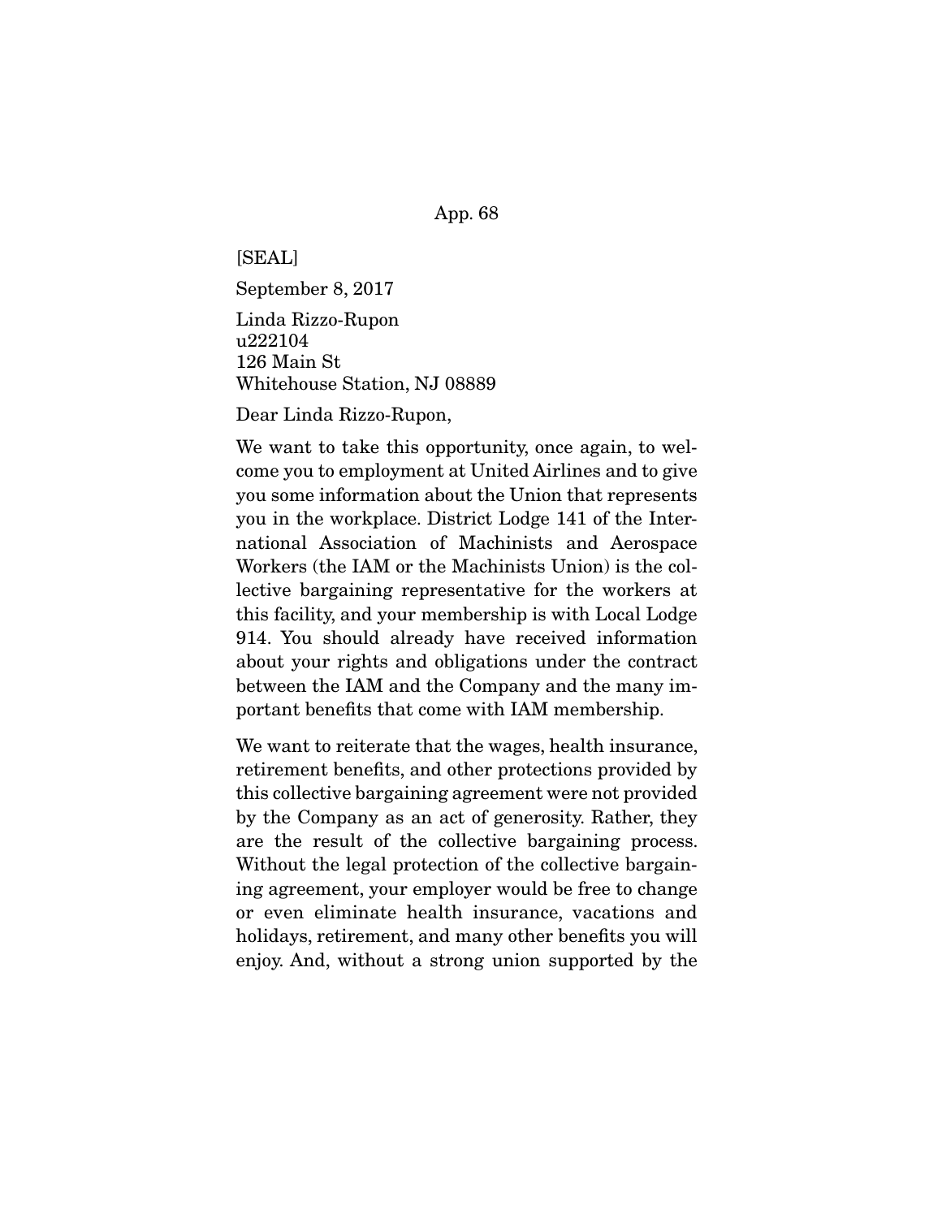[SEAL]

September 8, 2017

Linda Rizzo-Rupon
u222104
126 Main St
Whitehouse Station, NJ 08889

Dear Linda Rizzo-Rupon,

We want to take this opportunity, once again, to welcome you to employment at United Airlines and to give you some information about the Union that represents you in the workplace. District Lodge 141 of the International Association of Machinists and Aerospace Workers (the IAM or the Machinists Union) is the collective bargaining representative for the workers at this facility, and your membership is with Local Lodge 914. You should already have received information about your rights and obligations under the contract between the IAM and the Company and the many important benefits that come with IAM membership.

We want to reiterate that the wages, health insurance, retirement benefits, and other protections provided by this collective bargaining agreement were not provided by the Company as an act of generosity. Rather, they are the result of the collective bargaining process. Without the legal protection of the collective bargaining agreement, your employer would be free to change or even eliminate health insurance, vacations and holidays, retirement, and many other benefits you will enjoy. And, without a strong union supported by the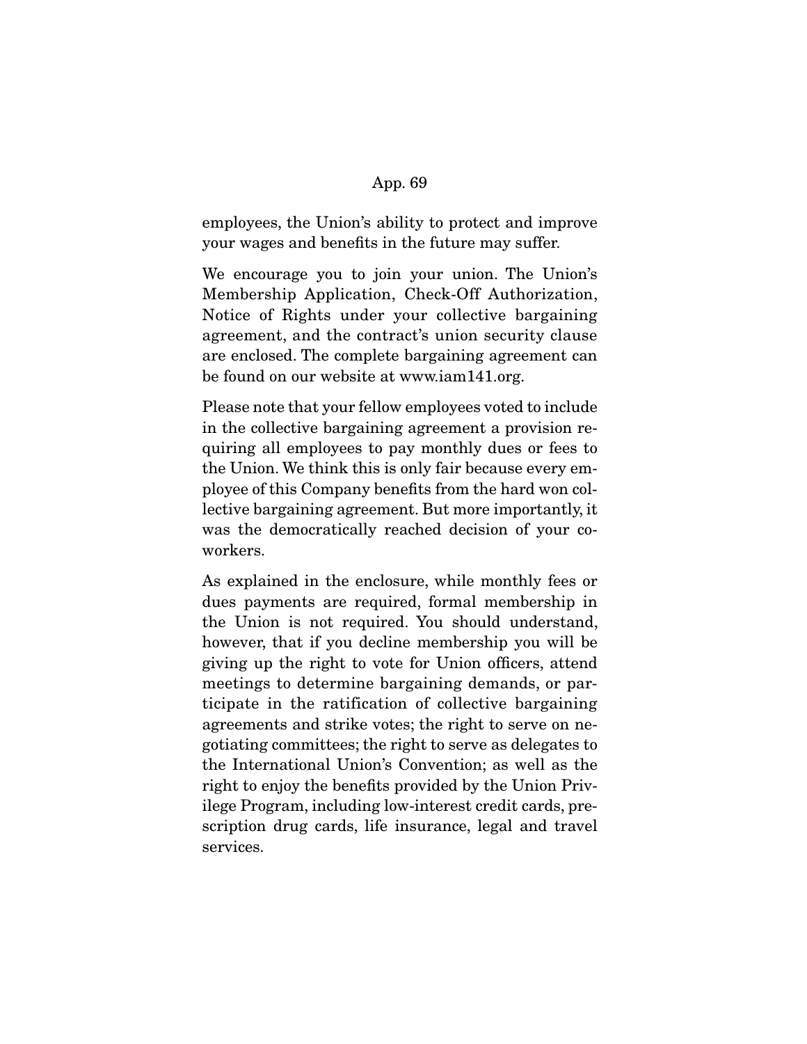employees, the Union's ability to protect and improve your wages and benefits in the future may suffer.

We encourage you to join your union. The Union's Membership Application, Check-Off Authorization, Notice of Rights under your collective bargaining agreement, and the contract's union security clause are enclosed. The complete bargaining agreement can be found on our website at www.iam141.org.

Please note that your fellow employees voted to include in the collective bargaining agreement a provision requiring all employees to pay monthly dues or fees to the Union. We think this is only fair because every employee of this Company benefits from the hard won collective bargaining agreement. But more importantly, it was the democratically reached decision of your co-workers.

As explained in the enclosure, while monthly fees or dues payments are required, formal membership in the Union is not required. You should understand, however, that if you decline membership you will be giving up the right to vote for Union officers, attend meetings to determine bargaining demands, or participate in the ratification of collective bargaining agreements and strike votes; the right to serve on negotiating committees; the right to serve as delegates to the International Union's Convention; as well as the right to enjoy the benefits provided by the Union Privilege Program, including low-interest credit cards, prescription drug cards, life insurance, legal and travel services.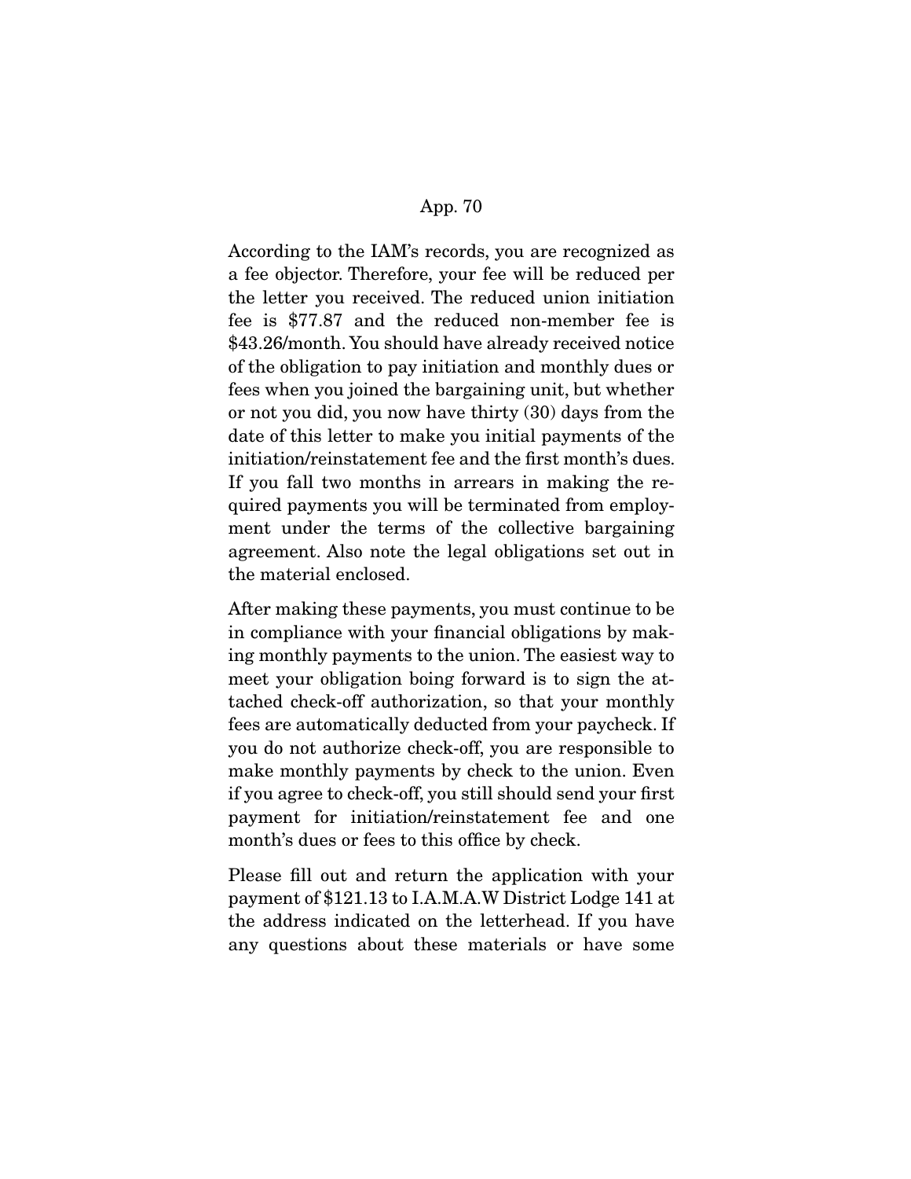According to the IAM's records, you are recognized as a fee objector. Therefore, your fee will be reduced per the letter you received. The reduced union initiation fee is $77.87 and the reduced non-member fee is $43.26/month. You should have already received notice of the obligation to pay initiation and monthly dues or fees when you joined the bargaining unit, but whether or not you did, you now have thirty (30) days from the date of this letter to make you initial payments of the initiation/reinstatement fee and the first month's dues. If you fall two months in arrears in making the required payments you will be terminated from employment under the terms of the collective bargaining agreement. Also note the legal obligations set out in the material enclosed.

After making these payments, you must continue to be in compliance with your financial obligations by making monthly payments to the union. The easiest way to meet your obligation boing forward is to sign the attached check-off authorization, so that your monthly fees are automatically deducted from your paycheck. If you do not authorize check-off, you are responsible to make monthly payments by check to the union. Even if you agree to check-off, you still should send your first payment for initiation/reinstatement fee and one month's dues or fees to this office by check.

Please fill out and return the application with your payment of $121.13 to I.A.M.A.W District Lodge 141 at the address indicated on the letterhead. If you have any questions about these materials or have some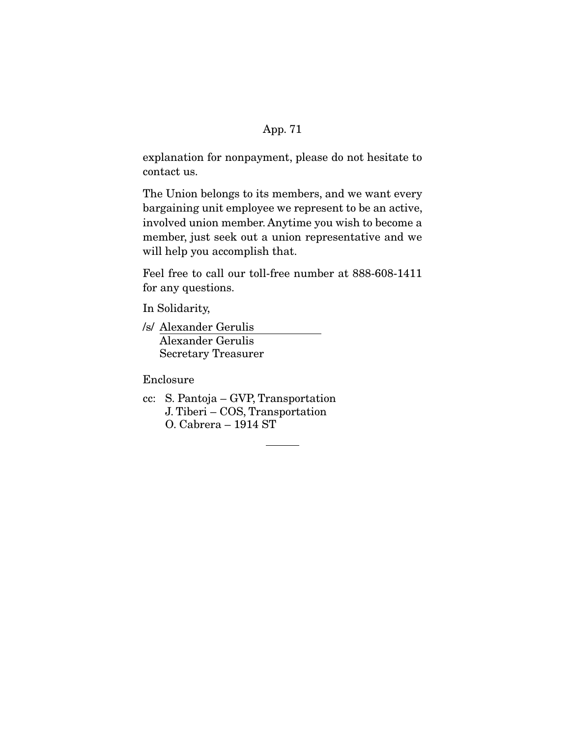explanation for nonpayment, please do not hesitate to contact us.

The Union belongs to its members, and we want every bargaining unit employee we represent to be an active, involved union member. Anytime you wish to become a member, just seek out a union representative and we will help you accomplish that.

Feel free to call our toll-free number at 888-608-1411 for any questions.

In Solidarity,

/s/ Alexander Gerulis
Alexander Gerulis
Secretary Treasurer

Enclosure

cc: S. Pantoja – GVP, Transportation
J. Tiberi – COS, Transportation
O. Cabrera – 1914 ST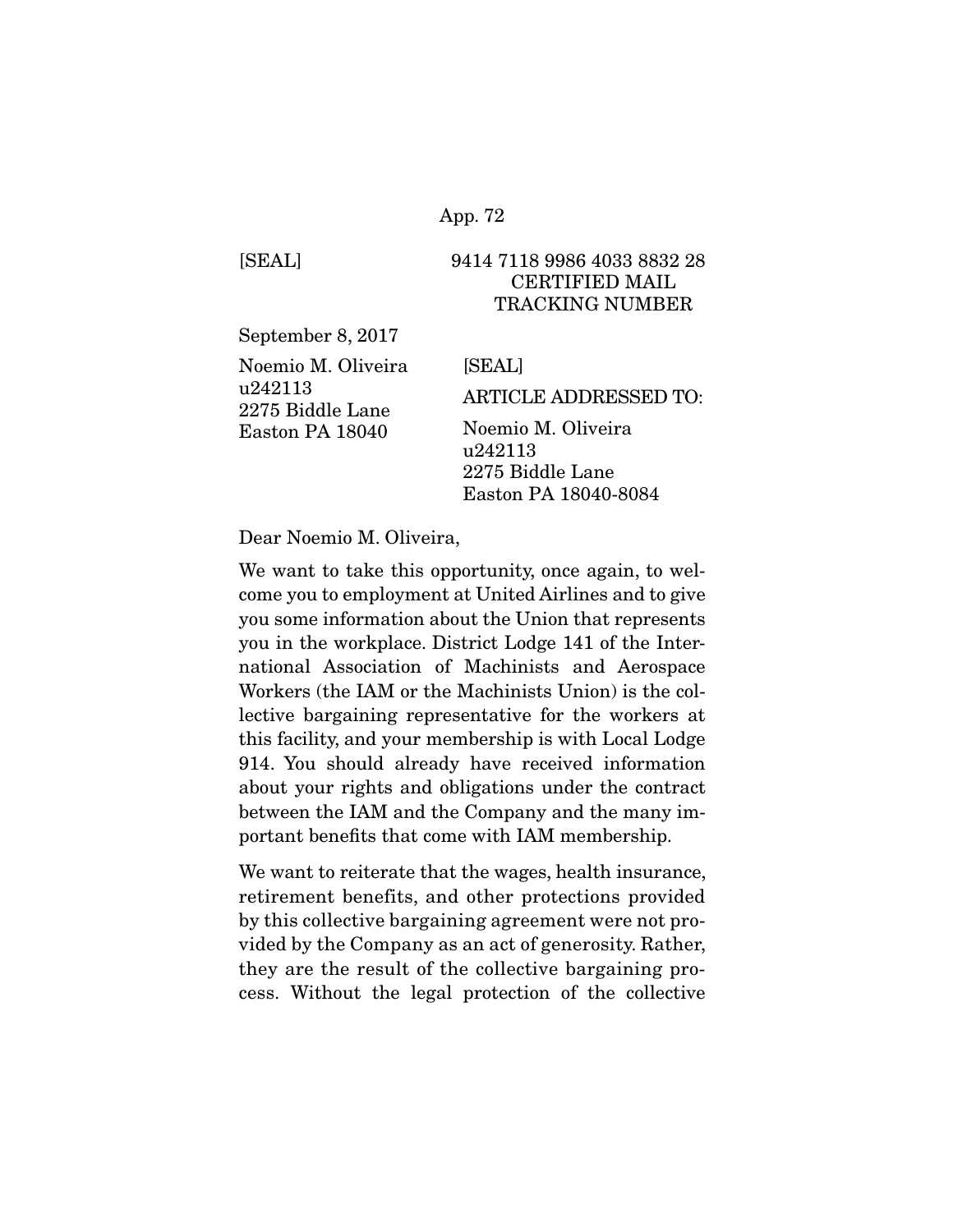[SEAL]

9414 7118 9986 4033 8832 28
CERTIFIED MAIL
TRACKING NUMBER

September 8, 2017

Noemio M. Oliveira
u242113
2275 Biddle Lane
Easton PA 18040

[SEAL]

ARTICLE ADDRESSED TO:

Noemio M. Oliveira
u242113
2275 Biddle Lane
Easton PA 18040-8084

Dear Noemio M. Oliveira,

We want to take this opportunity, once again, to welcome you to employment at United Airlines and to give you some information about the Union that represents you in the workplace. District Lodge 141 of the International Association of Machinists and Aerospace Workers (the IAM or the Machinists Union) is the collective bargaining representative for the workers at this facility, and your membership is with Local Lodge 914. You should already have received information about your rights and obligations under the contract between the IAM and the Company and the many important benefits that come with IAM membership.

We want to reiterate that the wages, health insurance, retirement benefits, and other protections provided by this collective bargaining agreement were not provided by the Company as an act of generosity. Rather, they are the result of the collective bargaining process. Without the legal protection of the collective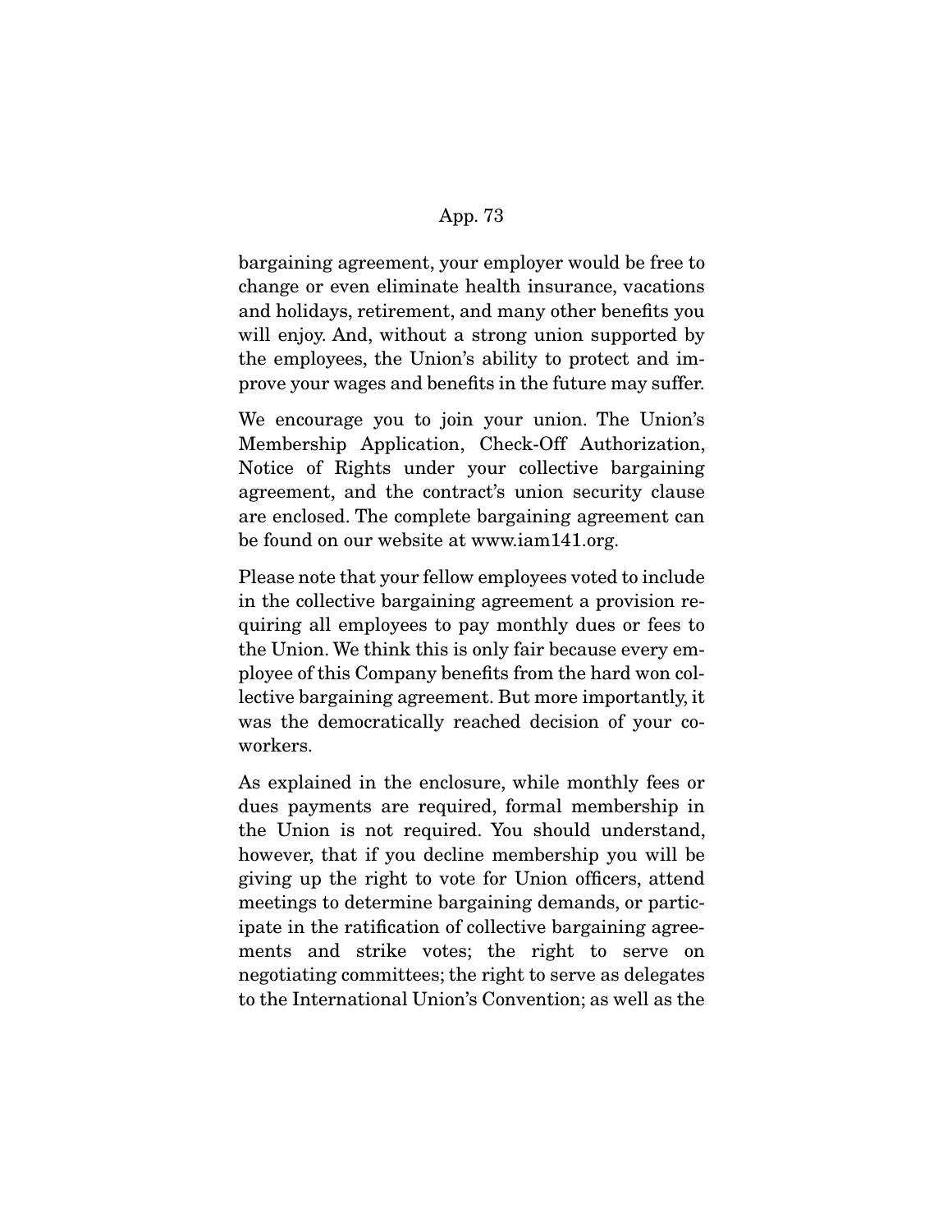bargaining agreement, your employer would be free to change or even eliminate health insurance, vacations and holidays, retirement, and many other benefits you will enjoy. And, without a strong union supported by the employees, the Union's ability to protect and improve your wages and benefits in the future may suffer.

We encourage you to join your union. The Union's Membership Application, Check-Off Authorization, Notice of Rights under your collective bargaining agreement, and the contract's union security clause are enclosed. The complete bargaining agreement can be found on our website at www.iam141.org.

Please note that your fellow employees voted to include in the collective bargaining agreement a provision requiring all employees to pay monthly dues or fees to the Union. We think this is only fair because every employee of this Company benefits from the hard won collective bargaining agreement. But more importantly, it was the democratically reached decision of your coworkers.

As explained in the enclosure, while monthly fees or dues payments are required, formal membership in the Union is not required. You should understand, however, that if you decline membership you will be giving up the right to vote for Union officers, attend meetings to determine bargaining demands, or participate in the ratification of collective bargaining agreements and strike votes; the right to serve on negotiating committees; the right to serve as delegates to the International Union's Convention; as well as the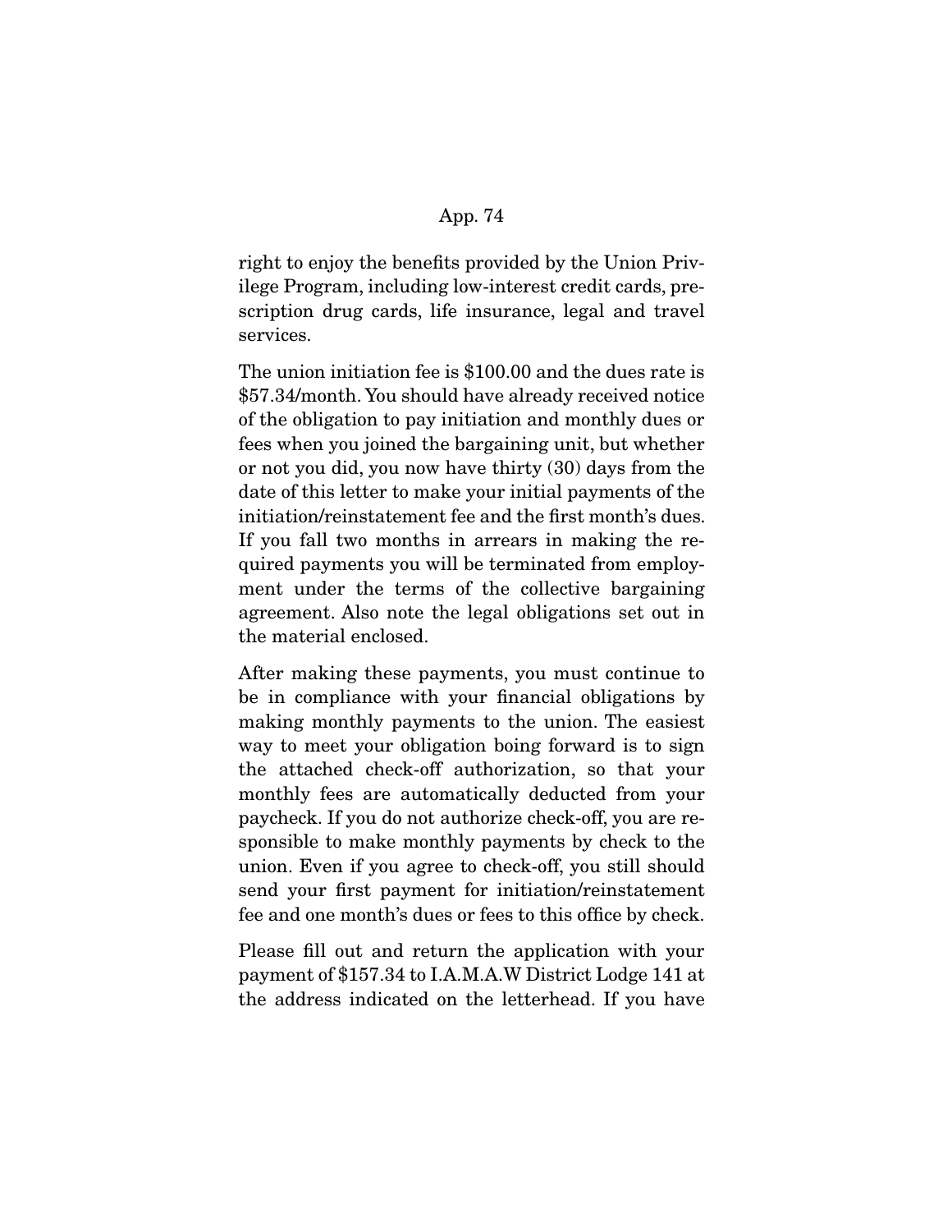right to enjoy the benefits provided by the Union Privilege Program, including low-interest credit cards, prescription drug cards, life insurance, legal and travel services.

The union initiation fee is $100.00 and the dues rate is $57.34/month. You should have already received notice of the obligation to pay initiation and monthly dues or fees when you joined the bargaining unit, but whether or not you did, you now have thirty (30) days from the date of this letter to make your initial payments of the initiation/reinstatement fee and the first month's dues. If you fall two months in arrears in making the required payments you will be terminated from employment under the terms of the collective bargaining agreement. Also note the legal obligations set out in the material enclosed.

After making these payments, you must continue to be in compliance with your financial obligations by making monthly payments to the union. The easiest way to meet your obligation boing forward is to sign the attached check-off authorization, so that your monthly fees are automatically deducted from your paycheck. If you do not authorize check-off, you are responsible to make monthly payments by check to the union. Even if you agree to check-off, you still should send your first payment for initiation/reinstatement fee and one month's dues or fees to this office by check.

Please fill out and return the application with your payment of $157.34 to I.A.M.A.W District Lodge 141 at the address indicated on the letterhead. If you have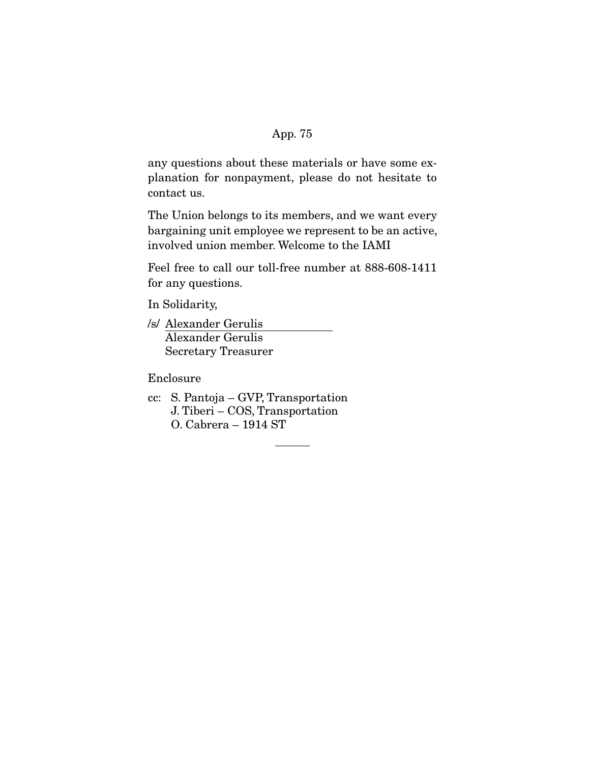any questions about these materials or have some explanation for nonpayment, please do not hesitate to contact us.

The Union belongs to its members, and we want every bargaining unit employee we represent to be an active, involved union member. Welcome to the IAMI

Feel free to call our toll-free number at 888-608-1411 for any questions.

In Solidarity,

/s/ Alexander Gerulis
Alexander Gerulis
Secretary Treasurer

Enclosure

cc: S. Pantoja – GVP, Transportation
J. Tiberi – COS, Transportation
O. Cabrera – 1914 ST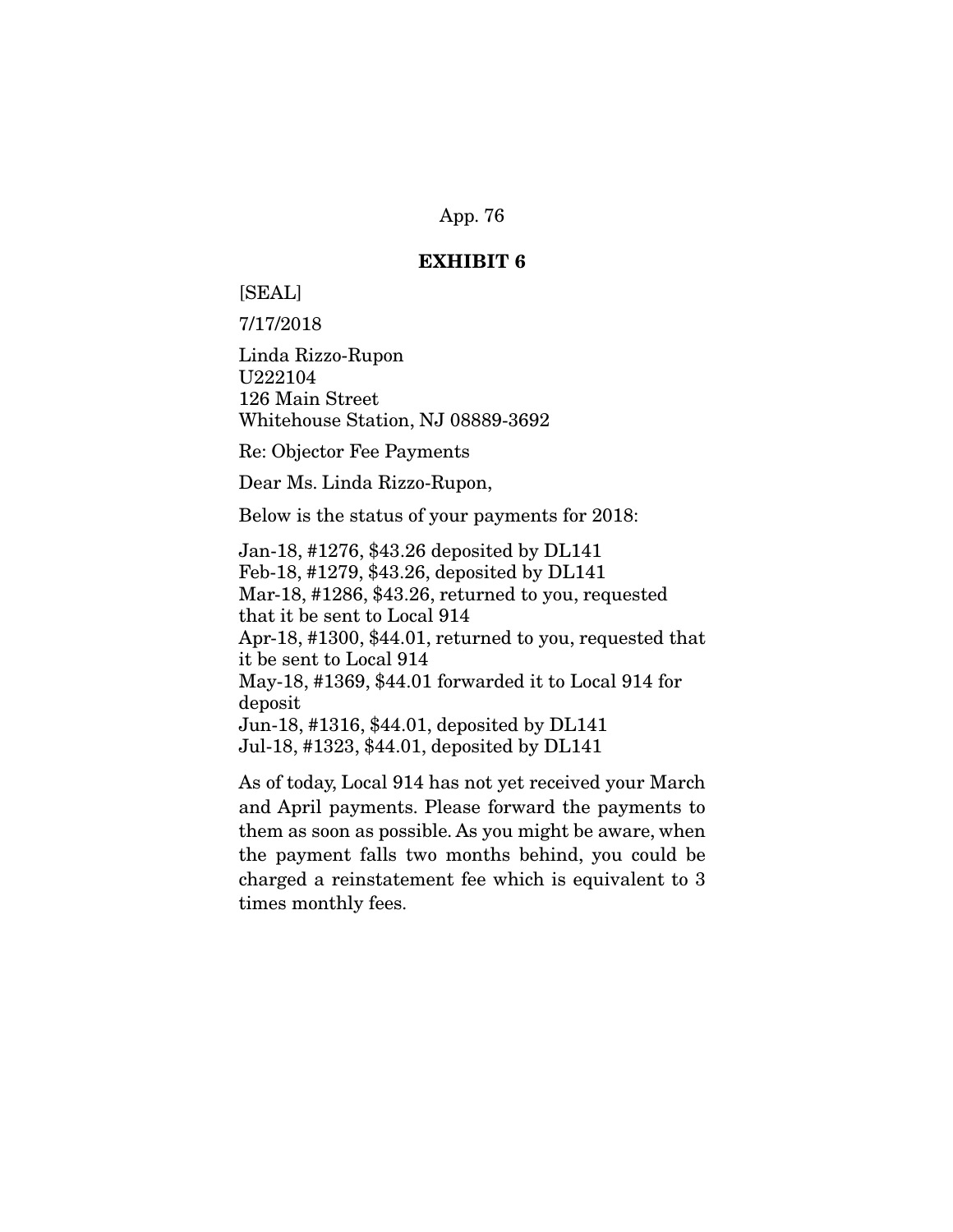## EXHIBIT 6

[SEAL]

7/17/2018

Linda Rizzo-Rupon
U222104
126 Main Street
Whitehouse Station, NJ 08889-3692

Re: Objector Fee Payments

Dear Ms. Linda Rizzo-Rupon,

Below is the status of your payments for 2018:

Jan-18, #1276, $43.26 deposited by DL141
Feb-18, #1279, $43.26, deposited by DL141
Mar-18, #1286, $43.26, returned to you, requested that it be sent to Local 914
Apr-18, #1300, $44.01, returned to you, requested that it be sent to Local 914
May-18, #1369, $44.01 forwarded it to Local 914 for deposit
Jun-18, #1316, $44.01, deposited by DL141
Jul-18, #1323, $44.01, deposited by DL141

As of today, Local 914 has not yet received your March and April payments. Please forward the payments to them as soon as possible. As you might be aware, when the payment falls two months behind, you could be charged a reinstatement fee which is equivalent to 3 times monthly fees.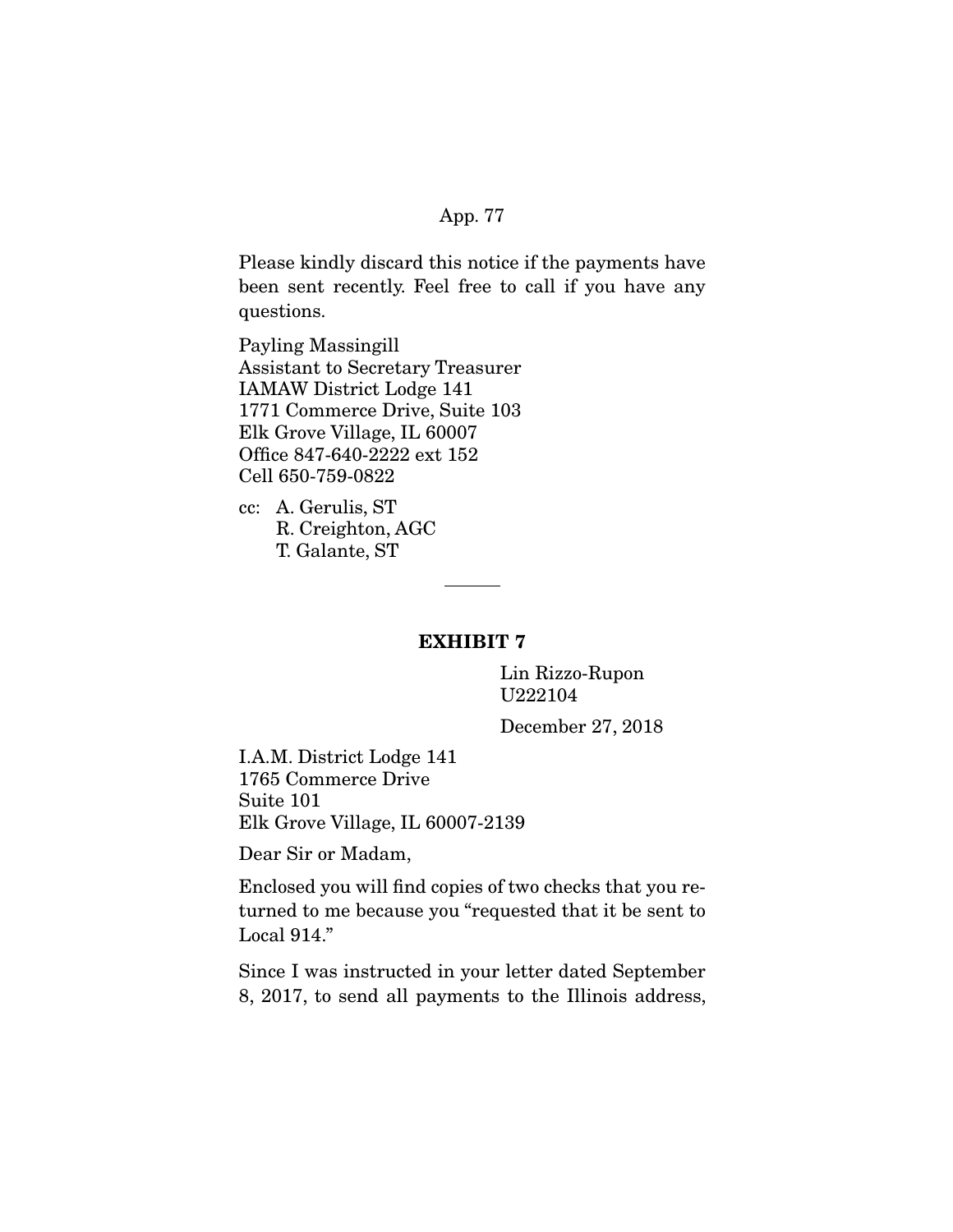Please kindly discard this notice if the payments have been sent recently. Feel free to call if you have any questions.

Payling Massingill
Assistant to Secretary Treasurer
IAMAW District Lodge 141
1771 Commerce Drive, Suite 103
Elk Grove Village, IL 60007
Office 847-640-2222 ext 152
Cell 650-759-0822

cc: A. Gerulis, ST
R. Creighton, AGC
T. Galante, ST

---

## EXHIBIT 7

Lin Rizzo-Rupon
U222104

December 27, 2018

I.A.M. District Lodge 141
1765 Commerce Drive
Suite 101
Elk Grove Village, IL 60007-2139

Dear Sir or Madam,

Enclosed you will find copies of two checks that you returned to me because you "requested that it be sent to Local 914."

Since I was instructed in your letter dated September 8, 2017, to send all payments to the Illinois address,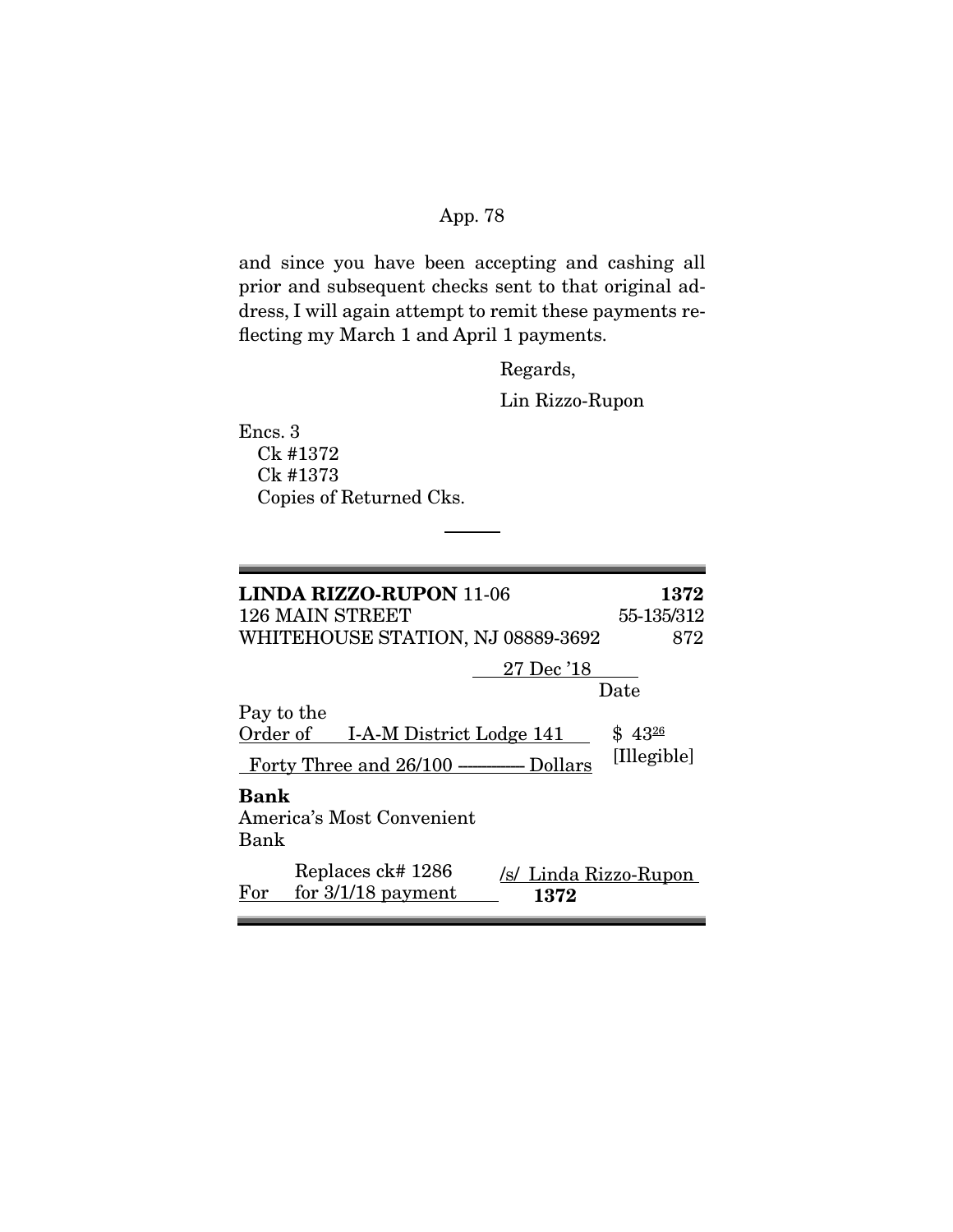and since you have been accepting and cashing all prior and subsequent checks sent to that original address, I will again attempt to remit these payments reflecting my March 1 and April 1 payments.

Regards,

Lin Rizzo-Rupon

Encs. 3
Ck #1372
Ck #1373
Copies of Returned Cks.

---

**LINDA RIZZO-RUPON** 11-06 **1372**
126 MAIN STREET 55-135/312
WHITEHOUSE STATION, NJ 08889-3692 872

27 Dec '18
Date

Pay to the
Order of I-A-M District Lodge 141 $ 43[26]

Forty Three and 26/100 ---------- Dollars [Illegible]

**Bank**
America's Most Convenient Bank

For Replaces ck# 1286 for 3/1/18 payment

/s/ Linda Rizzo-Rupon

**1372**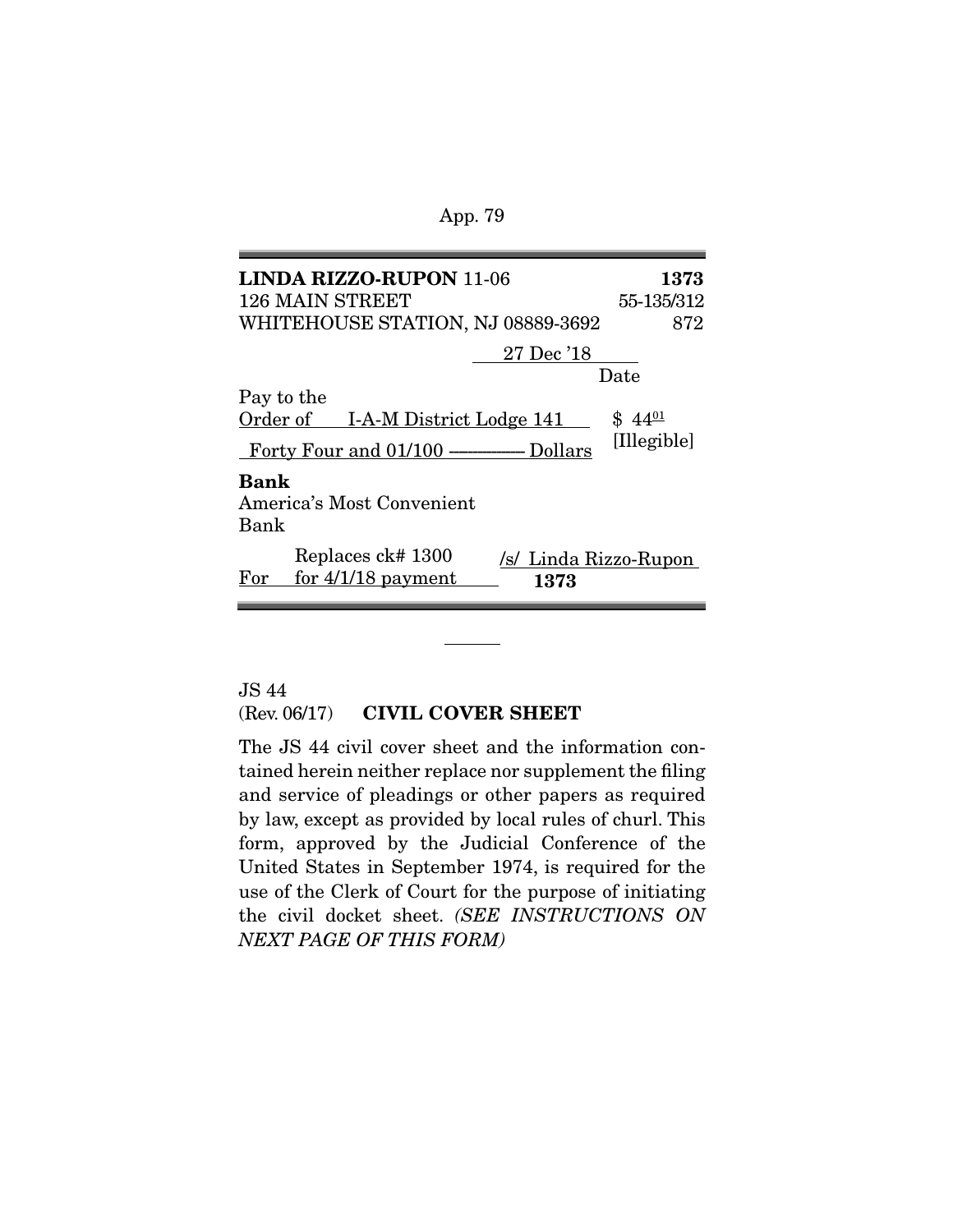**LINDA RIZZO-RUPON** 11-06 **1373**

126 MAIN STREET 55-135/312

WHITEHOUSE STATION, NJ 08889-3692 872

27 Dec '18

Date

Pay to the Order of I-A-M District Lodge 141 $ 44[01]

Forty Four and 01/100 ———— Dollars [Illegible]

**Bank**

America's Most Convenient Bank

For Replaces ck# 1300 for 4/1/18 payment /s/ Linda Rizzo-Rupon

**1373**

---

JS 44

(Rev. 06/17) **CIVIL COVER SHEET**

The JS 44 civil cover sheet and the information contained herein neither replace nor supplement the filing and service of pleadings or other papers as required by law, except as provided by local rules of churl. This form, approved by the Judicial Conference of the United States in September 1974, is required for the use of the Clerk of Court for the purpose of initiating the civil docket sheet. *(SEE INSTRUCTIONS ON NEXT PAGE OF THIS FORM)*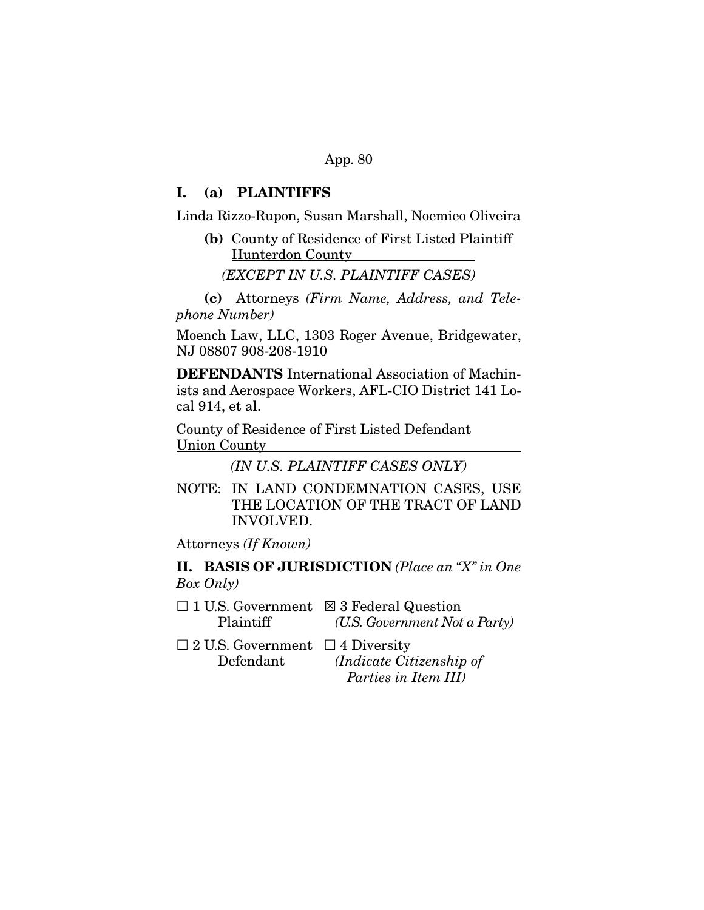**I. (a) PLAINTIFFS**

Linda Rizzo-Rupon, Susan Marshall, Noemieo Oliveira

**(b)** County of Residence of First Listed Plaintiff Hunterdon County

*(EXCEPT IN U.S. PLAINTIFF CASES)*

**(c)** Attorneys *(Firm Name, Address, and Telephone Number)*

Moench Law, LLC, 1303 Roger Avenue, Bridgewater, NJ 08807 908-208-1910

**DEFENDANTS** International Association of Machinists and Aerospace Workers, AFL-CIO District 141 Local 914, et al.

County of Residence of First Listed Defendant Union County

*(IN U.S. PLAINTIFF CASES ONLY)*

NOTE: IN LAND CONDEMNATION CASES, USE THE LOCATION OF THE TRACT OF LAND INVOLVED.

Attorneys *(If Known)*

**II. BASIS OF JURISDICTION** *(Place an "X" in One Box Only)*

☐ 1 U.S. Government Plaintiff ☒ 3 Federal Question *(U.S. Government Not a Party)*

☐ 2 U.S. Government Defendant ☐ 4 Diversity *(Indicate Citizenship of Parties in Item III)*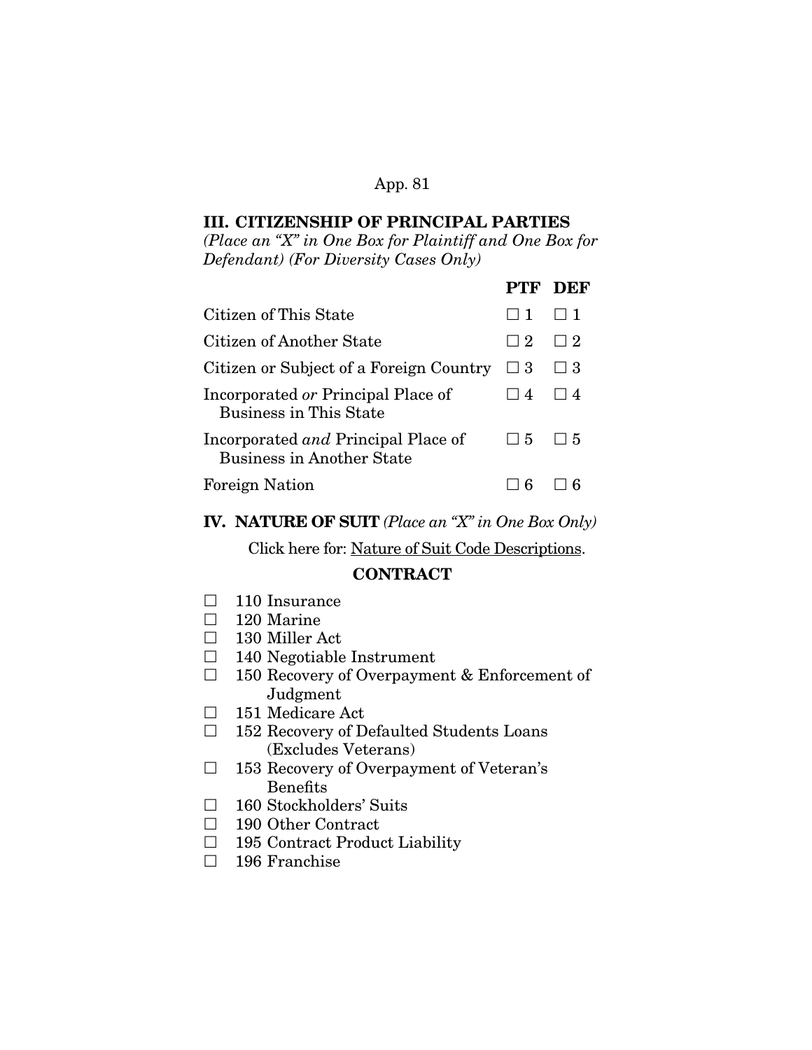### III. CITIZENSHIP OF PRINCIPAL PARTIES

*(Place an "X" in One Box for Plaintiff and One Box for Defendant) (For Diversity Cases Only)*

| | PTF | DEF |
|---|---|---|
| Citizen of This State | ☐ 1 | ☐ 1 |
| Citizen of Another State | ☐ 2 | ☐ 2 |
| Citizen or Subject of a Foreign Country | ☐ 3 | ☐ 3 |
| Incorporated *or* Principal Place of Business in This State | ☐ 4 | ☐ 4 |
| Incorporated *and* Principal Place of Business in Another State | ☐ 5 | ☐ 5 |
| Foreign Nation | ☐ 6 | ☐ 6 |

### IV. NATURE OF SUIT *(Place an "X" in One Box Only)*

Click here for: Nature of Suit Code Descriptions.

**CONTRACT**

- ☐ 110 Insurance
- ☐ 120 Marine
- ☐ 130 Miller Act
- ☐ 140 Negotiable Instrument
- ☐ 150 Recovery of Overpayment & Enforcement of Judgment
- ☐ 151 Medicare Act
- ☐ 152 Recovery of Defaulted Students Loans (Excludes Veterans)
- ☐ 153 Recovery of Overpayment of Veteran's Benefits
- ☐ 160 Stockholders' Suits
- ☐ 190 Other Contract
- ☐ 195 Contract Product Liability
- ☐ 196 Franchise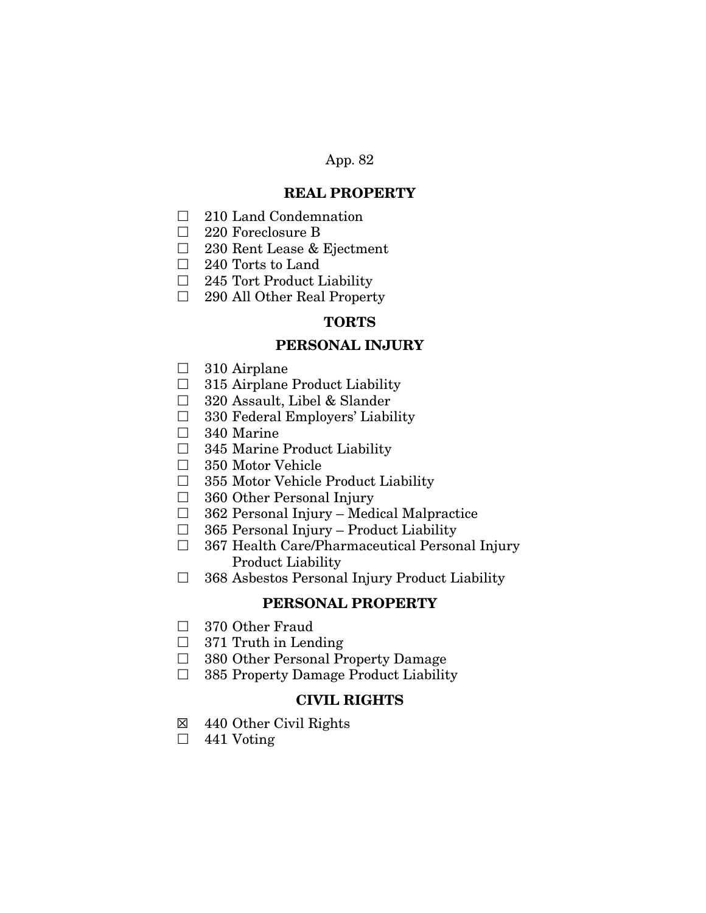## REAL PROPERTY

- ☐ 210 Land Condemnation
- ☐ 220 Foreclosure B
- ☐ 230 Rent Lease & Ejectment
- ☐ 240 Torts to Land
- ☐ 245 Tort Product Liability
- ☐ 290 All Other Real Property

## TORTS

### PERSONAL INJURY

- ☐ 310 Airplane
- ☐ 315 Airplane Product Liability
- ☐ 320 Assault, Libel & Slander
- ☐ 330 Federal Employers' Liability
- ☐ 340 Marine
- ☐ 345 Marine Product Liability
- ☐ 350 Motor Vehicle
- ☐ 355 Motor Vehicle Product Liability
- ☐ 360 Other Personal Injury
- ☐ 362 Personal Injury – Medical Malpractice
- ☐ 365 Personal Injury – Product Liability
- ☐ 367 Health Care/Pharmaceutical Personal Injury Product Liability
- ☐ 368 Asbestos Personal Injury Product Liability

### PERSONAL PROPERTY

- ☐ 370 Other Fraud
- ☐ 371 Truth in Lending
- ☐ 380 Other Personal Property Damage
- ☐ 385 Property Damage Product Liability

## CIVIL RIGHTS

- ☒ 440 Other Civil Rights
- ☐ 441 Voting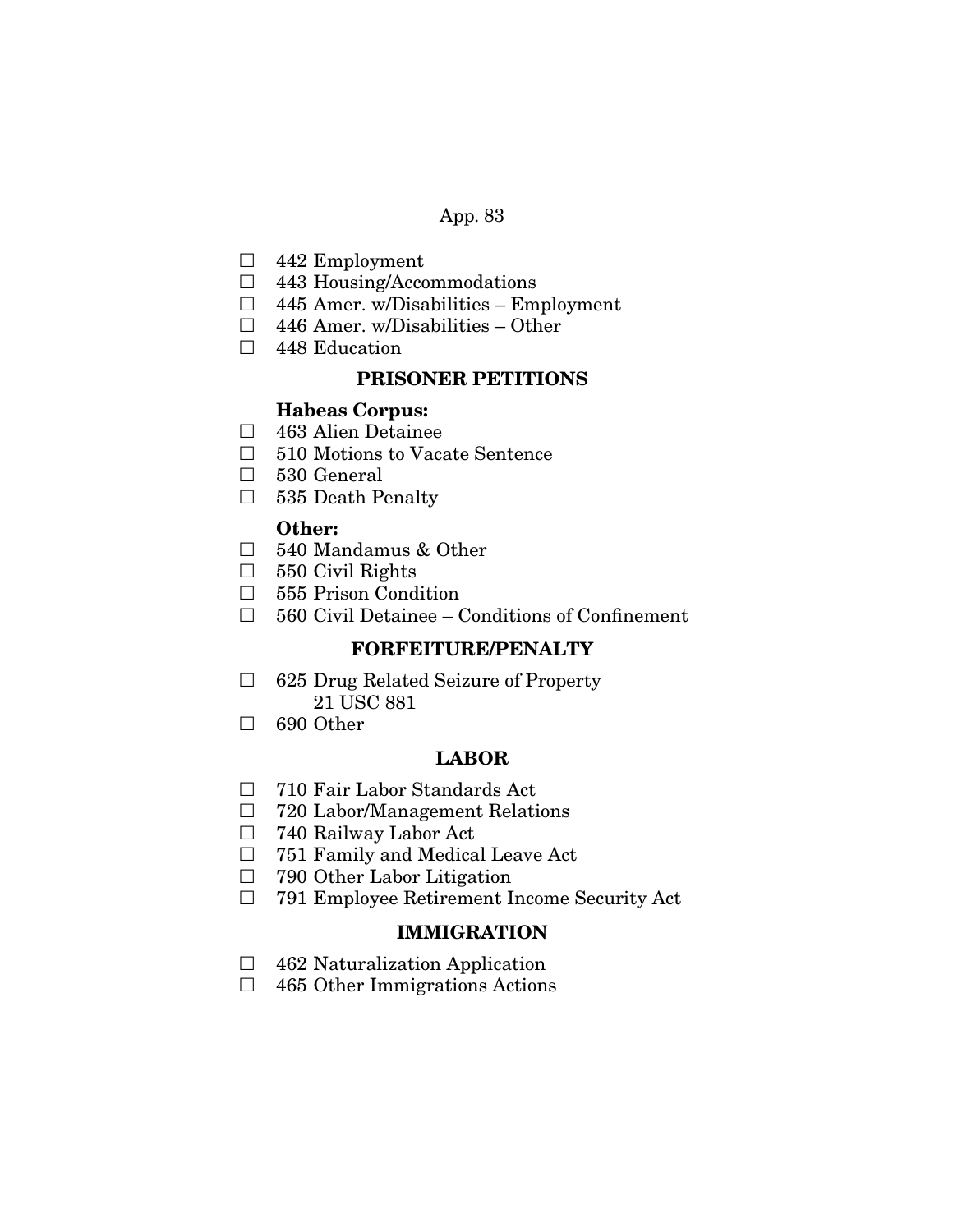- ☐ 442 Employment
- ☐ 443 Housing/Accommodations
- ☐ 445 Amer. w/Disabilities – Employment
- ☐ 446 Amer. w/Disabilities – Other
- ☐ 448 Education

**PRISONER PETITIONS**

**Habeas Corpus:**

- ☐ 463 Alien Detainee
- ☐ 510 Motions to Vacate Sentence
- ☐ 530 General
- ☐ 535 Death Penalty

**Other:**

- ☐ 540 Mandamus & Other
- ☐ 550 Civil Rights
- ☐ 555 Prison Condition
- ☐ 560 Civil Detainee – Conditions of Confinement

**FORFEITURE/PENALTY**

- ☐ 625 Drug Related Seizure of Property 21 USC 881
- ☐ 690 Other

**LABOR**

- ☐ 710 Fair Labor Standards Act
- ☐ 720 Labor/Management Relations
- ☐ 740 Railway Labor Act
- ☐ 751 Family and Medical Leave Act
- ☐ 790 Other Labor Litigation
- ☐ 791 Employee Retirement Income Security Act

**IMMIGRATION**

- ☐ 462 Naturalization Application
- ☐ 465 Other Immigrations Actions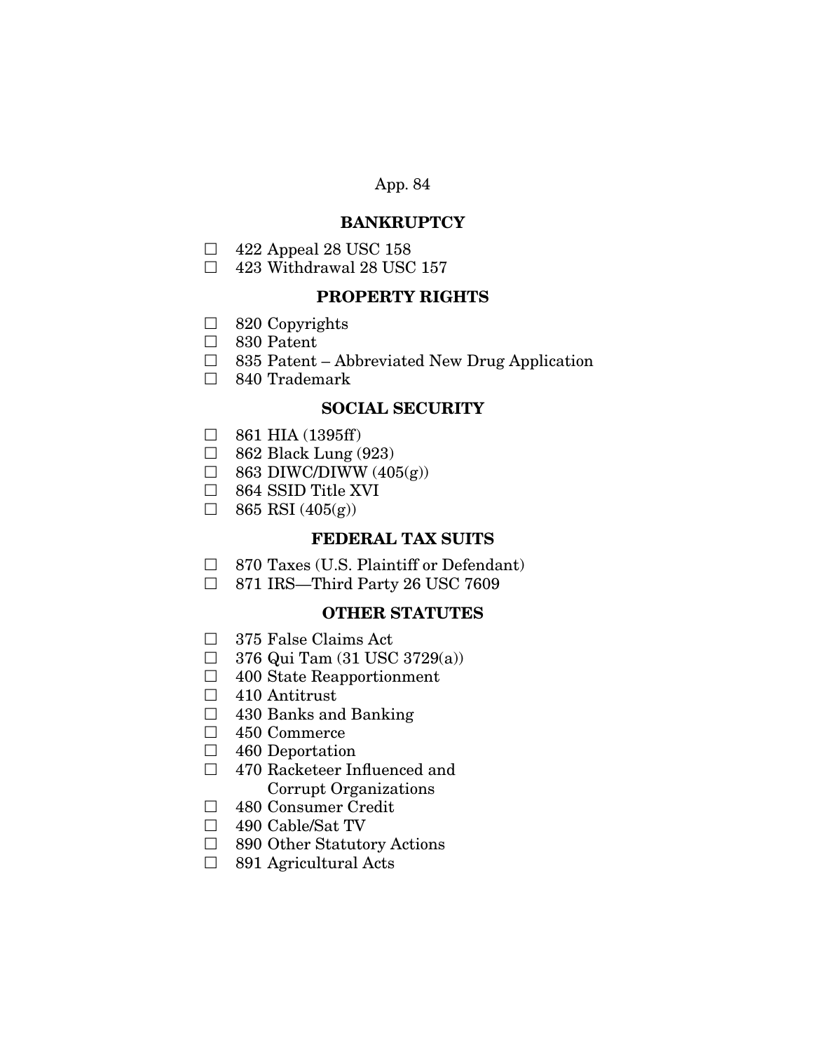## BANKRUPTCY

- ☐ 422 Appeal 28 USC 158
- ☐ 423 Withdrawal 28 USC 157

## PROPERTY RIGHTS

- ☐ 820 Copyrights
- ☐ 830 Patent
- ☐ 835 Patent – Abbreviated New Drug Application
- ☐ 840 Trademark

## SOCIAL SECURITY

- ☐ 861 HIA (1395ff)
- ☐ 862 Black Lung (923)
- ☐ 863 DIWC/DIWW (405(g))
- ☐ 864 SSID Title XVI
- ☐ 865 RSI (405(g))

## FEDERAL TAX SUITS

- ☐ 870 Taxes (U.S. Plaintiff or Defendant)
- ☐ 871 IRS—Third Party 26 USC 7609

## OTHER STATUTES

- ☐ 375 False Claims Act
- ☐ 376 Qui Tam (31 USC 3729(a))
- ☐ 400 State Reapportionment
- ☐ 410 Antitrust
- ☐ 430 Banks and Banking
- ☐ 450 Commerce
- ☐ 460 Deportation
- ☐ 470 Racketeer Influenced and Corrupt Organizations
- ☐ 480 Consumer Credit
- ☐ 490 Cable/Sat TV
- ☐ 890 Other Statutory Actions
- ☐ 891 Agricultural Acts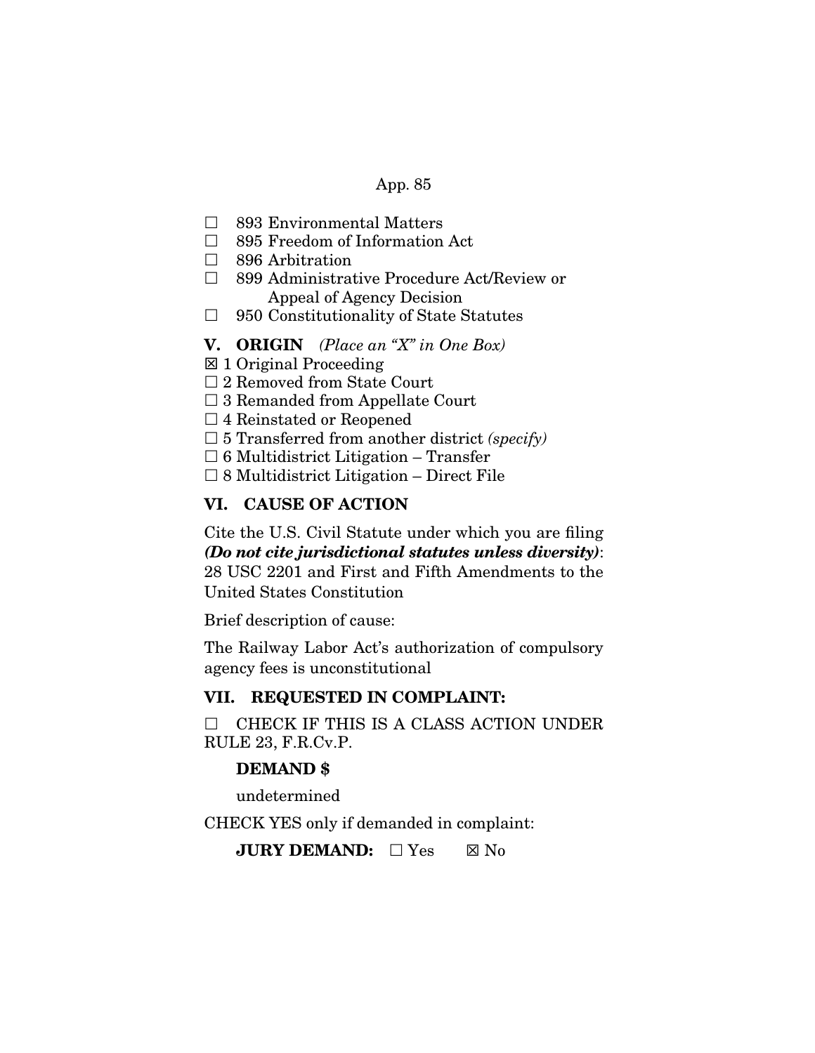☐ 893 Environmental Matters
☐ 895 Freedom of Information Act
☐ 896 Arbitration
☐ 899 Administrative Procedure Act/Review or Appeal of Agency Decision
☐ 950 Constitutionality of State Statutes

**V. ORIGIN** *(Place an "X" in One Box)*

☒ 1 Original Proceeding
☐ 2 Removed from State Court
☐ 3 Remanded from Appellate Court
☐ 4 Reinstated or Reopened
☐ 5 Transferred from another district *(specify)*
☐ 6 Multidistrict Litigation – Transfer
☐ 8 Multidistrict Litigation – Direct File

## VI. CAUSE OF ACTION

Cite the U.S. Civil Statute under which you are filing ***(Do not cite jurisdictional statutes unless diversity)***: 28 USC 2201 and First and Fifth Amendments to the United States Constitution

Brief description of cause:

The Railway Labor Act's authorization of compulsory agency fees is unconstitutional

## VII. REQUESTED IN COMPLAINT:

☐ CHECK IF THIS IS A CLASS ACTION UNDER RULE 23, F.R.Cv.P.

**DEMAND $**

undetermined

CHECK YES only if demanded in complaint:

**JURY DEMAND:** ☐ Yes ☒ No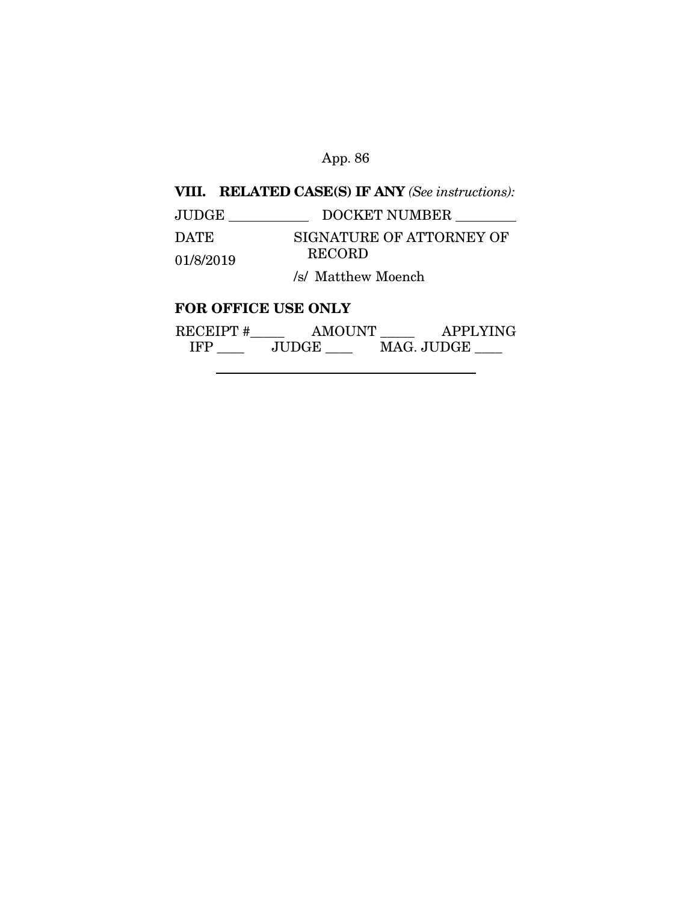**VIII. RELATED CASE(S) IF ANY** *(See instructions):*

JUDGE \_\_\_\_\_\_\_\_\_\_\_ DOCKET NUMBER \_\_\_\_\_\_\_\_

DATE

01/8/2019

SIGNATURE OF ATTORNEY OF RECORD

/s/ Matthew Moench

**FOR OFFICE USE ONLY**

RECEIPT #\_\_\_\_\_ AMOUNT \_\_\_\_\_ APPLYING IFP \_\_\_\_ JUDGE \_\_\_\_ MAG. JUDGE \_\_\_\_

---